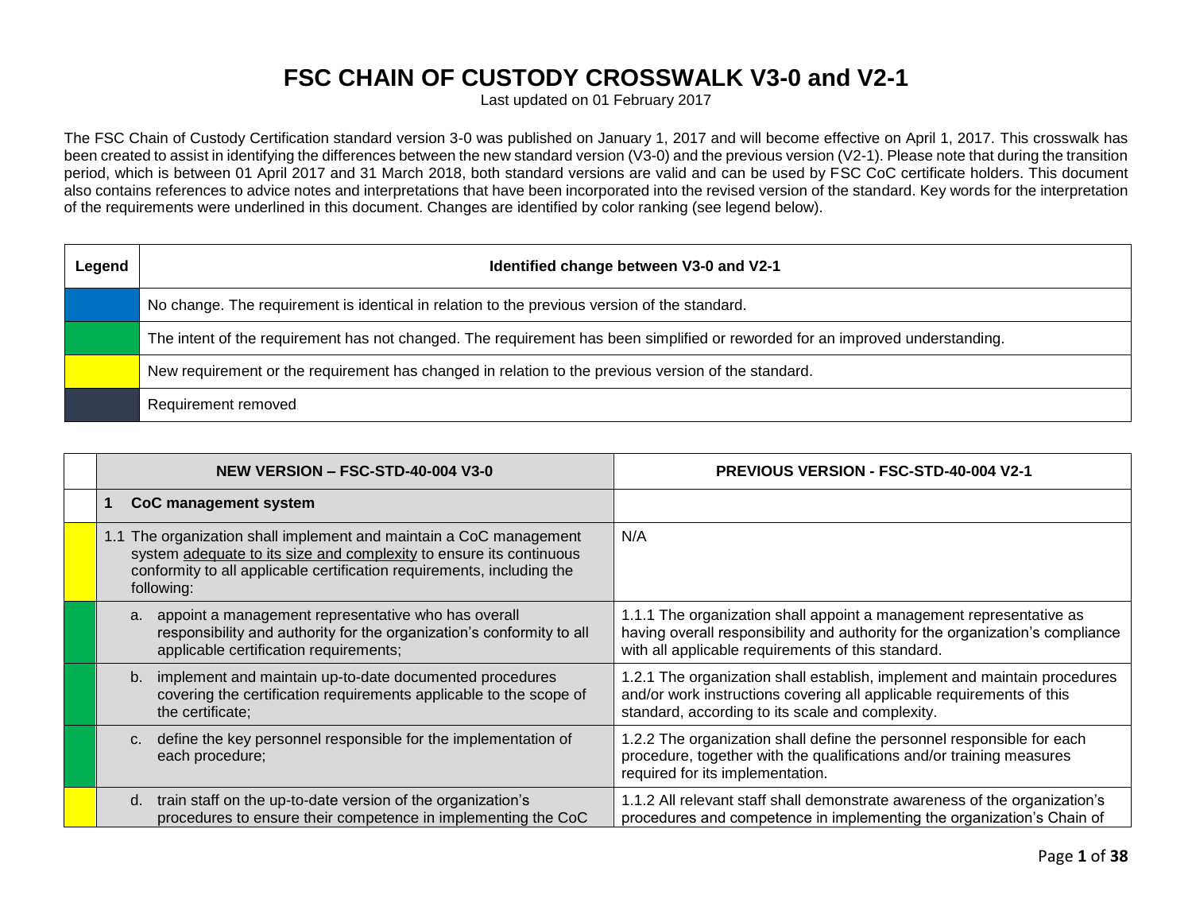# FSC CHAIN OF CUSTODY CROSSWALK V3-0 and V2-1

Last updated on 01 February 2017

The FSC Chain of Custody Certification standard version 3-0 was published on January 1, 2017 and will become effective on April 1, 2017. This crosswalk has been created to assist in identifying the differences between the new standard version (V3-0) and the previous version (V2-1). Please note that during the transition period, which is between 01 April 2017 and 31 March 2018, both standard versions are valid and can be used by FSC CoC certificate holders. This document also contains references to advice notes and interpretations that have been incorporated into the revised version of the standard. Key words for the interpretation of the requirements were underlined in this document. Changes are identified by color ranking (see legend below).

| Legend | Identified change between V3-0 and V2-1 |
|---|---|
| Blue | No change. The requirement is identical in relation to the previous version of the standard. |
| Green | The intent of the requirement has not changed. The requirement has been simplified or reworded for an improved understanding. |
| Yellow | New requirement or the requirement has changed in relation to the previous version of the standard. |
| Dark grey | Requirement removed |

| | NEW VERSION – FSC-STD-40-004 V3-0 | PREVIOUS VERSION - FSC-STD-40-004 V2-1 |
|---|---|---|
| | **1 CoC management system** | |
| Yellow | 1.1 The organization shall implement and maintain a CoC management system adequate to its size and complexity to ensure its continuous conformity to all applicable certification requirements, including the following: | N/A |
| Green | a. appoint a management representative who has overall responsibility and authority for the organization's conformity to all applicable certification requirements; | 1.1.1 The organization shall appoint a management representative as having overall responsibility and authority for the organization's compliance with all applicable requirements of this standard. |
| Green | b. implement and maintain up-to-date documented procedures covering the certification requirements applicable to the scope of the certificate; | 1.2.1 The organization shall establish, implement and maintain procedures and/or work instructions covering all applicable requirements of this standard, according to its scale and complexity. |
| Green | c. define the key personnel responsible for the implementation of each procedure; | 1.2.2 The organization shall define the personnel responsible for each procedure, together with the qualifications and/or training measures required for its implementation. |
| Yellow | d. train staff on the up-to-date version of the organization's procedures to ensure their competence in implementing the CoC | 1.1.2 All relevant staff shall demonstrate awareness of the organization's procedures and competence in implementing the organization's Chain of |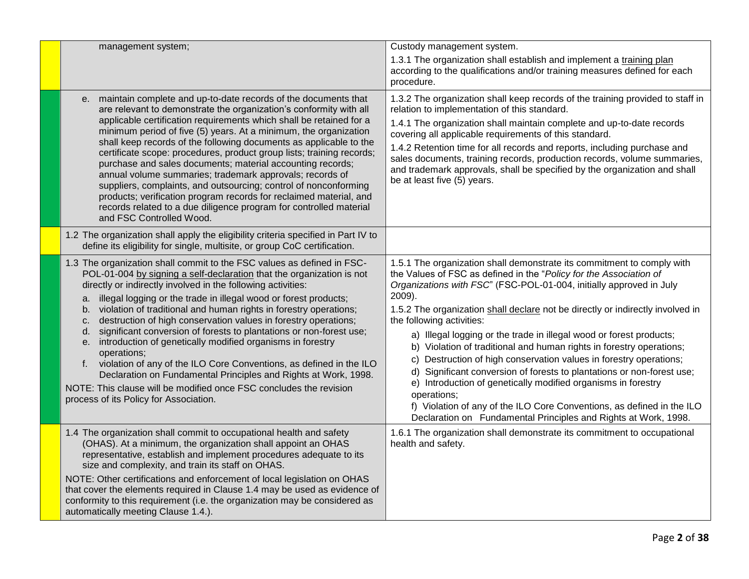| | | |
|---|---|---|
| | management system; | Custody management system.<br>1.3.1 The organization shall establish and implement a <u>training plan</u> according to the qualifications and/or training measures defined for each procedure. |
| | e. maintain complete and up-to-date records of the documents that are relevant to demonstrate the organization's conformity with all applicable certification requirements which shall be retained for a minimum period of five (5) years. At a minimum, the organization shall keep records of the following documents as applicable to the certificate scope: procedures, product group lists; training records; purchase and sales documents; material accounting records; annual volume summaries; trademark approvals; records of suppliers, complaints, and outsourcing; control of nonconforming products; verification program records for reclaimed material, and records related to a due diligence program for controlled material and FSC Controlled Wood. | 1.3.2 The organization shall keep records of the training provided to staff in relation to implementation of this standard.<br>1.4.1 The organization shall maintain complete and up-to-date records covering all applicable requirements of this standard.<br>1.4.2 Retention time for all records and reports, including purchase and sales documents, training records, production records, volume summaries, and trademark approvals, shall be specified by the organization and shall be at least five (5) years. |
| | 1.2 The organization shall apply the eligibility criteria specified in Part IV to define its eligibility for single, multisite, or group CoC certification. | |
| | 1.3 The organization shall commit to the FSC values as defined in FSC-POL-01-004 <u>by signing a self-declaration</u> that the organization is not directly or indirectly involved in the following activities:<br>a. illegal logging or the trade in illegal wood or forest products;<br>b. violation of traditional and human rights in forestry operations;<br>c. destruction of high conservation values in forestry operations;<br>d. significant conversion of forests to plantations or non-forest use;<br>e. introduction of genetically modified organisms in forestry operations;<br>f. violation of any of the ILO Core Conventions, as defined in the ILO Declaration on Fundamental Principles and Rights at Work, 1998.<br>NOTE: This clause will be modified once FSC concludes the revision process of its Policy for Association. | 1.5.1 The organization shall demonstrate its commitment to comply with the Values of FSC as defined in the "*Policy for the Association of Organizations with FSC*" (FSC-POL-01-004, initially approved in July 2009).<br>1.5.2 The organization <u>shall declare</u> not be directly or indirectly involved in the following activities:<br>a) Illegal logging or the trade in illegal wood or forest products;<br>b) Violation of traditional and human rights in forestry operations;<br>c) Destruction of high conservation values in forestry operations;<br>d) Significant conversion of forests to plantations or non-forest use;<br>e) Introduction of genetically modified organisms in forestry operations;<br>f) Violation of any of the ILO Core Conventions, as defined in the ILO Declaration on Fundamental Principles and Rights at Work, 1998. |
| | 1.4 The organization shall commit to occupational health and safety (OHAS). At a minimum, the organization shall appoint an OHAS representative, establish and implement procedures adequate to its size and complexity, and train its staff on OHAS.<br>NOTE: Other certifications and enforcement of local legislation on OHAS that cover the elements required in Clause 1.4 may be used as evidence of conformity to this requirement (i.e. the organization may be considered as automatically meeting Clause 1.4.). | 1.6.1 The organization shall demonstrate its commitment to occupational health and safety. |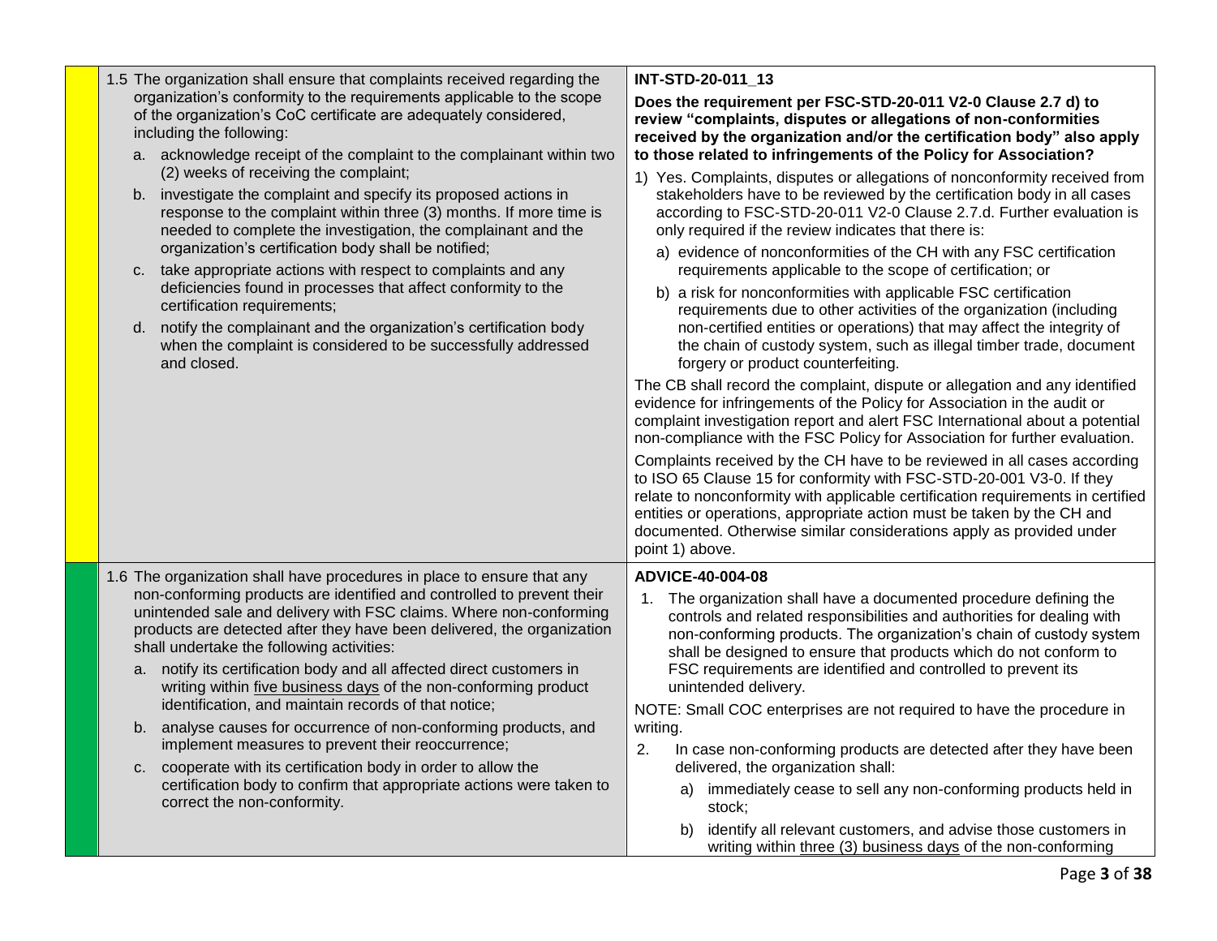| | | |
|---|---|---|
| | 1.5 The organization shall ensure that complaints received regarding the organization's conformity to the requirements applicable to the scope of the organization's CoC certificate are adequately considered, including the following:<br>a. acknowledge receipt of the complaint to the complainant within two (2) weeks of receiving the complaint;<br>b. investigate the complaint and specify its proposed actions in response to the complaint within three (3) months. If more time is needed to complete the investigation, the complainant and the organization's certification body shall be notified;<br>c. take appropriate actions with respect to complaints and any deficiencies found in processes that affect conformity to the certification requirements;<br>d. notify the complainant and the organization's certification body when the complaint is considered to be successfully addressed and closed. | **INT-STD-20-011_13**<br>**Does the requirement per FSC-STD-20-011 V2-0 Clause 2.7 d) to review "complaints, disputes or allegations of non-conformities received by the organization and/or the certification body" also apply to those related to infringements of the Policy for Association?**<br>1) Yes. Complaints, disputes or allegations of nonconformity received from stakeholders have to be reviewed by the certification body in all cases according to FSC-STD-20-011 V2-0 Clause 2.7.d. Further evaluation is only required if the review indicates that there is:<br>a) evidence of nonconformities of the CH with any FSC certification requirements applicable to the scope of certification; or<br>b) a risk for nonconformities with applicable FSC certification requirements due to other activities of the organization (including non-certified entities or operations) that may affect the integrity of the chain of custody system, such as illegal timber trade, document forgery or product counterfeiting.<br>The CB shall record the complaint, dispute or allegation and any identified evidence for infringements of the Policy for Association in the audit or complaint investigation report and alert FSC International about a potential non-compliance with the FSC Policy for Association for further evaluation.<br>Complaints received by the CH have to be reviewed in all cases according to ISO 65 Clause 15 for conformity with FSC-STD-20-001 V3-0. If they relate to nonconformity with applicable certification requirements in certified entities or operations, appropriate action must be taken by the CH and documented. Otherwise similar considerations apply as provided under point 1) above. |
| | 1.6 The organization shall have procedures in place to ensure that any non-conforming products are identified and controlled to prevent their unintended sale and delivery with FSC claims. Where non-conforming products are detected after they have been delivered, the organization shall undertake the following activities:<br>a. notify its certification body and all affected direct customers in writing within five business days of the non-conforming product identification, and maintain records of that notice;<br>b. analyse causes for occurrence of non-conforming products, and implement measures to prevent their reoccurrence;<br>c. cooperate with its certification body in order to allow the certification body to confirm that appropriate actions were taken to correct the non-conformity. | **ADVICE-40-004-08**<br>1. The organization shall have a documented procedure defining the controls and related responsibilities and authorities for dealing with non-conforming products. The organization's chain of custody system shall be designed to ensure that products which do not conform to FSC requirements are identified and controlled to prevent its unintended delivery.<br>NOTE: Small COC enterprises are not required to have the procedure in writing.<br>2. In case non-conforming products are detected after they have been delivered, the organization shall:<br>a) immediately cease to sell any non-conforming products held in stock;<br>b) identify all relevant customers, and advise those customers in writing within three (3) business days of the non-conforming |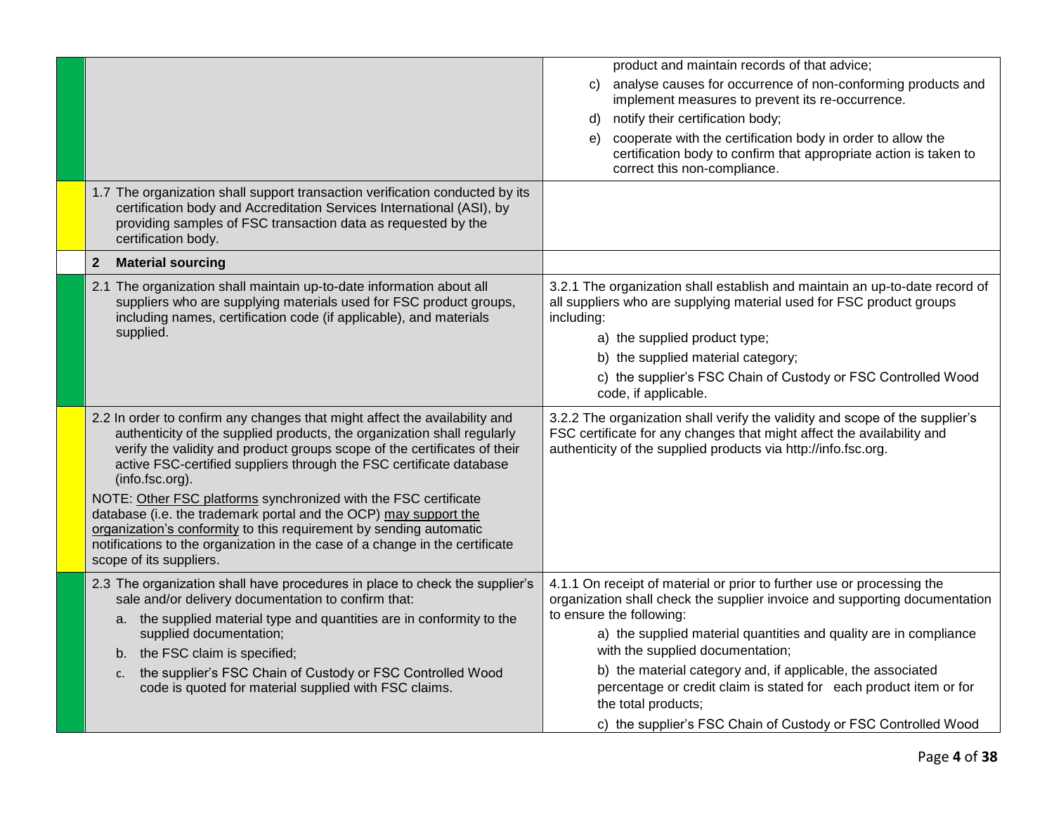| | | |
|---|---|---|
| | | product and maintain records of that advice;<br>c) analyse causes for occurrence of non-conforming products and implement measures to prevent its re-occurrence.<br>d) notify their certification body;<br>e) cooperate with the certification body in order to allow the certification body to confirm that appropriate action is taken to correct this non-compliance. |
| | 1.7 The organization shall support transaction verification conducted by its certification body and Accreditation Services International (ASI), by providing samples of FSC transaction data as requested by the certification body. | |
| | **2 Material sourcing** | |
| | 2.1 The organization shall maintain up-to-date information about all suppliers who are supplying materials used for FSC product groups, including names, certification code (if applicable), and materials supplied. | 3.2.1 The organization shall establish and maintain an up-to-date record of all suppliers who are supplying material used for FSC product groups including:<br>a) the supplied product type;<br>b) the supplied material category;<br>c) the supplier's FSC Chain of Custody or FSC Controlled Wood code, if applicable. |
| | 2.2 In order to confirm any changes that might affect the availability and authenticity of the supplied products, the organization shall regularly verify the validity and product groups scope of the certificates of their active FSC-certified suppliers through the FSC certificate database (info.fsc.org).<br>NOTE: Other FSC platforms synchronized with the FSC certificate database (i.e. the trademark portal and the OCP) may support the organization's conformity to this requirement by sending automatic notifications to the organization in the case of a change in the certificate scope of its suppliers. | 3.2.2 The organization shall verify the validity and scope of the supplier's FSC certificate for any changes that might affect the availability and authenticity of the supplied products via http://info.fsc.org. |
| | 2.3 The organization shall have procedures in place to check the supplier's sale and/or delivery documentation to confirm that:<br>a. the supplied material type and quantities are in conformity to the supplied documentation;<br>b. the FSC claim is specified;<br>c. the supplier's FSC Chain of Custody or FSC Controlled Wood code is quoted for material supplied with FSC claims. | 4.1.1 On receipt of material or prior to further use or processing the organization shall check the supplier invoice and supporting documentation to ensure the following:<br>a) the supplied material quantities and quality are in compliance with the supplied documentation;<br>b) the material category and, if applicable, the associated percentage or credit claim is stated for each product item or for the total products;<br>c) the supplier's FSC Chain of Custody or FSC Controlled Wood |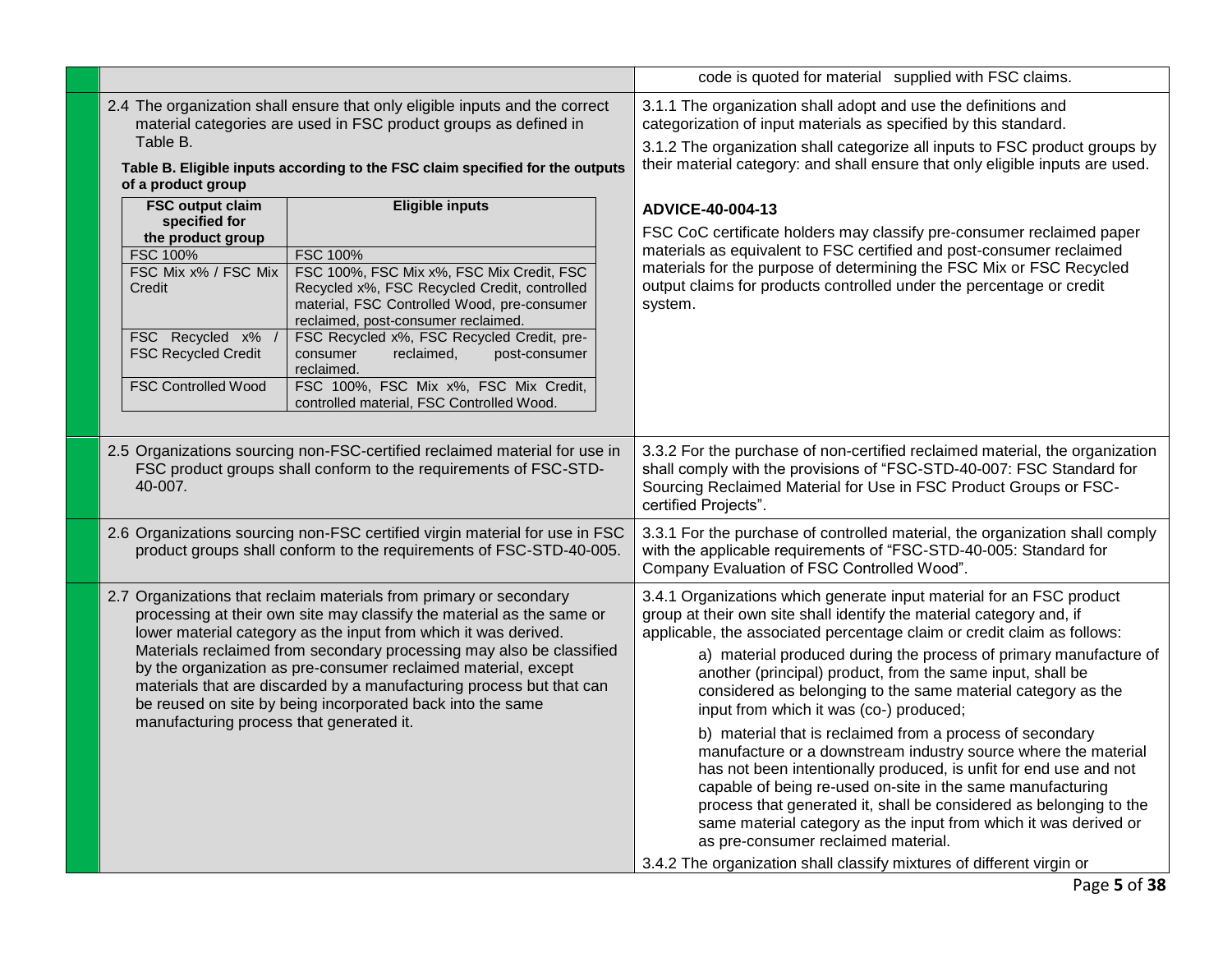| | | |
|---|---|---|
| | | code is quoted for material supplied with FSC claims. |
| | 2.4 The organization shall ensure that only eligible inputs and the correct material categories are used in FSC product groups as defined in Table B.<br><br>**Table B. Eligible inputs according to the FSC claim specified for the outputs of a product group**<br><br>**FSC output claim specified for the product group** — **Eligible inputs**<br>FSC 100% — FSC 100%<br>FSC Mix x% / FSC Mix Credit — FSC 100%, FSC Mix x%, FSC Mix Credit, FSC Recycled x%, FSC Recycled Credit, controlled material, FSC Controlled Wood, pre-consumer reclaimed, post-consumer reclaimed.<br>FSC Recycled x% / FSC Recycled Credit — FSC Recycled x%, FSC Recycled Credit, pre-consumer reclaimed, post-consumer reclaimed.<br>FSC Controlled Wood — FSC 100%, FSC Mix x%, FSC Mix Credit, controlled material, FSC Controlled Wood. | 3.1.1 The organization shall adopt and use the definitions and categorization of input materials as specified by this standard.<br><br>3.1.2 The organization shall categorize all inputs to FSC product groups by their material category: and shall ensure that only eligible inputs are used.<br><br>**ADVICE-40-004-13**<br><br>FSC CoC certificate holders may classify pre-consumer reclaimed paper materials as equivalent to FSC certified and post-consumer reclaimed materials for the purpose of determining the FSC Mix or FSC Recycled output claims for products controlled under the percentage or credit system. |
| | 2.5 Organizations sourcing non-FSC-certified reclaimed material for use in FSC product groups shall conform to the requirements of FSC-STD-40-007. | 3.3.2 For the purchase of non-certified reclaimed material, the organization shall comply with the provisions of "FSC-STD-40-007: FSC Standard for Sourcing Reclaimed Material for Use in FSC Product Groups or FSC-certified Projects". |
| | 2.6 Organizations sourcing non-FSC certified virgin material for use in FSC product groups shall conform to the requirements of FSC-STD-40-005. | 3.3.1 For the purchase of controlled material, the organization shall comply with the applicable requirements of "FSC-STD-40-005: Standard for Company Evaluation of FSC Controlled Wood". |
| | 2.7 Organizations that reclaim materials from primary or secondary processing at their own site may classify the material as the same or lower material category as the input from which it was derived. Materials reclaimed from secondary processing may also be classified by the organization as pre-consumer reclaimed material, except materials that are discarded by a manufacturing process but that can be reused on site by being incorporated back into the same manufacturing process that generated it. | 3.4.1 Organizations which generate input material for an FSC product group at their own site shall identify the material category and, if applicable, the associated percentage claim or credit claim as follows:<br><br>a) material produced during the process of primary manufacture of another (principal) product, from the same input, shall be considered as belonging to the same material category as the input from which it was (co-) produced;<br><br>b) material that is reclaimed from a process of secondary manufacture or a downstream industry source where the material has not been intentionally produced, is unfit for end use and not capable of being re-used on-site in the same manufacturing process that generated it, shall be considered as belonging to the same material category as the input from which it was derived or as pre-consumer reclaimed material.<br><br>3.4.2 The organization shall classify mixtures of different virgin or |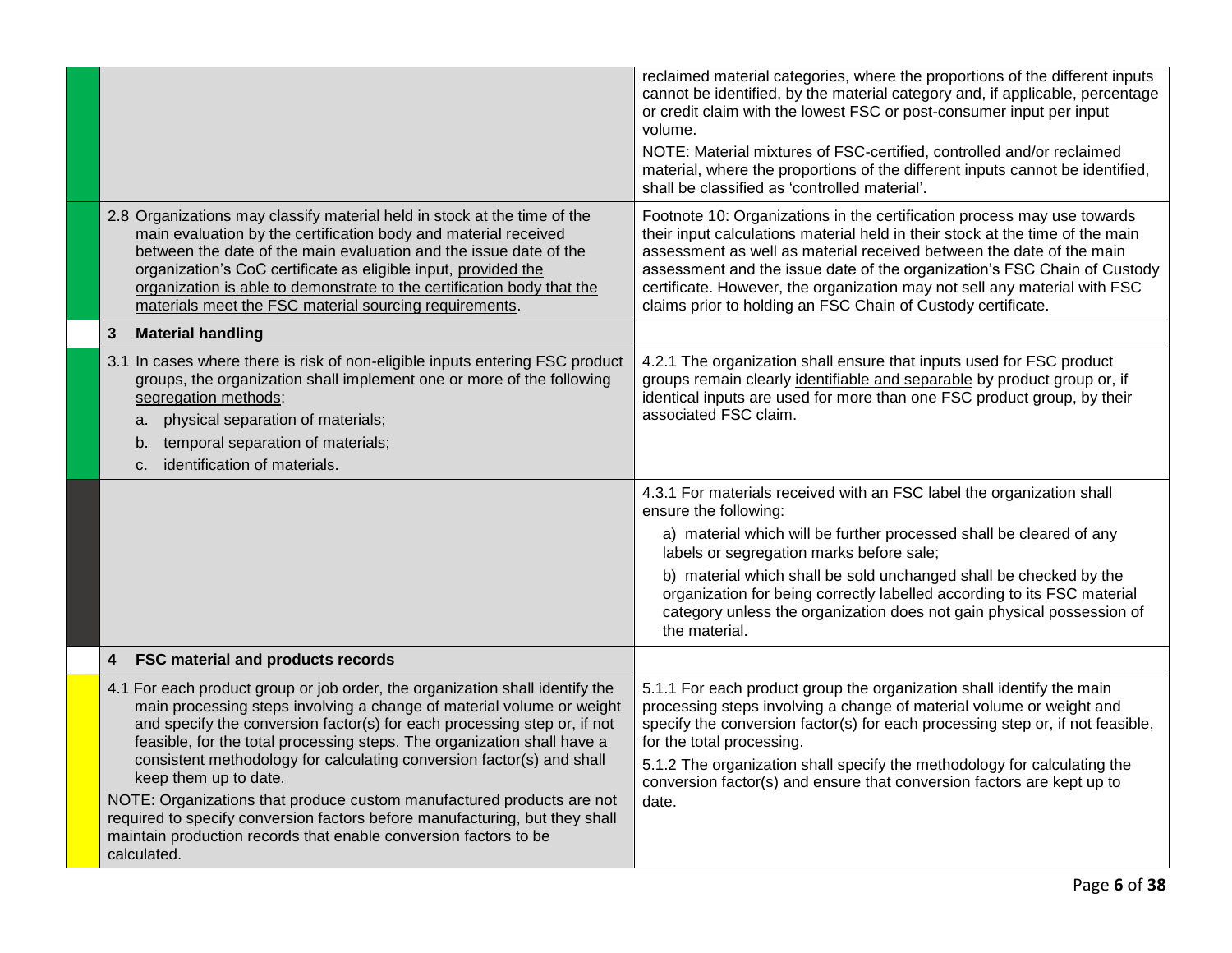| | | |
|---|---|---|
| | | reclaimed material categories, where the proportions of the different inputs cannot be identified, by the material category and, if applicable, percentage or credit claim with the lowest FSC or post-consumer input per input volume.<br><br>NOTE: Material mixtures of FSC-certified, controlled and/or reclaimed material, where the proportions of the different inputs cannot be identified, shall be classified as 'controlled material'. |
| | 2.8 Organizations may classify material held in stock at the time of the main evaluation by the certification body and material received between the date of the main evaluation and the issue date of the organization's CoC certificate as eligible input, provided the organization is able to demonstrate to the certification body that the materials meet the FSC material sourcing requirements. | Footnote 10: Organizations in the certification process may use towards their input calculations material held in their stock at the time of the main assessment as well as material received between the date of the main assessment and the issue date of the organization's FSC Chain of Custody certificate. However, the organization may not sell any material with FSC claims prior to holding an FSC Chain of Custody certificate. |
| | **3 Material handling** | |
| | 3.1 In cases where there is risk of non-eligible inputs entering FSC product groups, the organization shall implement one or more of the following segregation methods:<br>a. physical separation of materials;<br>b. temporal separation of materials;<br>c. identification of materials. | 4.2.1 The organization shall ensure that inputs used for FSC product groups remain clearly identifiable and separable by product group or, if identical inputs are used for more than one FSC product group, by their associated FSC claim. |
| | | 4.3.1 For materials received with an FSC label the organization shall ensure the following:<br>a) material which will be further processed shall be cleared of any labels or segregation marks before sale;<br>b) material which shall be sold unchanged shall be checked by the organization for being correctly labelled according to its FSC material category unless the organization does not gain physical possession of the material. |
| | **4 FSC material and products records** | |
| | 4.1 For each product group or job order, the organization shall identify the main processing steps involving a change of material volume or weight and specify the conversion factor(s) for each processing step or, if not feasible, for the total processing steps. The organization shall have a consistent methodology for calculating conversion factor(s) and shall keep them up to date.<br><br>NOTE: Organizations that produce custom manufactured products are not required to specify conversion factors before manufacturing, but they shall maintain production records that enable conversion factors to be calculated. | 5.1.1 For each product group the organization shall identify the main processing steps involving a change of material volume or weight and specify the conversion factor(s) for each processing step or, if not feasible, for the total processing.<br><br>5.1.2 The organization shall specify the methodology for calculating the conversion factor(s) and ensure that conversion factors are kept up to date. |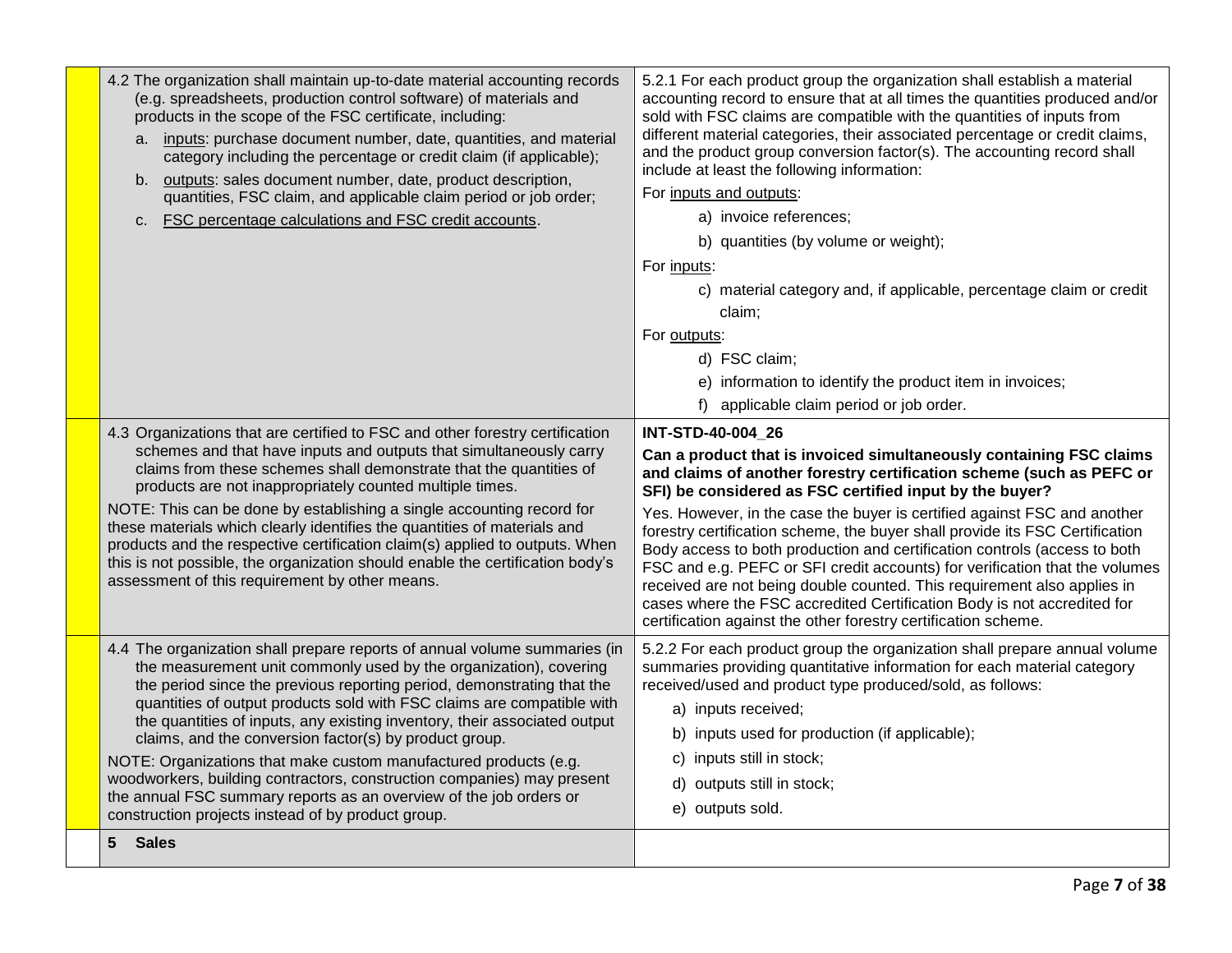| | | |
|---|---|---|
| | 4.2 The organization shall maintain up-to-date material accounting records (e.g. spreadsheets, production control software) of materials and products in the scope of the FSC certificate, including:<br>a. inputs: purchase document number, date, quantities, and material category including the percentage or credit claim (if applicable);<br>b. outputs: sales document number, date, product description, quantities, FSC claim, and applicable claim period or job order;<br>c. FSC percentage calculations and FSC credit accounts. | 5.2.1 For each product group the organization shall establish a material accounting record to ensure that at all times the quantities produced and/or sold with FSC claims are compatible with the quantities of inputs from different material categories, their associated percentage or credit claims, and the product group conversion factor(s). The accounting record shall include at least the following information:<br>For inputs and outputs:<br>a) invoice references;<br>b) quantities (by volume or weight);<br>For inputs:<br>c) material category and, if applicable, percentage claim or credit claim;<br>For outputs:<br>d) FSC claim;<br>e) information to identify the product item in invoices;<br>f) applicable claim period or job order. |
| | 4.3 Organizations that are certified to FSC and other forestry certification schemes and that have inputs and outputs that simultaneously carry claims from these schemes shall demonstrate that the quantities of products are not inappropriately counted multiple times.<br>NOTE: This can be done by establishing a single accounting record for these materials which clearly identifies the quantities of materials and products and the respective certification claim(s) applied to outputs. When this is not possible, the organization should enable the certification body's assessment of this requirement by other means. | **INT-STD-40-004_26**<br>**Can a product that is invoiced simultaneously containing FSC claims and claims of another forestry certification scheme (such as PEFC or SFI) be considered as FSC certified input by the buyer?**<br>Yes. However, in the case the buyer is certified against FSC and another forestry certification scheme, the buyer shall provide its FSC Certification Body access to both production and certification controls (access to both FSC and e.g. PEFC or SFI credit accounts) for verification that the volumes received are not being double counted. This requirement also applies in cases where the FSC accredited Certification Body is not accredited for certification against the other forestry certification scheme. |
| | 4.4 The organization shall prepare reports of annual volume summaries (in the measurement unit commonly used by the organization), covering the period since the previous reporting period, demonstrating that the quantities of output products sold with FSC claims are compatible with the quantities of inputs, any existing inventory, their associated output claims, and the conversion factor(s) by product group.<br>NOTE: Organizations that make custom manufactured products (e.g. woodworkers, building contractors, construction companies) may present the annual FSC summary reports as an overview of the job orders or construction projects instead of by product group. | 5.2.2 For each product group the organization shall prepare annual volume summaries providing quantitative information for each material category received/used and product type produced/sold, as follows:<br>a) inputs received;<br>b) inputs used for production (if applicable);<br>c) inputs still in stock;<br>d) outputs still in stock;<br>e) outputs sold. |
| | **5 Sales** | |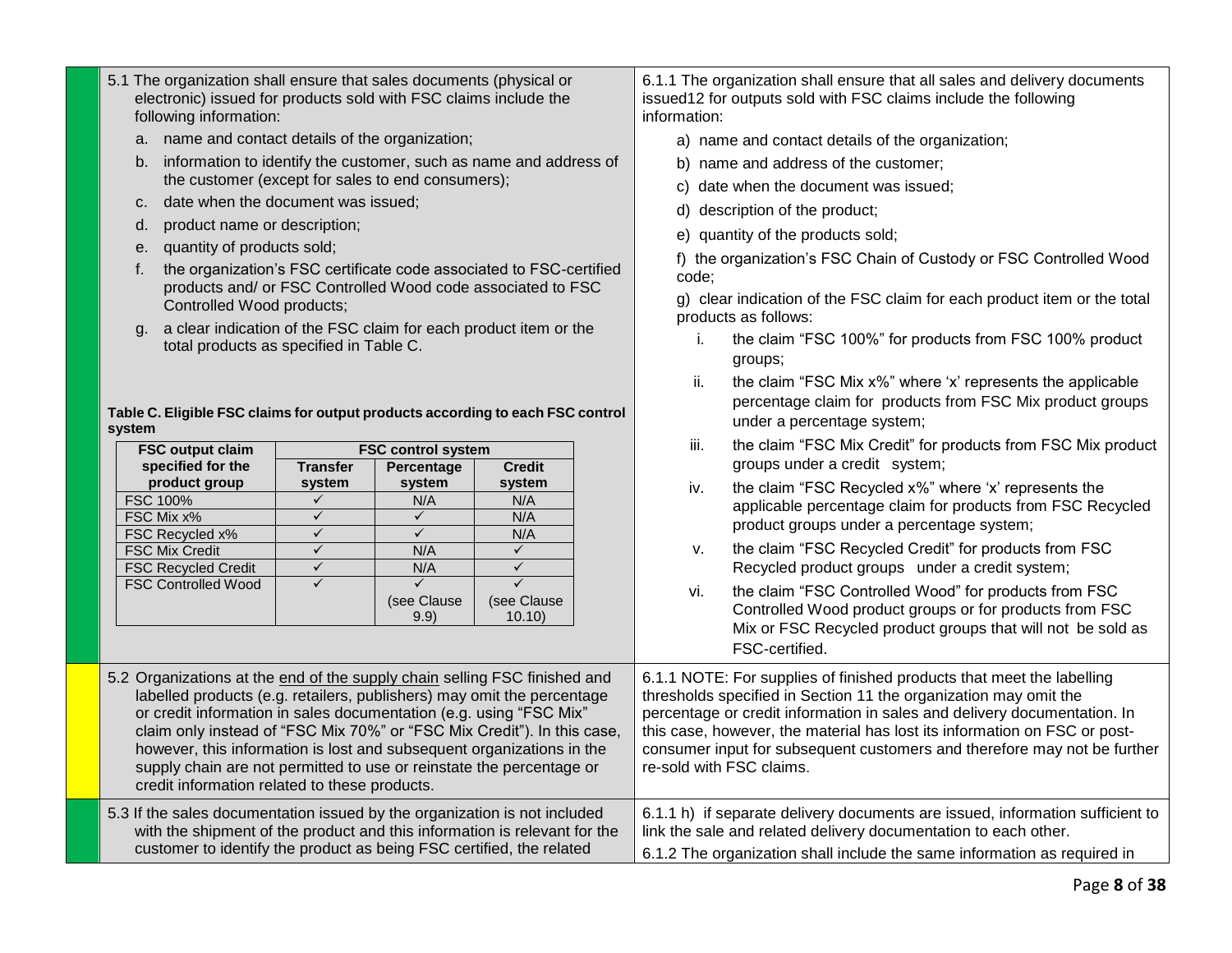| | New requirement | Previous requirement |
|---|---|---|
| | 5.1 The organization shall ensure that sales documents (physical or electronic) issued for products sold with FSC claims include the following information:<br>a. name and contact details of the organization;<br>b. information to identify the customer, such as name and address of the customer (except for sales to end consumers);<br>c. date when the document was issued;<br>d. product name or description;<br>e. quantity of products sold;<br>f. the organization's FSC certificate code associated to FSC-certified products and/ or FSC Controlled Wood code associated to FSC Controlled Wood products;<br>g. a clear indication of the FSC claim for each product item or the total products as specified in Table C.<br><br>**Table C. Eligible FSC claims for output products according to each FSC control system** (see table below) | 6.1.1 The organization shall ensure that all sales and delivery documents issued12 for outputs sold with FSC claims include the following information:<br>a) name and contact details of the organization;<br>b) name and address of the customer;<br>c) date when the document was issued;<br>d) description of the product;<br>e) quantity of the products sold;<br>f) the organization's FSC Chain of Custody or FSC Controlled Wood code;<br>g) clear indication of the FSC claim for each product item or the total products as follows:<br>i. the claim "FSC 100%" for products from FSC 100% product groups;<br>ii. the claim "FSC Mix x%" where 'x' represents the applicable percentage claim for products from FSC Mix product groups under a percentage system;<br>iii. the claim "FSC Mix Credit" for products from FSC Mix product groups under a credit system;<br>iv. the claim "FSC Recycled x%" where 'x' represents the applicable percentage claim for products from FSC Recycled product groups under a percentage system;<br>v. the claim "FSC Recycled Credit" for products from FSC Recycled product groups under a credit system;<br>vi. the claim "FSC Controlled Wood" for products from FSC Controlled Wood product groups or for products from FSC Mix or FSC Recycled product groups that will not be sold as FSC-certified. |
| | 5.2 Organizations at the end of the supply chain selling FSC finished and labelled products (e.g. retailers, publishers) may omit the percentage or credit information in sales documentation (e.g. using "FSC Mix" claim only instead of "FSC Mix 70%" or "FSC Mix Credit"). In this case, however, this information is lost and subsequent organizations in the supply chain are not permitted to use or reinstate the percentage or credit information related to these products. | 6.1.1 NOTE: For supplies of finished products that meet the labelling thresholds specified in Section 11 the organization may omit the percentage or credit information in sales and delivery documentation. In this case, however, the material has lost its information on FSC or post-consumer input for subsequent customers and therefore may not be further re-sold with FSC claims. |
| | 5.3 If the sales documentation issued by the organization is not included with the shipment of the product and this information is relevant for the customer to identify the product as being FSC certified, the related | 6.1.1 h) if separate delivery documents are issued, information sufficient to link the sale and related delivery documentation to each other.<br>6.1.2 The organization shall include the same information as required in |

**Table C. Eligible FSC claims for output products according to each FSC control system**

| FSC output claim specified for the product group | FSC control system | | |
|---|---|---|---|
| | Transfer system | Percentage system | Credit system |
| FSC 100% | ✓ | N/A | N/A |
| FSC Mix x% | ✓ | ✓ | N/A |
| FSC Recycled x% | ✓ | ✓ | N/A |
| FSC Mix Credit | ✓ | N/A | ✓ |
| FSC Recycled Credit | ✓ | N/A | ✓ |
| FSC Controlled Wood | ✓ | ✓ (see Clause 9.9) | ✓ (see Clause 10.10) |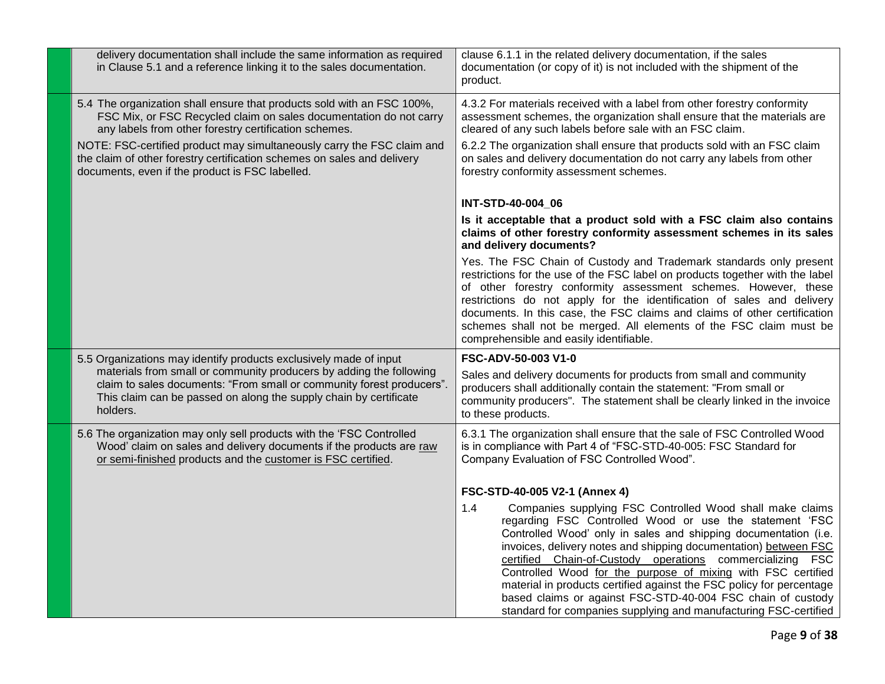| | | |
|---|---|---|
| | delivery documentation shall include the same information as required in Clause 5.1 and a reference linking it to the sales documentation. | clause 6.1.1 in the related delivery documentation, if the sales documentation (or copy of it) is not included with the shipment of the product. |
| | 5.4 The organization shall ensure that products sold with an FSC 100%, FSC Mix, or FSC Recycled claim on sales documentation do not carry any labels from other forestry certification schemes.<br><br>NOTE: FSC-certified product may simultaneously carry the FSC claim and the claim of other forestry certification schemes on sales and delivery documents, even if the product is FSC labelled. | 4.3.2 For materials received with a label from other forestry conformity assessment schemes, the organization shall ensure that the materials are cleared of any such labels before sale with an FSC claim.<br><br>6.2.2 The organization shall ensure that products sold with an FSC claim on sales and delivery documentation do not carry any labels from other forestry conformity assessment schemes.<br><br>**INT-STD-40-004_06**<br><br>**Is it acceptable that a product sold with a FSC claim also contains claims of other forestry conformity assessment schemes in its sales and delivery documents?**<br><br>Yes. The FSC Chain of Custody and Trademark standards only present restrictions for the use of the FSC label on products together with the label of other forestry conformity assessment schemes. However, these restrictions do not apply for the identification of sales and delivery documents. In this case, the FSC claims and claims of other certification schemes shall not be merged. All elements of the FSC claim must be comprehensible and easily identifiable. |
| | 5.5 Organizations may identify products exclusively made of input materials from small or community producers by adding the following claim to sales documents: "From small or community forest producers". This claim can be passed on along the supply chain by certificate holders. | **FSC-ADV-50-003 V1-0**<br><br>Sales and delivery documents for products from small and community producers shall additionally contain the statement: "From small or community producers". The statement shall be clearly linked in the invoice to these products. |
| | 5.6 The organization may only sell products with the 'FSC Controlled Wood' claim on sales and delivery documents if the products are <u>raw or semi-finished</u> products and the <u>customer is FSC certified</u>. | 6.3.1 The organization shall ensure that the sale of FSC Controlled Wood is in compliance with Part 4 of "FSC-STD-40-005: FSC Standard for Company Evaluation of FSC Controlled Wood".<br><br>**FSC-STD-40-005 V2-1 (Annex 4)**<br><br>1.4 Companies supplying FSC Controlled Wood shall make claims regarding FSC Controlled Wood or use the statement 'FSC Controlled Wood' only in sales and shipping documentation (i.e. invoices, delivery notes and shipping documentation) <u>between FSC certified Chain-of-Custody operations</u> commercializing FSC Controlled Wood <u>for the purpose of mixing</u> with FSC certified material in products certified against the FSC policy for percentage based claims or against FSC-STD-40-004 FSC chain of custody standard for companies supplying and manufacturing FSC-certified |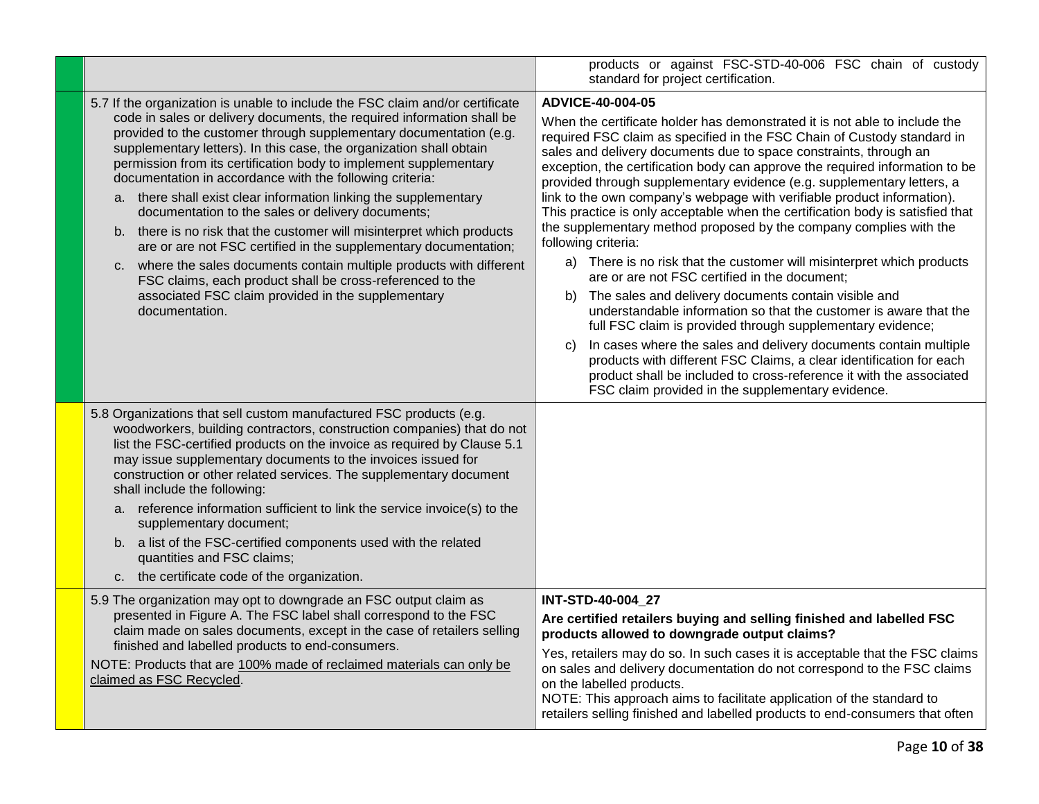| | | |
|---|---|---|
| | | products or against FSC-STD-40-006 FSC chain of custody standard for project certification. |
| | 5.7 If the organization is unable to include the FSC claim and/or certificate code in sales or delivery documents, the required information shall be provided to the customer through supplementary documentation (e.g. supplementary letters). In this case, the organization shall obtain permission from its certification body to implement supplementary documentation in accordance with the following criteria:<br>a. there shall exist clear information linking the supplementary documentation to the sales or delivery documents;<br>b. there is no risk that the customer will misinterpret which products are or are not FSC certified in the supplementary documentation;<br>c. where the sales documents contain multiple products with different FSC claims, each product shall be cross-referenced to the associated FSC claim provided in the supplementary documentation. | **ADVICE-40-004-05**<br>When the certificate holder has demonstrated it is not able to include the required FSC claim as specified in the FSC Chain of Custody standard in sales and delivery documents due to space constraints, through an exception, the certification body can approve the required information to be provided through supplementary evidence (e.g. supplementary letters, a link to the own company's webpage with verifiable product information). This practice is only acceptable when the certification body is satisfied that the supplementary method proposed by the company complies with the following criteria:<br>a) There is no risk that the customer will misinterpret which products are or are not FSC certified in the document;<br>b) The sales and delivery documents contain visible and understandable information so that the customer is aware that the full FSC claim is provided through supplementary evidence;<br>c) In cases where the sales and delivery documents contain multiple products with different FSC Claims, a clear identification for each product shall be included to cross-reference it with the associated FSC claim provided in the supplementary evidence. |
| | 5.8 Organizations that sell custom manufactured FSC products (e.g. woodworkers, building contractors, construction companies) that do not list the FSC-certified products on the invoice as required by Clause 5.1 may issue supplementary documents to the invoices issued for construction or other related services. The supplementary document shall include the following:<br>a. reference information sufficient to link the service invoice(s) to the supplementary document;<br>b. a list of the FSC-certified components used with the related quantities and FSC claims;<br>c. the certificate code of the organization. | |
| | 5.9 The organization may opt to downgrade an FSC output claim as presented in Figure A. The FSC label shall correspond to the FSC claim made on sales documents, except in the case of retailers selling finished and labelled products to end-consumers.<br>NOTE: Products that are <u>100% made of reclaimed materials can only be claimed as FSC Recycled</u>. | **INT-STD-40-004_27**<br>**Are certified retailers buying and selling finished and labelled FSC products allowed to downgrade output claims?**<br>Yes, retailers may do so. In such cases it is acceptable that the FSC claims on sales and delivery documentation do not correspond to the FSC claims on the labelled products.<br>NOTE: This approach aims to facilitate application of the standard to retailers selling finished and labelled products to end-consumers that often |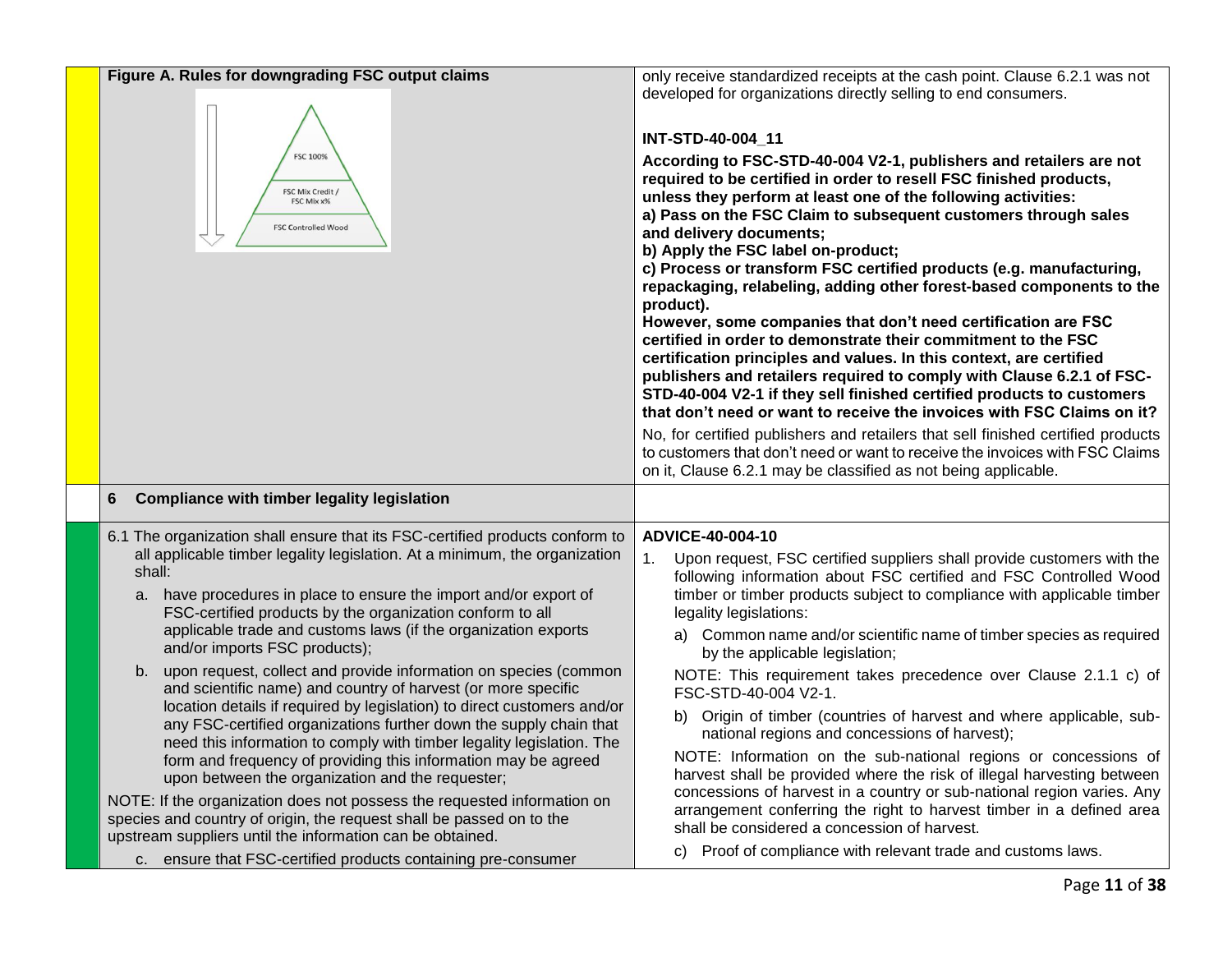| | | |
|---|---|---|
| | **Figure A. Rules for downgrading FSC output claims**<br><br>FSC 100%<br>FSC Mix Credit / FSC Mix x%<br>FSC Controlled Wood | only receive standardized receipts at the cash point. Clause 6.2.1 was not developed for organizations directly selling to end consumers.<br><br>**INT-STD-40-004_11**<br><br>**According to FSC-STD-40-004 V2-1, publishers and retailers are not required to be certified in order to resell FSC finished products, unless they perform at least one of the following activities:**<br>**a) Pass on the FSC Claim to subsequent customers through sales and delivery documents;**<br>**b) Apply the FSC label on-product;**<br>**c) Process or transform FSC certified products (e.g. manufacturing, repackaging, relabeling, adding other forest-based components to the product).**<br>**However, some companies that don't need certification are FSC certified in order to demonstrate their commitment to the FSC certification principles and values. In this context, are certified publishers and retailers required to comply with Clause 6.2.1 of FSC-STD-40-004 V2-1 if they sell finished certified products to customers that don't need or want to receive the invoices with FSC Claims on it?**<br><br>No, for certified publishers and retailers that sell finished certified products to customers that don't need or want to receive the invoices with FSC Claims on it, Clause 6.2.1 may be classified as not being applicable. |
| | **6 Compliance with timber legality legislation** | |
| | 6.1 The organization shall ensure that its FSC-certified products conform to all applicable timber legality legislation. At a minimum, the organization shall:<br>a. have procedures in place to ensure the import and/or export of FSC-certified products by the organization conform to all applicable trade and customs laws (if the organization exports and/or imports FSC products);<br>b. upon request, collect and provide information on species (common and scientific name) and country of harvest (or more specific location details if required by legislation) to direct customers and/or any FSC-certified organizations further down the supply chain that need this information to comply with timber legality legislation. The form and frequency of providing this information may be agreed upon between the organization and the requester;<br><br>NOTE: If the organization does not possess the requested information on species and country of origin, the request shall be passed on to the upstream suppliers until the information can be obtained.<br><br>c. ensure that FSC-certified products containing pre-consumer | **ADVICE-40-004-10**<br><br>1. Upon request, FSC certified suppliers shall provide customers with the following information about FSC certified and FSC Controlled Wood timber or timber products subject to compliance with applicable timber legality legislations:<br>a) Common name and/or scientific name of timber species as required by the applicable legislation;<br>NOTE: This requirement takes precedence over Clause 2.1.1 c) of FSC-STD-40-004 V2-1.<br>b) Origin of timber (countries of harvest and where applicable, sub-national regions and concessions of harvest);<br>NOTE: Information on the sub-national regions or concessions of harvest shall be provided where the risk of illegal harvesting between concessions of harvest in a country or sub-national region varies. Any arrangement conferring the right to harvest timber in a defined area shall be considered a concession of harvest.<br>c) Proof of compliance with relevant trade and customs laws. |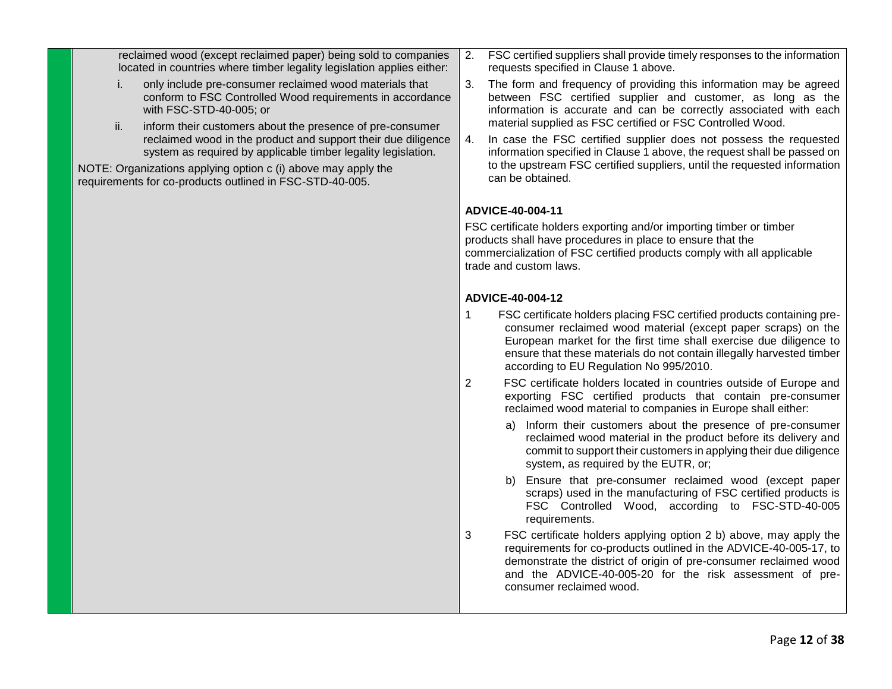| | |
|---|---|
| reclaimed wood (except reclaimed paper) being sold to companies located in countries where timber legality legislation applies either:<br><br>i. only include pre-consumer reclaimed wood materials that conform to FSC Controlled Wood requirements in accordance with FSC-STD-40-005; or<br><br>ii. inform their customers about the presence of pre-consumer reclaimed wood in the product and support their due diligence system as required by applicable timber legality legislation.<br><br>NOTE: Organizations applying option c (i) above may apply the requirements for co-products outlined in FSC-STD-40-005. | 2. FSC certified suppliers shall provide timely responses to the information requests specified in Clause 1 above.<br><br>3. The form and frequency of providing this information may be agreed between FSC certified supplier and customer, as long as the information is accurate and can be correctly associated with each material supplied as FSC certified or FSC Controlled Wood.<br><br>4. In case the FSC certified supplier does not possess the requested information specified in Clause 1 above, the request shall be passed on to the upstream FSC certified suppliers, until the requested information can be obtained.<br><br>**ADVICE-40-004-11**<br><br>FSC certificate holders exporting and/or importing timber or timber products shall have procedures in place to ensure that the commercialization of FSC certified products comply with all applicable trade and custom laws.<br><br>**ADVICE-40-004-12**<br><br>1 FSC certificate holders placing FSC certified products containing pre-consumer reclaimed wood material (except paper scraps) on the European market for the first time shall exercise due diligence to ensure that these materials do not contain illegally harvested timber according to EU Regulation No 995/2010.<br><br>2 FSC certificate holders located in countries outside of Europe and exporting FSC certified products that contain pre-consumer reclaimed wood material to companies in Europe shall either:<br><br>a) Inform their customers about the presence of pre-consumer reclaimed wood material in the product before its delivery and commit to support their customers in applying their due diligence system, as required by the EUTR, or;<br><br>b) Ensure that pre-consumer reclaimed wood (except paper scraps) used in the manufacturing of FSC certified products is FSC Controlled Wood, according to FSC-STD-40-005 requirements.<br><br>3 FSC certificate holders applying option 2 b) above, may apply the requirements for co-products outlined in the ADVICE-40-005-17, to demonstrate the district of origin of pre-consumer reclaimed wood and the ADVICE-40-005-20 for the risk assessment of pre-consumer reclaimed wood. |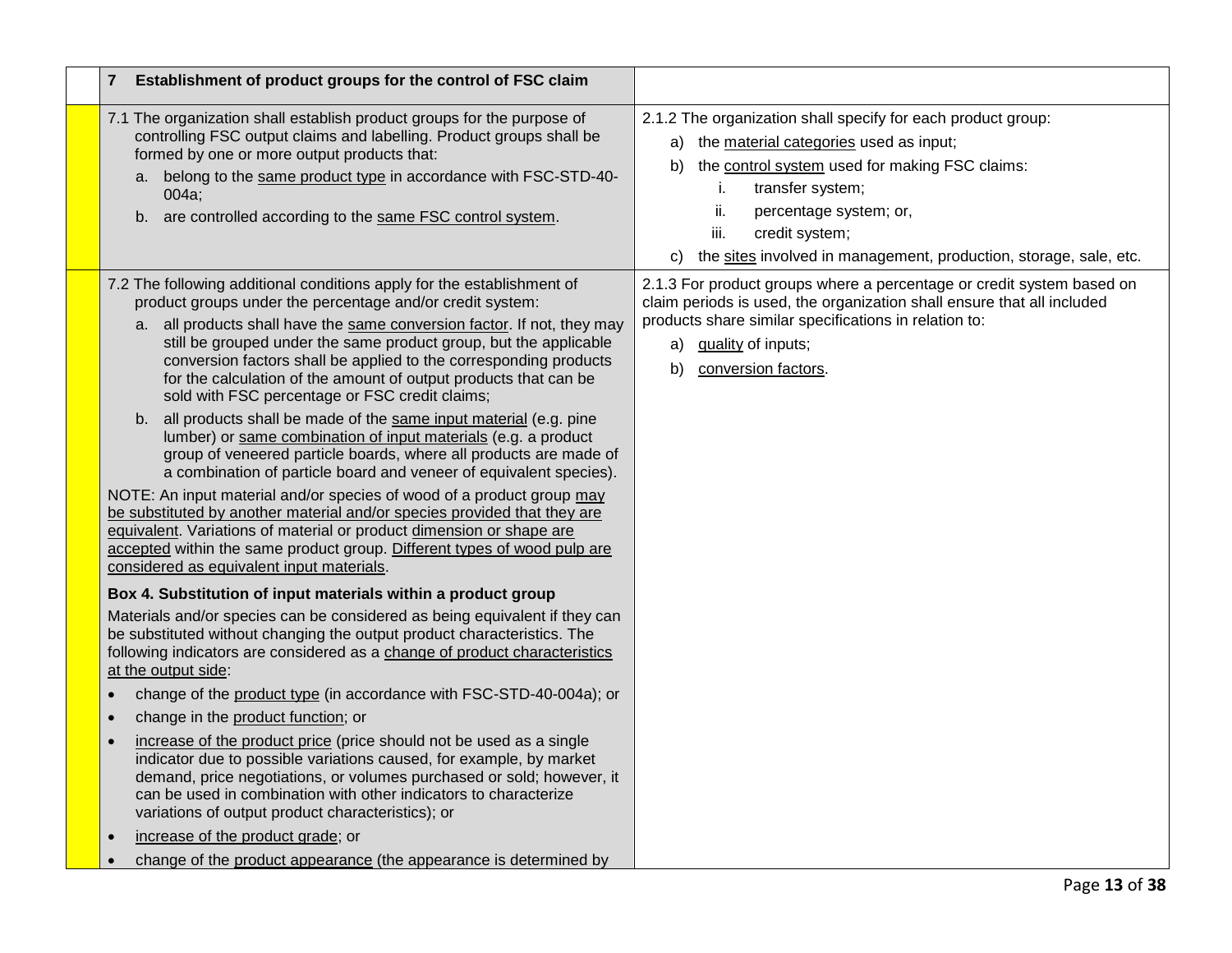| | 7 Establishment of product groups for the control of FSC claim | |
|---|---|---|
| | 7.1 The organization shall establish product groups for the purpose of controlling FSC output claims and labelling. Product groups shall be formed by one or more output products that:<br>a. belong to the same product type in accordance with FSC-STD-40-004a;<br>b. are controlled according to the same FSC control system. | 2.1.2 The organization shall specify for each product group:<br>a) the material categories used as input;<br>b) the control system used for making FSC claims:<br>i. transfer system;<br>ii. percentage system; or,<br>iii. credit system;<br>c) the sites involved in management, production, storage, sale, etc. |
| | 7.2 The following additional conditions apply for the establishment of product groups under the percentage and/or credit system:<br>a. all products shall have the same conversion factor. If not, they may still be grouped under the same product group, but the applicable conversion factors shall be applied to the corresponding products for the calculation of the amount of output products that can be sold with FSC percentage or FSC credit claims;<br>b. all products shall be made of the same input material (e.g. pine lumber) or same combination of input materials (e.g. a product group of veneered particle boards, where all products are made of a combination of particle board and veneer of equivalent species).<br>NOTE: An input material and/or species of wood of a product group may be substituted by another material and/or species provided that they are equivalent. Variations of material or product dimension or shape are accepted within the same product group. Different types of wood pulp are considered as equivalent input materials.<br>**Box 4. Substitution of input materials within a product group**<br>Materials and/or species can be considered as being equivalent if they can be substituted without changing the output product characteristics. The following indicators are considered as a change of product characteristics at the output side:<br>• change of the product type (in accordance with FSC-STD-40-004a); or<br>• change in the product function; or<br>• increase of the product price (price should not be used as a single indicator due to possible variations caused, for example, by market demand, price negotiations, or volumes purchased or sold; however, it can be used in combination with other indicators to characterize variations of output product characteristics); or<br>• increase of the product grade; or<br>• change of the product appearance (the appearance is determined by | 2.1.3 For product groups where a percentage or credit system based on claim periods is used, the organization shall ensure that all included products share similar specifications in relation to:<br>a) quality of inputs;<br>b) conversion factors. |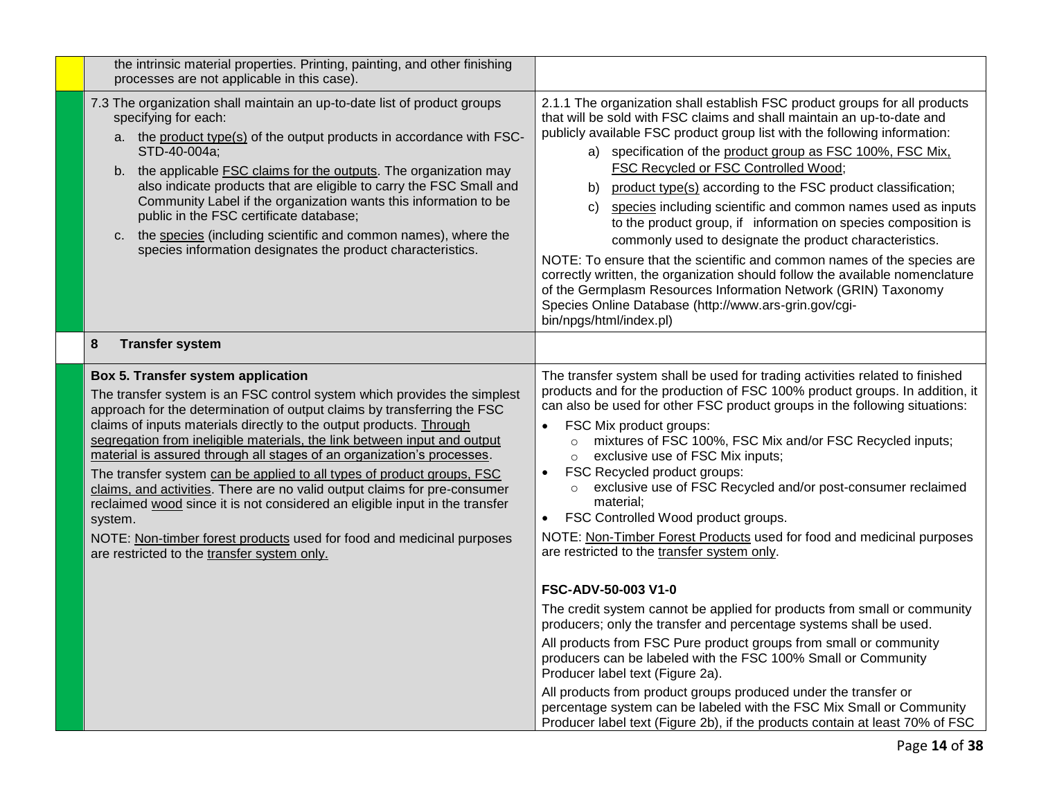| | | |
|---|---|---|
| | the intrinsic material properties. Printing, painting, and other finishing processes are not applicable in this case). | |
| | 7.3 The organization shall maintain an up-to-date list of product groups specifying for each:<br>a. the product type(s) of the output products in accordance with FSC-STD-40-004a;<br>b. the applicable FSC claims for the outputs. The organization may also indicate products that are eligible to carry the FSC Small and Community Label if the organization wants this information to be public in the FSC certificate database;<br>c. the species (including scientific and common names), where the species information designates the product characteristics. | 2.1.1 The organization shall establish FSC product groups for all products that will be sold with FSC claims and shall maintain an up-to-date and publicly available FSC product group list with the following information:<br>a) specification of the product group as FSC 100%, FSC Mix, FSC Recycled or FSC Controlled Wood;<br>b) product type(s) according to the FSC product classification;<br>c) species including scientific and common names used as inputs to the product group, if information on species composition is commonly used to designate the product characteristics.<br>NOTE: To ensure that the scientific and common names of the species are correctly written, the organization should follow the available nomenclature of the Germplasm Resources Information Network (GRIN) Taxonomy Species Online Database (http://www.ars-grin.gov/cgi-bin/npgs/html/index.pl) |
| | **8 Transfer system** | |
| | **Box 5. Transfer system application**<br>The transfer system is an FSC control system which provides the simplest approach for the determination of output claims by transferring the FSC claims of inputs materials directly to the output products. Through segregation from ineligible materials, the link between input and output material is assured through all stages of an organization's processes.<br>The transfer system can be applied to all types of product groups, FSC claims, and activities. There are no valid output claims for pre-consumer reclaimed wood since it is not considered an eligible input in the transfer system.<br>NOTE: Non-timber forest products used for food and medicinal purposes are restricted to the transfer system only. | The transfer system shall be used for trading activities related to finished products and for the production of FSC 100% product groups. In addition, it can also be used for other FSC product groups in the following situations:<br>• FSC Mix product groups:<br>  ○ mixtures of FSC 100%, FSC Mix and/or FSC Recycled inputs;<br>  ○ exclusive use of FSC Mix inputs;<br>• FSC Recycled product groups:<br>  ○ exclusive use of FSC Recycled and/or post-consumer reclaimed material;<br>• FSC Controlled Wood product groups.<br>NOTE: Non-Timber Forest Products used for food and medicinal purposes are restricted to the transfer system only.<br><br>**FSC-ADV-50-003 V1-0**<br>The credit system cannot be applied for products from small or community producers; only the transfer and percentage systems shall be used.<br>All products from FSC Pure product groups from small or community producers can be labeled with the FSC 100% Small or Community Producer label text (Figure 2a).<br>All products from product groups produced under the transfer or percentage system can be labeled with the FSC Mix Small or Community Producer label text (Figure 2b), if the products contain at least 70% of FSC |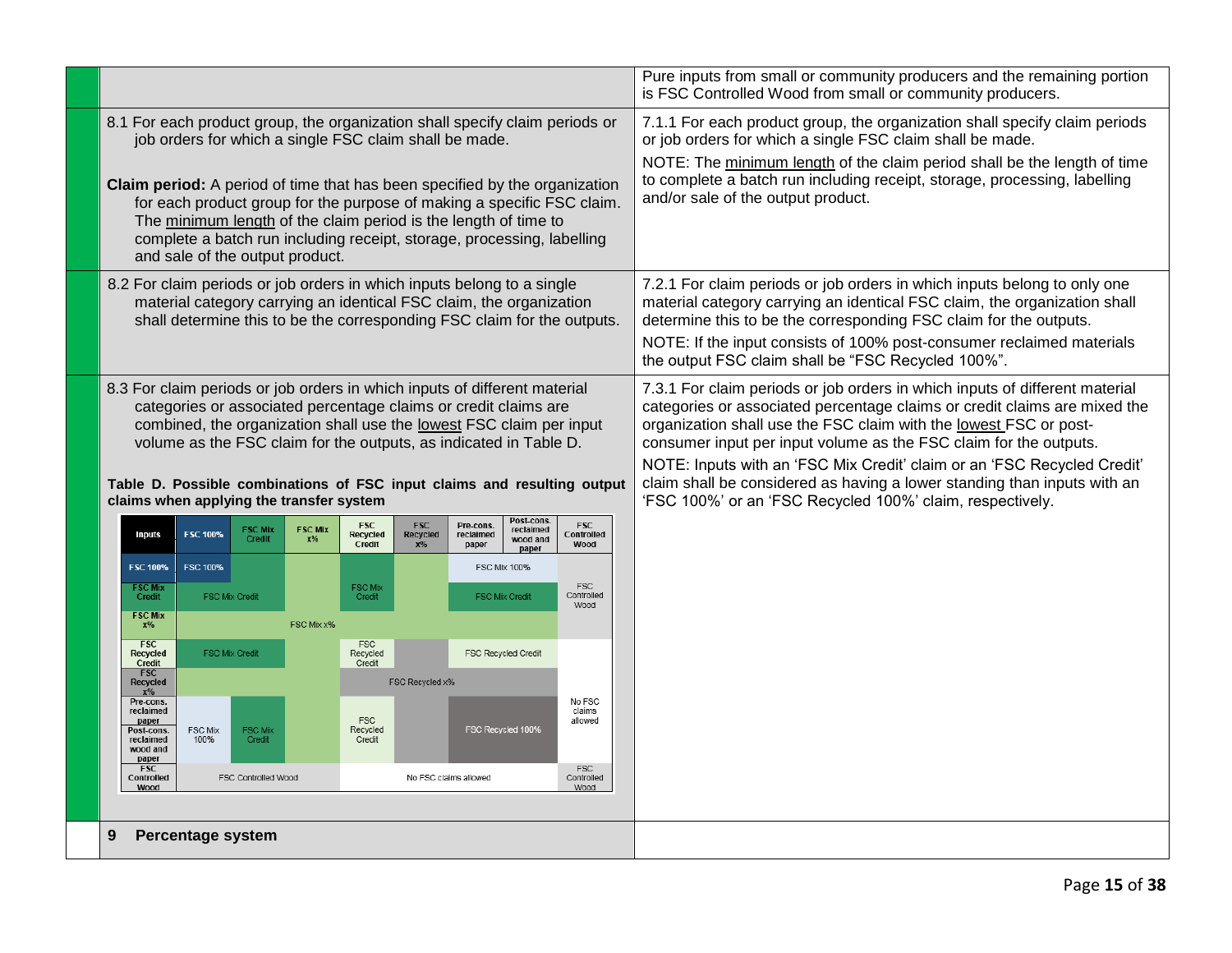| | |
|---|---|
| | Pure inputs from small or community producers and the remaining portion is FSC Controlled Wood from small or community producers. |
| 8.1 For each product group, the organization shall specify claim periods or job orders for which a single FSC claim shall be made.<br><br>**Claim period:** A period of time that has been specified by the organization for each product group for the purpose of making a specific FSC claim. The minimum length of the claim period is the length of time to complete a batch run including receipt, storage, processing, labelling and sale of the output product. | 7.1.1 For each product group, the organization shall specify claim periods or job orders for which a single FSC claim shall be made.<br><br>NOTE: The minimum length of the claim period shall be the length of time to complete a batch run including receipt, storage, processing, labelling and/or sale of the output product. |
| 8.2 For claim periods or job orders in which inputs belong to a single material category carrying an identical FSC claim, the organization shall determine this to be the corresponding FSC claim for the outputs. | 7.2.1 For claim periods or job orders in which inputs belong to only one material category carrying an identical FSC claim, the organization shall determine this to be the corresponding FSC claim for the outputs.<br><br>NOTE: If the input consists of 100% post-consumer reclaimed materials the output FSC claim shall be "FSC Recycled 100%". |
| 8.3 For claim periods or job orders in which inputs of different material categories or associated percentage claims or credit claims are combined, the organization shall use the lowest FSC claim per input volume as the FSC claim for the outputs, as indicated in Table D. | 7.3.1 For claim periods or job orders in which inputs of different material categories or associated percentage claims or credit claims are mixed the organization shall use the FSC claim with the lowest FSC or post-consumer input per input volume as the FSC claim for the outputs.<br><br>NOTE: Inputs with an 'FSC Mix Credit' claim or an 'FSC Recycled Credit' claim shall be considered as having a lower standing than inputs with an 'FSC 100%' or an 'FSC Recycled 100%' claim, respectively. |

**Table D. Possible combinations of FSC input claims and resulting output claims when applying the transfer system**

| Inputs | FSC 100% | FSC Mix Credit | FSC Mix x% | FSC Recycled Credit | FSC Recycled x% | Pre-cons. reclaimed paper | Post-cons. reclaimed wood and paper | FSC Controlled Wood |
|---|---|---|---|---|---|---|---|---|
| FSC 100% | FSC 100% | FSC Mix Credit | FSC Mix x% | FSC Mix Credit | FSC Mix x% | FSC Mix 100% | FSC Mix 100% | FSC Controlled Wood |
| FSC Mix Credit | FSC Mix Credit | FSC Mix Credit | FSC Mix x% | FSC Mix Credit | FSC Mix x% | FSC Mix Credit | FSC Mix Credit | FSC Controlled Wood |
| FSC Mix x% | FSC Mix x% | FSC Mix x% | FSC Mix x% | FSC Mix x% | FSC Mix x% | FSC Mix x% | FSC Mix x% | FSC Controlled Wood |
| FSC Recycled Credit | FSC Mix Credit | FSC Mix Credit | FSC Mix x% | FSC Recycled Credit | FSC Recycled x% | FSC Recycled Credit | FSC Recycled Credit | No FSC claims allowed |
| FSC Recycled x% | FSC Mix x% | FSC Mix x% | FSC Mix x% | FSC Recycled x% | FSC Recycled x% | FSC Recycled x% | FSC Recycled x% | No FSC claims allowed |
| Pre-cons. reclaimed paper | FSC Mix 100% | FSC Mix Credit | FSC Mix x% | FSC Recycled Credit | FSC Recycled x% | FSC Recycled 100% | FSC Recycled 100% | No FSC claims allowed |
| Post-cons. reclaimed wood and paper | FSC Mix 100% | FSC Mix Credit | FSC Mix x% | FSC Recycled Credit | FSC Recycled x% | FSC Recycled 100% | FSC Recycled 100% | No FSC claims allowed |
| FSC Controlled Wood | FSC Controlled Wood | FSC Controlled Wood | FSC Controlled Wood | No FSC claims allowed | No FSC claims allowed | No FSC claims allowed | No FSC claims allowed | FSC Controlled Wood |

## 9 Percentage system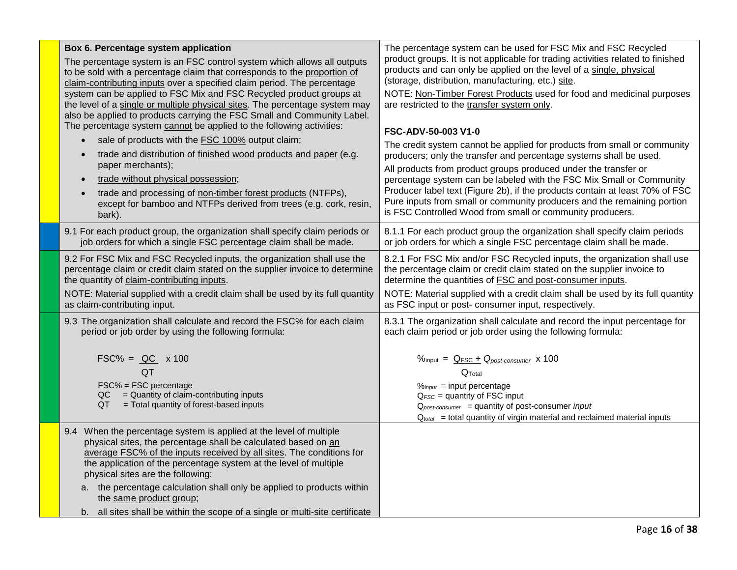| | New | Old |
|---|---|---|
| | **Box 6. Percentage system application**<br><br>The percentage system is an FSC control system which allows all outputs to be sold with a percentage claim that corresponds to the proportion of claim-contributing inputs over a specified claim period. The percentage system can be applied to FSC Mix and FSC Recycled product groups at the level of a single or multiple physical sites. The percentage system may also be applied to products carrying the FSC Small and Community Label. The percentage system cannot be applied to the following activities:<br>• sale of products with the FSC 100% output claim;<br>• trade and distribution of finished wood products and paper (e.g. paper merchants);<br>• trade without physical possession;<br>• trade and processing of non-timber forest products (NTFPs), except for bamboo and NTFPs derived from trees (e.g. cork, resin, bark). | The percentage system can be used for FSC Mix and FSC Recycled product groups. It is not applicable for trading activities related to finished products and can only be applied on the level of a single, physical (storage, distribution, manufacturing, etc.) site.<br>NOTE: Non-Timber Forest Products used for food and medicinal purposes are restricted to the transfer system only.<br><br>**FSC-ADV-50-003 V1-0**<br>The credit system cannot be applied for products from small or community producers; only the transfer and percentage systems shall be used.<br>All products from product groups produced under the transfer or percentage system can be labeled with the FSC Mix Small or Community Producer label text (Figure 2b), if the products contain at least 70% of FSC Pure inputs from small or community producers and the remaining portion is FSC Controlled Wood from small or community producers. |
| | 9.1 For each product group, the organization shall specify claim periods or job orders for which a single FSC percentage claim shall be made. | 8.1.1 For each product group the organization shall specify claim periods or job orders for which a single FSC percentage claim shall be made. |
| | 9.2 For FSC Mix and FSC Recycled inputs, the organization shall use the percentage claim or credit claim stated on the supplier invoice to determine the quantity of claim-contributing inputs.<br>NOTE: Material supplied with a credit claim shall be used by its full quantity as claim-contributing input. | 8.2.1 For FSC Mix and/or FSC Recycled inputs, the organization shall use the percentage claim or credit claim stated on the supplier invoice to determine the quantities of FSC and post-consumer inputs.<br>NOTE: Material supplied with a credit claim shall be used by its full quantity as FSC input or post- consumer input, respectively. |
| | 9.3 The organization shall calculate and record the FSC% for each claim period or job order by using the following formula:<br><br>$FSC\% = \frac{QC}{QT} \times 100$<br><br>FSC% = FSC percentage<br>QC = Quantity of claim-contributing inputs<br>QT = Total quantity of forest-based inputs | 8.3.1 The organization shall calculate and record the input percentage for each claim period or job order using the following formula:<br><br>$\%_{input} = \frac{Q_{FSC} + Q_{post\text{-}consumer}}{Q_{Total}} \times 100$<br><br>$\%_{input}$ = input percentage<br>$Q_{FSC}$ = quantity of FSC input<br>$Q_{post\text{-}consumer}$ = quantity of post-consumer *input*<br>$Q_{total}$ = total quantity of virgin material and reclaimed material inputs |
| | 9.4 When the percentage system is applied at the level of multiple physical sites, the percentage shall be calculated based on an average FSC% of the inputs received by all sites. The conditions for the application of the percentage system at the level of multiple physical sites are the following:<br>a. the percentage calculation shall only be applied to products within the same product group;<br>b. all sites shall be within the scope of a single or multi-site certificate | |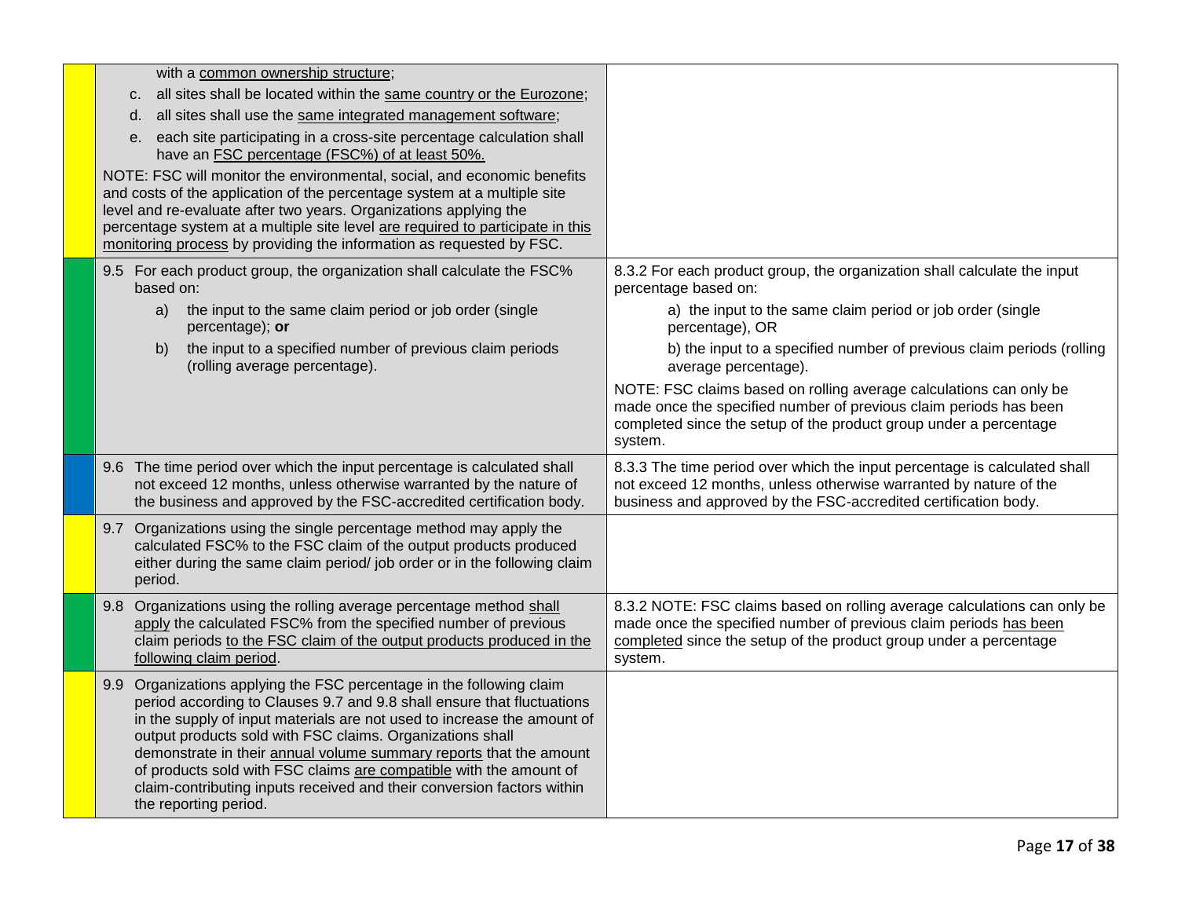| | | |
|---|---|---|
| | with a common ownership structure;<br>c. all sites shall be located within the same country or the Eurozone;<br>d. all sites shall use the same integrated management software;<br>e. each site participating in a cross-site percentage calculation shall have an FSC percentage (FSC%) of at least 50%.<br>NOTE: FSC will monitor the environmental, social, and economic benefits and costs of the application of the percentage system at a multiple site level and re-evaluate after two years. Organizations applying the percentage system at a multiple site level are required to participate in this monitoring process by providing the information as requested by FSC. | |
| | 9.5 For each product group, the organization shall calculate the FSC% based on:<br>a) the input to the same claim period or job order (single percentage); **or**<br>b) the input to a specified number of previous claim periods (rolling average percentage). | 8.3.2 For each product group, the organization shall calculate the input percentage based on:<br>a) the input to the same claim period or job order (single percentage), OR<br>b) the input to a specified number of previous claim periods (rolling average percentage).<br>NOTE: FSC claims based on rolling average calculations can only be made once the specified number of previous claim periods has been completed since the setup of the product group under a percentage system. |
| | 9.6 The time period over which the input percentage is calculated shall not exceed 12 months, unless otherwise warranted by the nature of the business and approved by the FSC-accredited certification body. | 8.3.3 The time period over which the input percentage is calculated shall not exceed 12 months, unless otherwise warranted by nature of the business and approved by the FSC-accredited certification body. |
| | 9.7 Organizations using the single percentage method may apply the calculated FSC% to the FSC claim of the output products produced either during the same claim period/ job order or in the following claim period. | |
| | 9.8 Organizations using the rolling average percentage method shall apply the calculated FSC% from the specified number of previous claim periods to the FSC claim of the output products produced in the following claim period. | 8.3.2 NOTE: FSC claims based on rolling average calculations can only be made once the specified number of previous claim periods has been completed since the setup of the product group under a percentage system. |
| | 9.9 Organizations applying the FSC percentage in the following claim period according to Clauses 9.7 and 9.8 shall ensure that fluctuations in the supply of input materials are not used to increase the amount of output products sold with FSC claims. Organizations shall demonstrate in their annual volume summary reports that the amount of products sold with FSC claims are compatible with the amount of claim-contributing inputs received and their conversion factors within the reporting period. | |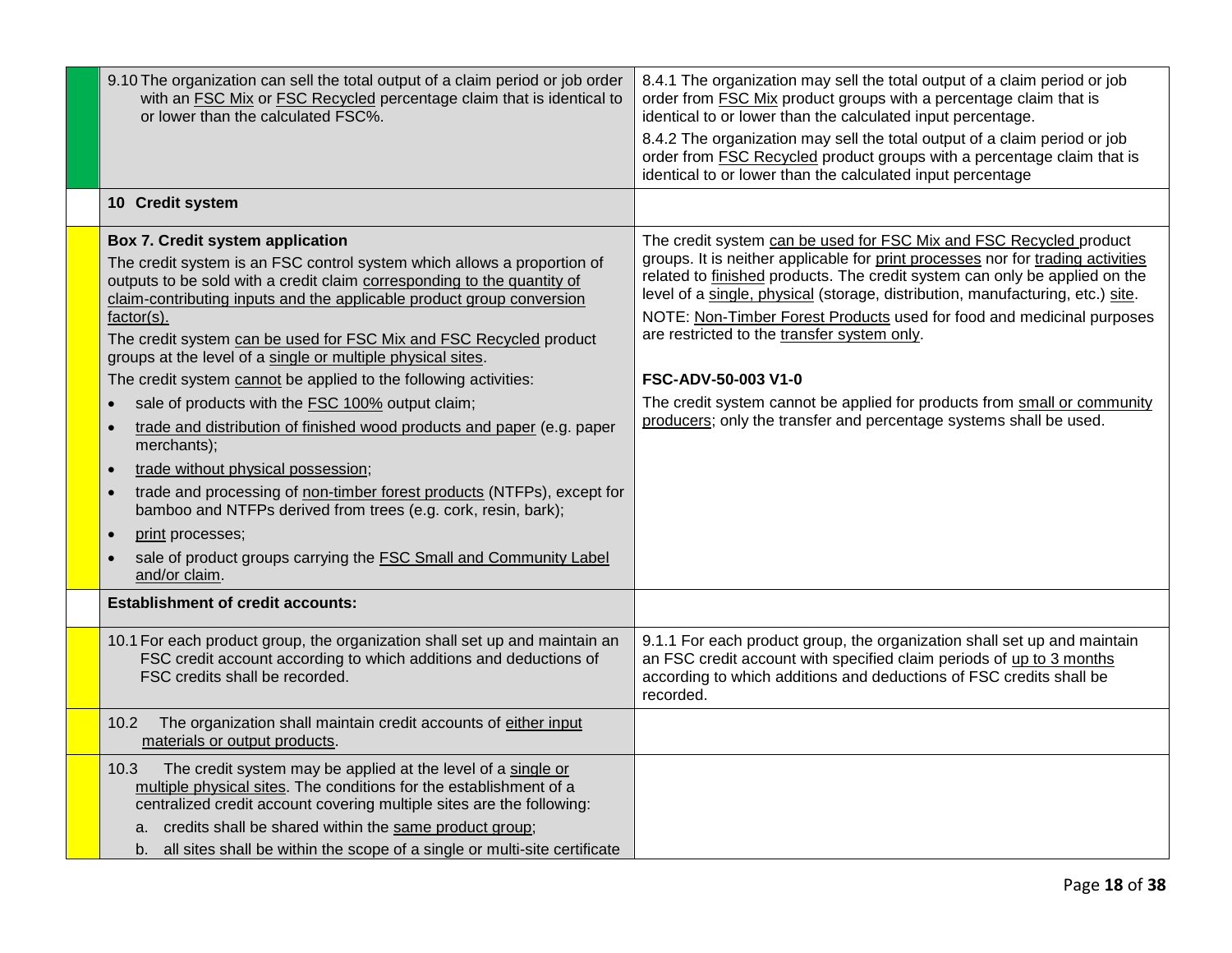| | | |
|---|---|---|
| | 9.10 The organization can sell the total output of a claim period or job order with an FSC Mix or FSC Recycled percentage claim that is identical to or lower than the calculated FSC%. | 8.4.1 The organization may sell the total output of a claim period or job order from FSC Mix product groups with a percentage claim that is identical to or lower than the calculated input percentage.<br>8.4.2 The organization may sell the total output of a claim period or job order from FSC Recycled product groups with a percentage claim that is identical to or lower than the calculated input percentage |
| | **10 Credit system** | |
| | **Box 7. Credit system application**<br>The credit system is an FSC control system which allows a proportion of outputs to be sold with a credit claim corresponding to the quantity of claim-contributing inputs and the applicable product group conversion factor(s).<br>The credit system can be used for FSC Mix and FSC Recycled product groups at the level of a single or multiple physical sites.<br>The credit system cannot be applied to the following activities:<br>• sale of products with the FSC 100% output claim;<br>• trade and distribution of finished wood products and paper (e.g. paper merchants);<br>• trade without physical possession;<br>• trade and processing of non-timber forest products (NTFPs), except for bamboo and NTFPs derived from trees (e.g. cork, resin, bark);<br>• print processes;<br>• sale of product groups carrying the FSC Small and Community Label and/or claim. | The credit system can be used for FSC Mix and FSC Recycled product groups. It is neither applicable for print processes nor for trading activities related to finished products. The credit system can only be applied on the level of a single, physical (storage, distribution, manufacturing, etc.) site.<br>NOTE: Non-Timber Forest Products used for food and medicinal purposes are restricted to the transfer system only.<br><br>**FSC-ADV-50-003 V1-0**<br>The credit system cannot be applied for products from small or community producers; only the transfer and percentage systems shall be used. |
| | **Establishment of credit accounts:** | |
| | 10.1 For each product group, the organization shall set up and maintain an FSC credit account according to which additions and deductions of FSC credits shall be recorded. | 9.1.1 For each product group, the organization shall set up and maintain an FSC credit account with specified claim periods of up to 3 months according to which additions and deductions of FSC credits shall be recorded. |
| | 10.2 The organization shall maintain credit accounts of either input materials or output products. | |
| | 10.3 The credit system may be applied at the level of a single or multiple physical sites. The conditions for the establishment of a centralized credit account covering multiple sites are the following:<br>a. credits shall be shared within the same product group;<br>b. all sites shall be within the scope of a single or multi-site certificate | |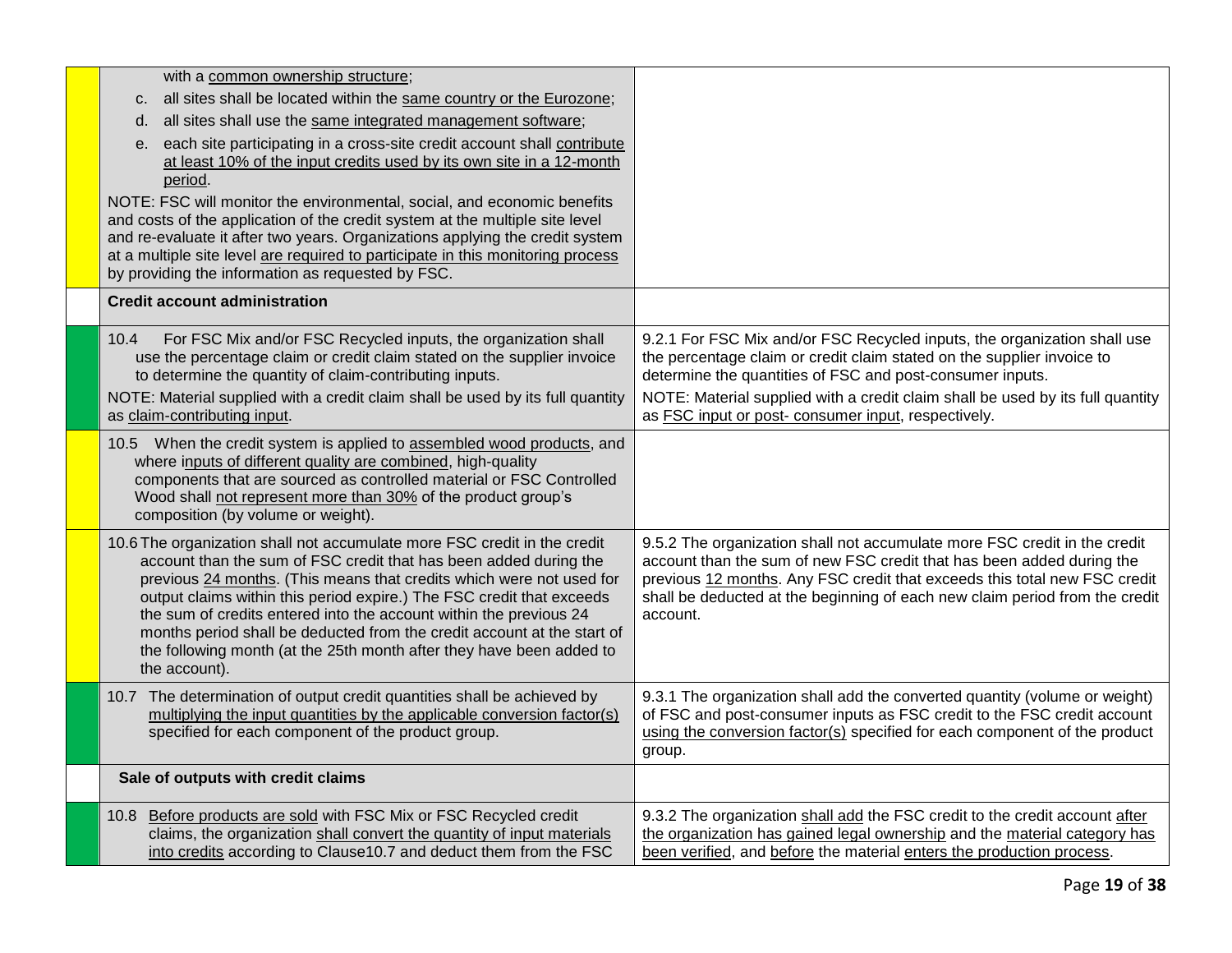| | | |
|---|---|---|
| | with a common ownership structure;<br>c. all sites shall be located within the same country or the Eurozone;<br>d. all sites shall use the same integrated management software;<br>e. each site participating in a cross-site credit account shall contribute at least 10% of the input credits used by its own site in a 12-month period.<br>NOTE: FSC will monitor the environmental, social, and economic benefits and costs of the application of the credit system at the multiple site level and re-evaluate it after two years. Organizations applying the credit system at a multiple site level are required to participate in this monitoring process by providing the information as requested by FSC. | |
| | **Credit account administration** | |
| | 10.4 For FSC Mix and/or FSC Recycled inputs, the organization shall use the percentage claim or credit claim stated on the supplier invoice to determine the quantity of claim-contributing inputs.<br>NOTE: Material supplied with a credit claim shall be used by its full quantity as claim-contributing input. | 9.2.1 For FSC Mix and/or FSC Recycled inputs, the organization shall use the percentage claim or credit claim stated on the supplier invoice to determine the quantities of FSC and post-consumer inputs.<br>NOTE: Material supplied with a credit claim shall be used by its full quantity as FSC input or post- consumer input, respectively. |
| | 10.5 When the credit system is applied to assembled wood products, and where inputs of different quality are combined, high-quality components that are sourced as controlled material or FSC Controlled Wood shall not represent more than 30% of the product group's composition (by volume or weight). | |
| | 10.6 The organization shall not accumulate more FSC credit in the credit account than the sum of FSC credit that has been added during the previous 24 months. (This means that credits which were not used for output claims within this period expire.) The FSC credit that exceeds the sum of credits entered into the account within the previous 24 months period shall be deducted from the credit account at the start of the following month (at the 25th month after they have been added to the account). | 9.5.2 The organization shall not accumulate more FSC credit in the credit account than the sum of new FSC credit that has been added during the previous 12 months. Any FSC credit that exceeds this total new FSC credit shall be deducted at the beginning of each new claim period from the credit account. |
| | 10.7 The determination of output credit quantities shall be achieved by multiplying the input quantities by the applicable conversion factor(s) specified for each component of the product group. | 9.3.1 The organization shall add the converted quantity (volume or weight) of FSC and post-consumer inputs as FSC credit to the FSC credit account using the conversion factor(s) specified for each component of the product group. |
| | **Sale of outputs with credit claims** | |
| | 10.8 Before products are sold with FSC Mix or FSC Recycled credit claims, the organization shall convert the quantity of input materials into credits according to Clause10.7 and deduct them from the FSC | 9.3.2 The organization shall add the FSC credit to the credit account after the organization has gained legal ownership and the material category has been verified, and before the material enters the production process. |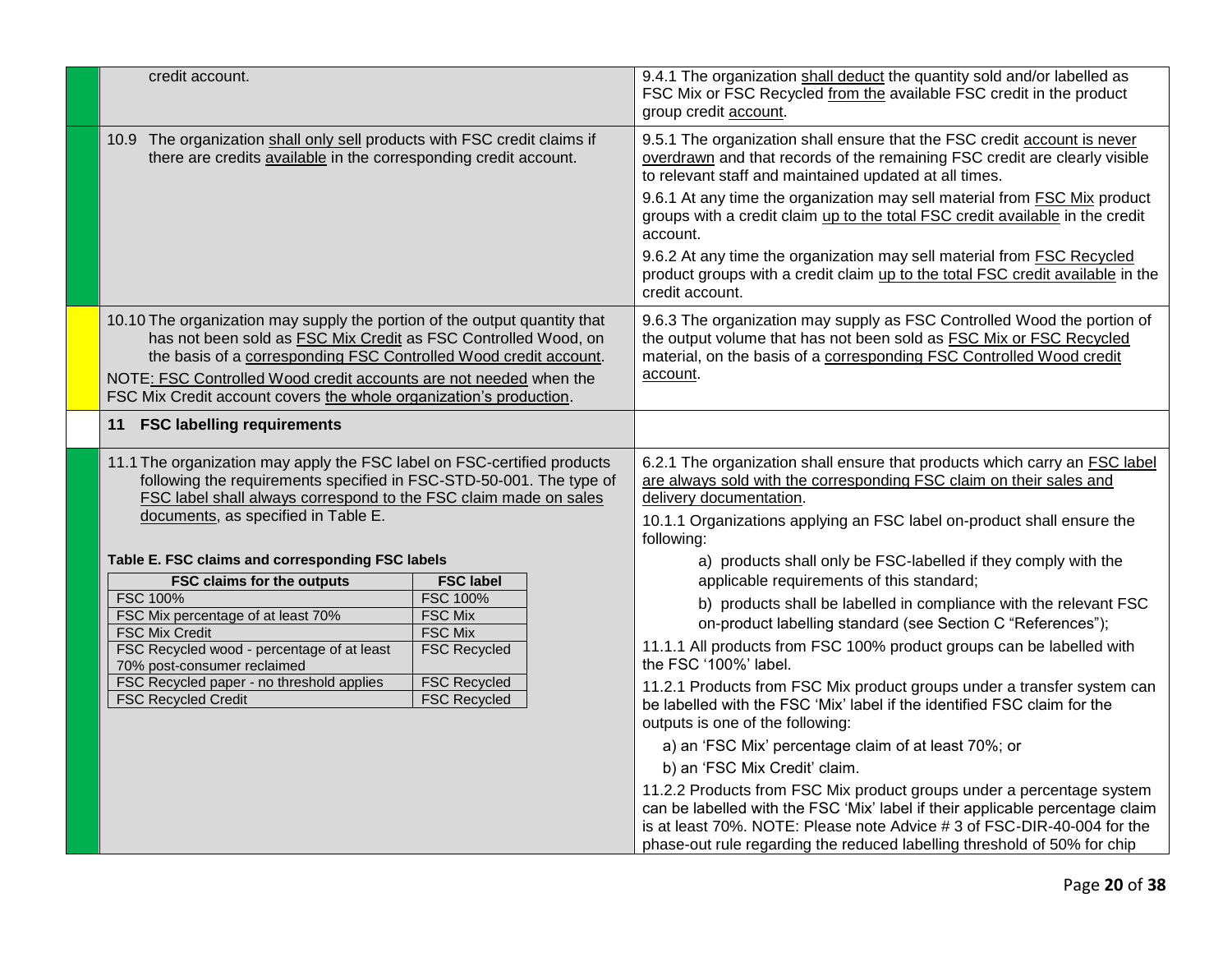| | Requirement | Corresponding requirement |
|---|---|---|
| | credit account. | 9.4.1 The organization shall deduct the quantity sold and/or labelled as FSC Mix or FSC Recycled from the available FSC credit in the product group credit account. |
| | 10.9 The organization shall only sell products with FSC credit claims if there are credits available in the corresponding credit account. | 9.5.1 The organization shall ensure that the FSC credit account is never overdrawn and that records of the remaining FSC credit are clearly visible to relevant staff and maintained updated at all times.<br><br>9.6.1 At any time the organization may sell material from FSC Mix product groups with a credit claim up to the total FSC credit available in the credit account.<br><br>9.6.2 At any time the organization may sell material from FSC Recycled product groups with a credit claim up to the total FSC credit available in the credit account. |
| | 10.10 The organization may supply the portion of the output quantity that has not been sold as FSC Mix Credit as FSC Controlled Wood, on the basis of a corresponding FSC Controlled Wood credit account.<br><br>NOTE: FSC Controlled Wood credit accounts are not needed when the FSC Mix Credit account covers the whole organization's production. | 9.6.3 The organization may supply as FSC Controlled Wood the portion of the output volume that has not been sold as FSC Mix or FSC Recycled material, on the basis of a corresponding FSC Controlled Wood credit account. |
| | **11 FSC labelling requirements** | |
| | 11.1 The organization may apply the FSC label on FSC-certified products following the requirements specified in FSC-STD-50-001. The type of FSC label shall always correspond to the FSC claim made on sales documents, as specified in Table E. | 6.2.1 The organization shall ensure that products which carry an FSC label are always sold with the corresponding FSC claim on their sales and delivery documentation.<br><br>10.1.1 Organizations applying an FSC label on-product shall ensure the following:<br><br>a) products shall only be FSC-labelled if they comply with the applicable requirements of this standard;<br><br>b) products shall be labelled in compliance with the relevant FSC on-product labelling standard (see Section C "References");<br><br>11.1.1 All products from FSC 100% product groups can be labelled with the FSC '100%' label.<br><br>11.2.1 Products from FSC Mix product groups under a transfer system can be labelled with the FSC 'Mix' label if the identified FSC claim for the outputs is one of the following:<br><br>a) an 'FSC Mix' percentage claim of at least 70%; or<br><br>b) an 'FSC Mix Credit' claim.<br><br>11.2.2 Products from FSC Mix product groups under a percentage system can be labelled with the FSC 'Mix' label if their applicable percentage claim is at least 70%. NOTE: Please note Advice # 3 of FSC-DIR-40-004 for the phase-out rule regarding the reduced labelling threshold of 50% for chip |

**Table E. FSC claims and corresponding FSC labels**

| FSC claims for the outputs | FSC label |
|---|---|
| FSC 100% | FSC 100% |
| FSC Mix percentage of at least 70% | FSC Mix |
| FSC Mix Credit | FSC Mix |
| FSC Recycled wood - percentage of at least 70% post-consumer reclaimed | FSC Recycled |
| FSC Recycled paper - no threshold applies | FSC Recycled |
| FSC Recycled Credit | FSC Recycled |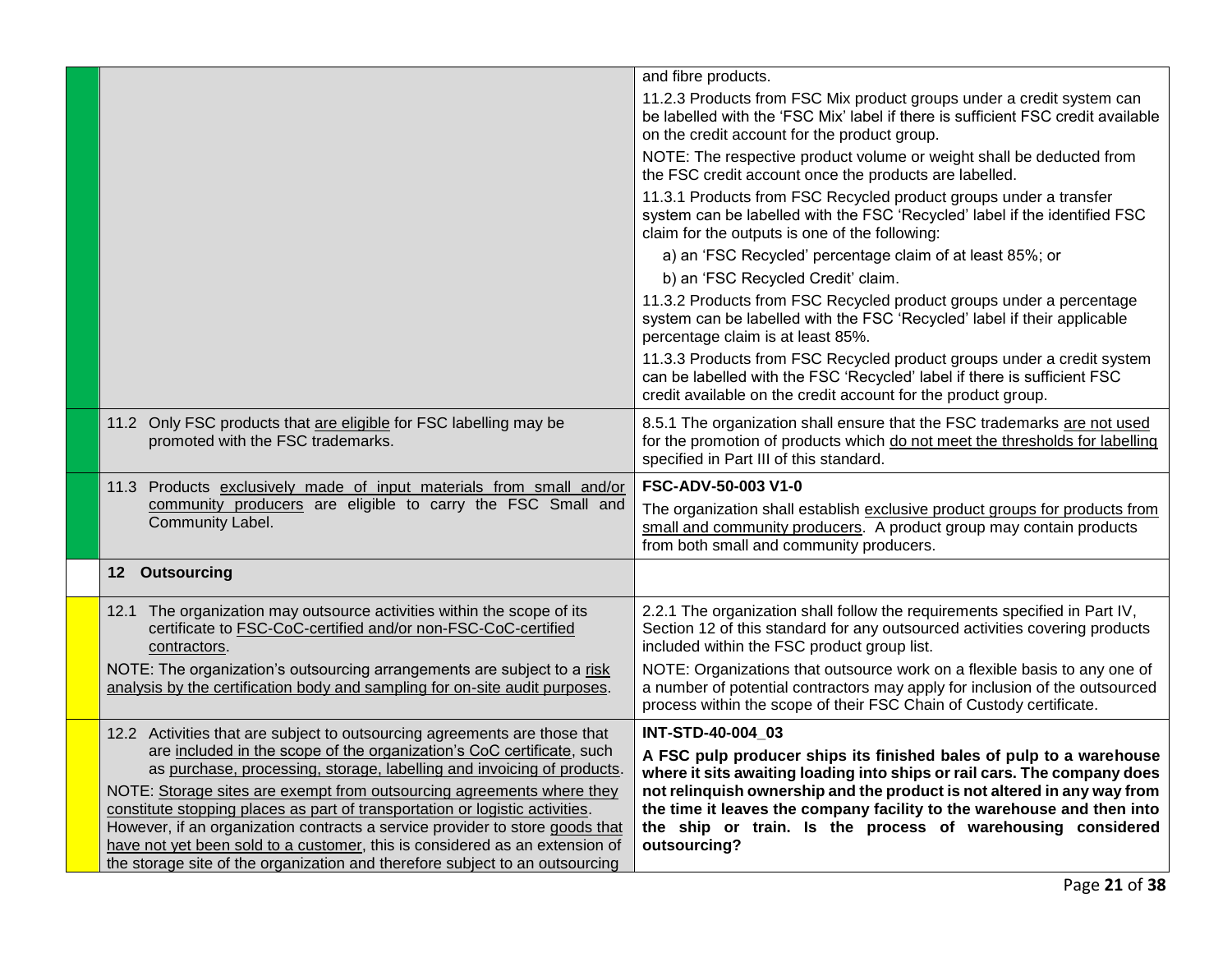| | | |
|---|---|---|
| | | and fibre products.<br>11.2.3 Products from FSC Mix product groups under a credit system can be labelled with the 'FSC Mix' label if there is sufficient FSC credit available on the credit account for the product group.<br>NOTE: The respective product volume or weight shall be deducted from the FSC credit account once the products are labelled.<br>11.3.1 Products from FSC Recycled product groups under a transfer system can be labelled with the FSC 'Recycled' label if the identified FSC claim for the outputs is one of the following:<br>a) an 'FSC Recycled' percentage claim of at least 85%; or<br>b) an 'FSC Recycled Credit' claim.<br>11.3.2 Products from FSC Recycled product groups under a percentage system can be labelled with the FSC 'Recycled' label if their applicable percentage claim is at least 85%.<br>11.3.3 Products from FSC Recycled product groups under a credit system can be labelled with the FSC 'Recycled' label if there is sufficient FSC credit available on the credit account for the product group. |
| | 11.2 Only FSC products that are eligible for FSC labelling may be promoted with the FSC trademarks. | 8.5.1 The organization shall ensure that the FSC trademarks are not used for the promotion of products which do not meet the thresholds for labelling specified in Part III of this standard. |
| | 11.3 Products exclusively made of input materials from small and/or community producers are eligible to carry the FSC Small and Community Label. | **FSC-ADV-50-003 V1-0**<br>The organization shall establish exclusive product groups for products from small and community producers. A product group may contain products from both small and community producers. |
| | **12 Outsourcing** | |
| | 12.1 The organization may outsource activities within the scope of its certificate to FSC-CoC-certified and/or non-FSC-CoC-certified contractors.<br>NOTE: The organization's outsourcing arrangements are subject to a risk analysis by the certification body and sampling for on-site audit purposes. | 2.2.1 The organization shall follow the requirements specified in Part IV, Section 12 of this standard for any outsourced activities covering products included within the FSC product group list.<br>NOTE: Organizations that outsource work on a flexible basis to any one of a number of potential contractors may apply for inclusion of the outsourced process within the scope of their FSC Chain of Custody certificate. |
| | 12.2 Activities that are subject to outsourcing agreements are those that are included in the scope of the organization's CoC certificate, such as purchase, processing, storage, labelling and invoicing of products.<br>NOTE: Storage sites are exempt from outsourcing agreements where they constitute stopping places as part of transportation or logistic activities. However, if an organization contracts a service provider to store goods that have not yet been sold to a customer, this is considered as an extension of the storage site of the organization and therefore subject to an outsourcing | **INT-STD-40-004_03**<br>**A FSC pulp producer ships its finished bales of pulp to a warehouse where it sits awaiting loading into ships or rail cars. The company does not relinquish ownership and the product is not altered in any way from the time it leaves the company facility to the warehouse and then into the ship or train. Is the process of warehousing considered outsourcing?** |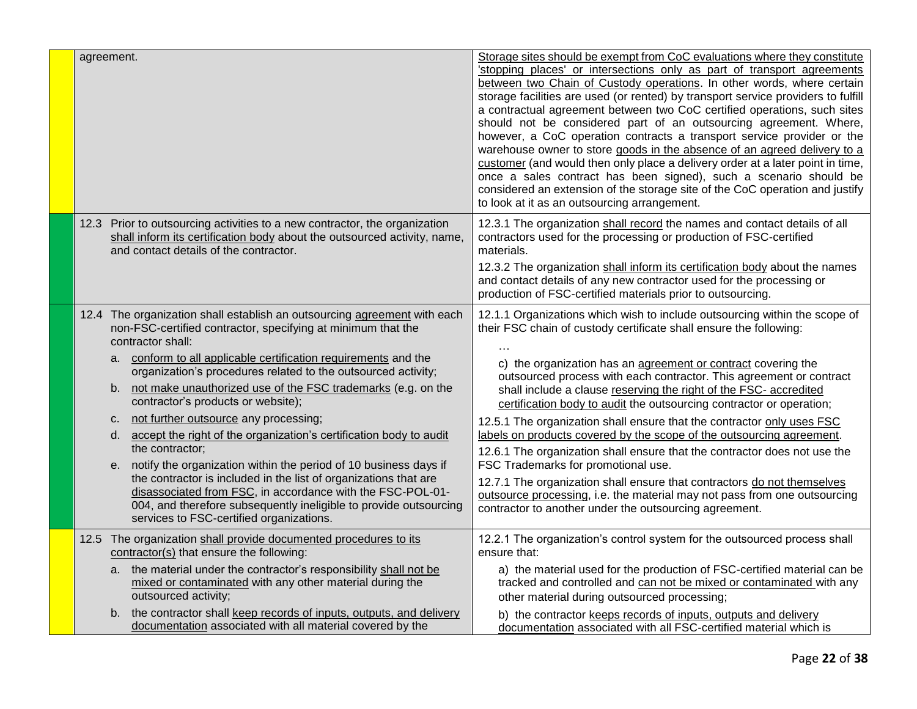| | | |
|---|---|---|
| | agreement. | Storage sites should be exempt from CoC evaluations where they constitute 'stopping places' or intersections only as part of transport agreements between two Chain of Custody operations. In other words, where certain storage facilities are used (or rented) by transport service providers to fulfill a contractual agreement between two CoC certified operations, such sites should not be considered part of an outsourcing agreement. Where, however, a CoC operation contracts a transport service provider or the warehouse owner to store goods in the absence of an agreed delivery to a customer (and would then only place a delivery order at a later point in time, once a sales contract has been signed), such a scenario should be considered an extension of the storage site of the CoC operation and justify to look at it as an outsourcing arrangement. |
| | 12.3 Prior to outsourcing activities to a new contractor, the organization shall inform its certification body about the outsourced activity, name, and contact details of the contractor. | 12.3.1 The organization shall record the names and contact details of all contractors used for the processing or production of FSC-certified materials.<br><br>12.3.2 The organization shall inform its certification body about the names and contact details of any new contractor used for the processing or production of FSC-certified materials prior to outsourcing. |
| | 12.4 The organization shall establish an outsourcing agreement with each non-FSC-certified contractor, specifying at minimum that the contractor shall:<br><br>a. conform to all applicable certification requirements and the organization's procedures related to the outsourced activity;<br>b. not make unauthorized use of the FSC trademarks (e.g. on the contractor's products or website);<br>c. not further outsource any processing;<br>d. accept the right of the organization's certification body to audit the contractor;<br>e. notify the organization within the period of 10 business days if the contractor is included in the list of organizations that are disassociated from FSC, in accordance with the FSC-POL-01-004, and therefore subsequently ineligible to provide outsourcing services to FSC-certified organizations. | 12.1.1 Organizations which wish to include outsourcing within the scope of their FSC chain of custody certificate shall ensure the following:<br><br>…<br><br>c) the organization has an agreement or contract covering the outsourced process with each contractor. This agreement or contract shall include a clause reserving the right of the FSC- accredited certification body to audit the outsourcing contractor or operation;<br><br>12.5.1 The organization shall ensure that the contractor only uses FSC labels on products covered by the scope of the outsourcing agreement.<br><br>12.6.1 The organization shall ensure that the contractor does not use the FSC Trademarks for promotional use.<br><br>12.7.1 The organization shall ensure that contractors do not themselves outsource processing, i.e. the material may not pass from one outsourcing contractor to another under the outsourcing agreement. |
| | 12.5 The organization shall provide documented procedures to its contractor(s) that ensure the following:<br><br>a. the material under the contractor's responsibility shall not be mixed or contaminated with any other material during the outsourced activity;<br>b. the contractor shall keep records of inputs, outputs, and delivery documentation associated with all material covered by the | 12.2.1 The organization's control system for the outsourced process shall ensure that:<br><br>a) the material used for the production of FSC-certified material can be tracked and controlled and can not be mixed or contaminated with any other material during outsourced processing;<br><br>b) the contractor keeps records of inputs, outputs and delivery documentation associated with all FSC-certified material which is |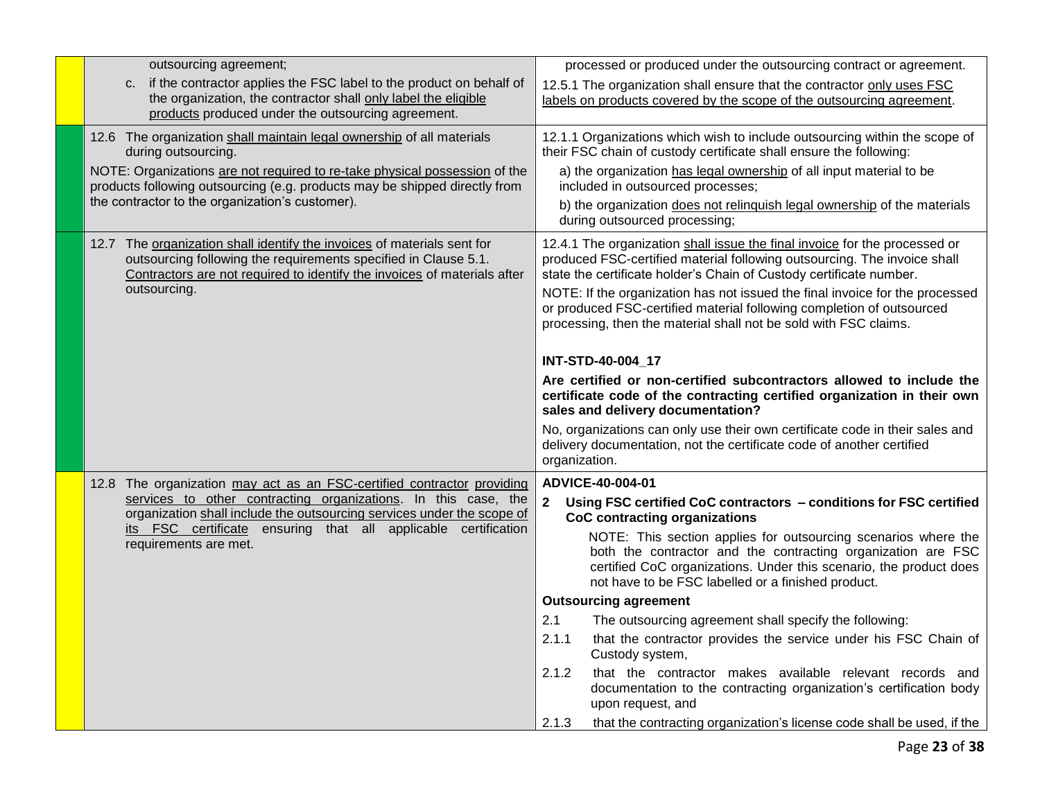| | | |
|---|---|---|
| | outsourcing agreement;<br>c. if the contractor applies the FSC label to the product on behalf of the organization, the contractor shall only label the eligible products produced under the outsourcing agreement. | processed or produced under the outsourcing contract or agreement.<br>12.5.1 The organization shall ensure that the contractor only uses FSC labels on products covered by the scope of the outsourcing agreement. |
| | 12.6 The organization shall maintain legal ownership of all materials during outsourcing.<br>NOTE: Organizations are not required to re-take physical possession of the products following outsourcing (e.g. products may be shipped directly from the contractor to the organization's customer). | 12.1.1 Organizations which wish to include outsourcing within the scope of their FSC chain of custody certificate shall ensure the following:<br>a) the organization has legal ownership of all input material to be included in outsourced processes;<br>b) the organization does not relinquish legal ownership of the materials during outsourced processing; |
| | 12.7 The organization shall identify the invoices of materials sent for outsourcing following the requirements specified in Clause 5.1. Contractors are not required to identify the invoices of materials after outsourcing. | 12.4.1 The organization shall issue the final invoice for the processed or produced FSC-certified material following outsourcing. The invoice shall state the certificate holder's Chain of Custody certificate number.<br>NOTE: If the organization has not issued the final invoice for the processed or produced FSC-certified material following completion of outsourced processing, then the material shall not be sold with FSC claims.<br><br>**INT-STD-40-004_17**<br>**Are certified or non-certified subcontractors allowed to include the certificate code of the contracting certified organization in their own sales and delivery documentation?**<br>No, organizations can only use their own certificate code in their sales and delivery documentation, not the certificate code of another certified organization. |
| | 12.8 The organization may act as an FSC-certified contractor providing services to other contracting organizations. In this case, the organization shall include the outsourcing services under the scope of its FSC certificate ensuring that all applicable certification requirements are met. | **ADVICE-40-004-01**<br>**2 Using FSC certified CoC contractors – conditions for FSC certified CoC contracting organizations**<br>NOTE: This section applies for outsourcing scenarios where the both the contractor and the contracting organization are FSC certified CoC organizations. Under this scenario, the product does not have to be FSC labelled or a finished product.<br>**Outsourcing agreement**<br>2.1 The outsourcing agreement shall specify the following:<br>2.1.1 that the contractor provides the service under his FSC Chain of Custody system,<br>2.1.2 that the contractor makes available relevant records and documentation to the contracting organization's certification body upon request, and<br>2.1.3 that the contracting organization's license code shall be used, if the |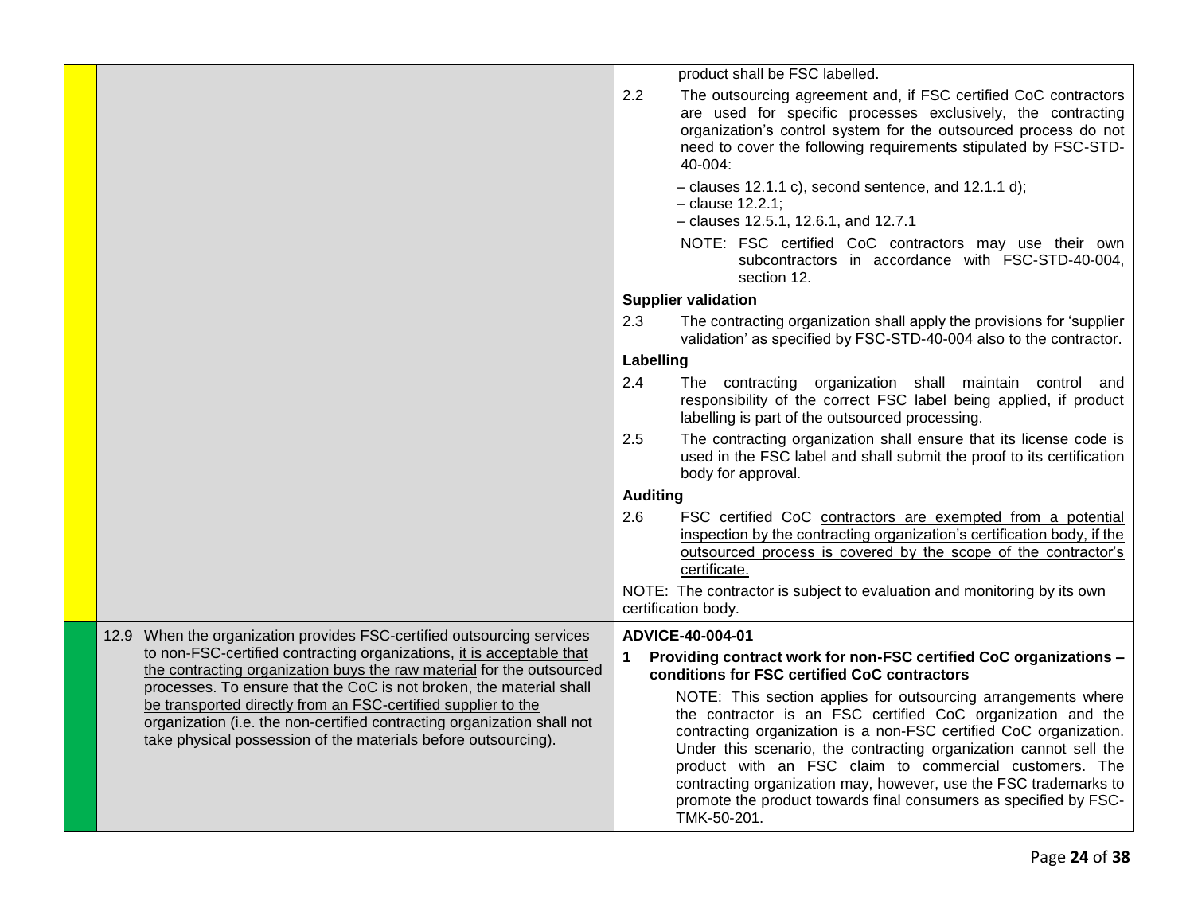| | | |
|---|---|---|
| | | product shall be FSC labelled.<br><br>2.2 The outsourcing agreement and, if FSC certified CoC contractors are used for specific processes exclusively, the contracting organization's control system for the outsourced process do not need to cover the following requirements stipulated by FSC-STD-40-004:<br>– clauses 12.1.1 c), second sentence, and 12.1.1 d);<br>– clause 12.2.1;<br>– clauses 12.5.1, 12.6.1, and 12.7.1<br>NOTE: FSC certified CoC contractors may use their own subcontractors in accordance with FSC-STD-40-004, section 12.<br><br>**Supplier validation**<br>2.3 The contracting organization shall apply the provisions for 'supplier validation' as specified by FSC-STD-40-004 also to the contractor.<br><br>**Labelling**<br>2.4 The contracting organization shall maintain control and responsibility of the correct FSC label being applied, if product labelling is part of the outsourced processing.<br>2.5 The contracting organization shall ensure that its license code is used in the FSC label and shall submit the proof to its certification body for approval.<br><br>**Auditing**<br>2.6 FSC certified CoC contractors are exempted from a potential inspection by the contracting organization's certification body, if the outsourced process is covered by the scope of the contractor's certificate.<br><br>NOTE: The contractor is subject to evaluation and monitoring by its own certification body. |
| | 12.9 When the organization provides FSC-certified outsourcing services to non-FSC-certified contracting organizations, it is acceptable that the contracting organization buys the raw material for the outsourced processes. To ensure that the CoC is not broken, the material shall be transported directly from an FSC-certified supplier to the organization (i.e. the non-certified contracting organization shall not take physical possession of the materials before outsourcing). | **ADVICE-40-004-01**<br>**1 Providing contract work for non-FSC certified CoC organizations – conditions for FSC certified CoC contractors**<br>NOTE: This section applies for outsourcing arrangements where the contractor is an FSC certified CoC organization and the contracting organization is a non-FSC certified CoC organization. Under this scenario, the contracting organization cannot sell the product with an FSC claim to commercial customers. The contracting organization may, however, use the FSC trademarks to promote the product towards final consumers as specified by FSC-TMK-50-201. |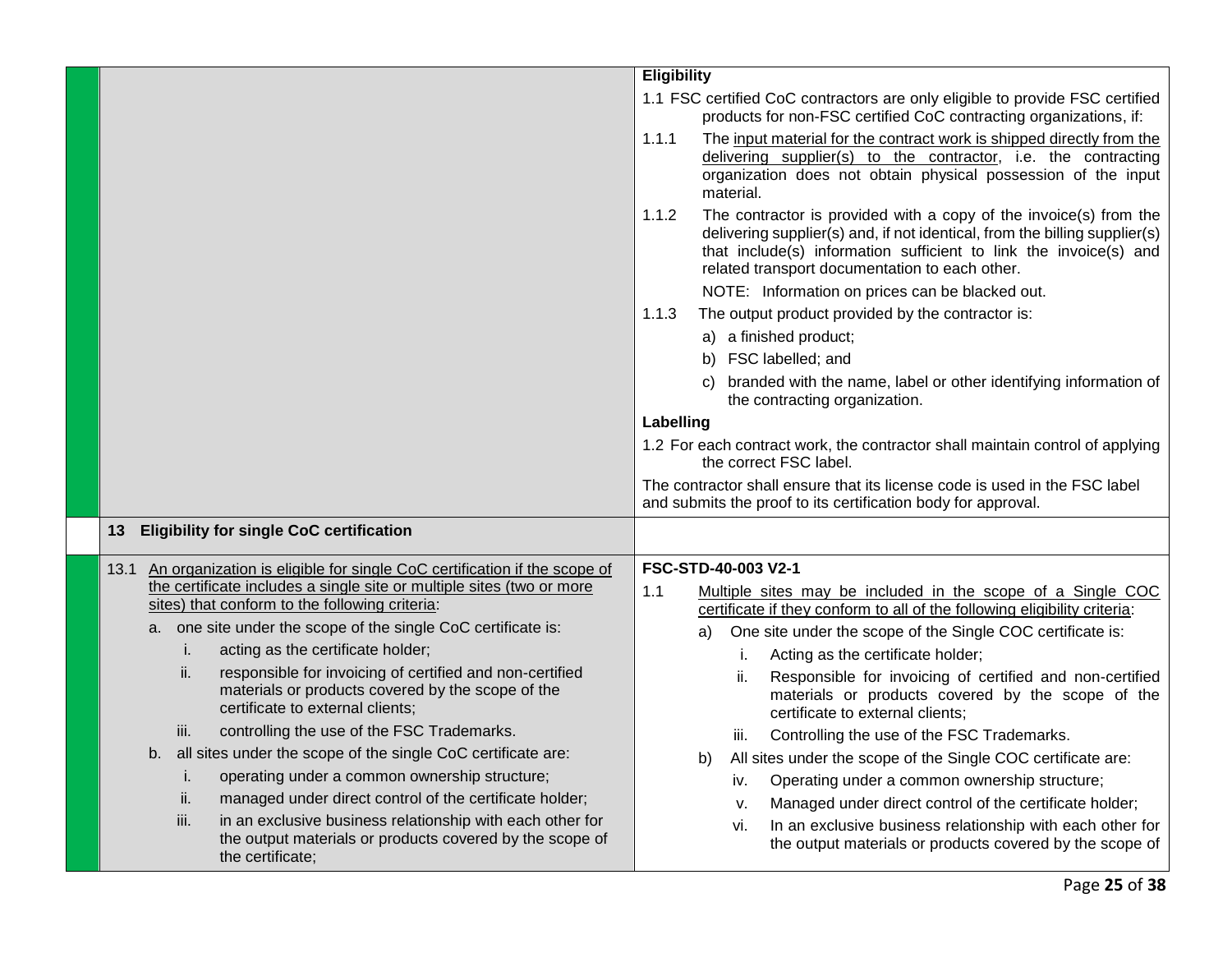| | |
|---|---|
| | **Eligibility**<br><br>1.1 FSC certified CoC contractors are only eligible to provide FSC certified products for non-FSC certified CoC contracting organizations, if:<br><br>1.1.1 The input material for the contract work is shipped directly from the delivering supplier(s) to the contractor, i.e. the contracting organization does not obtain physical possession of the input material.<br><br>1.1.2 The contractor is provided with a copy of the invoice(s) from the delivering supplier(s) and, if not identical, from the billing supplier(s) that include(s) information sufficient to link the invoice(s) and related transport documentation to each other.<br><br>NOTE: Information on prices can be blacked out.<br><br>1.1.3 The output product provided by the contractor is:<br><br>a) a finished product;<br><br>b) FSC labelled; and<br><br>c) branded with the name, label or other identifying information of the contracting organization.<br><br>**Labelling**<br><br>1.2 For each contract work, the contractor shall maintain control of applying the correct FSC label.<br><br>The contractor shall ensure that its license code is used in the FSC label and submits the proof to its certification body for approval. |
| **13 Eligibility for single CoC certification** | |
| 13.1 An organization is eligible for single CoC certification if the scope of the certificate includes a single site or multiple sites (two or more sites) that conform to the following criteria:<br><br>a. one site under the scope of the single CoC certificate is:<br><br>i. acting as the certificate holder;<br><br>ii. responsible for invoicing of certified and non-certified materials or products covered by the scope of the certificate to external clients;<br><br>iii. controlling the use of the FSC Trademarks.<br><br>b. all sites under the scope of the single CoC certificate are:<br><br>i. operating under a common ownership structure;<br><br>ii. managed under direct control of the certificate holder;<br><br>iii. in an exclusive business relationship with each other for the output materials or products covered by the scope of the certificate; | **FSC-STD-40-003 V2-1**<br><br>1.1 Multiple sites may be included in the scope of a Single COC certificate if they conform to all of the following eligibility criteria:<br><br>a) One site under the scope of the Single COC certificate is:<br><br>i. Acting as the certificate holder;<br><br>ii. Responsible for invoicing of certified and non-certified materials or products covered by the scope of the certificate to external clients;<br><br>iii. Controlling the use of the FSC Trademarks.<br><br>b) All sites under the scope of the Single COC certificate are:<br><br>iv. Operating under a common ownership structure;<br><br>v. Managed under direct control of the certificate holder;<br><br>vi. In an exclusive business relationship with each other for the output materials or products covered by the scope of |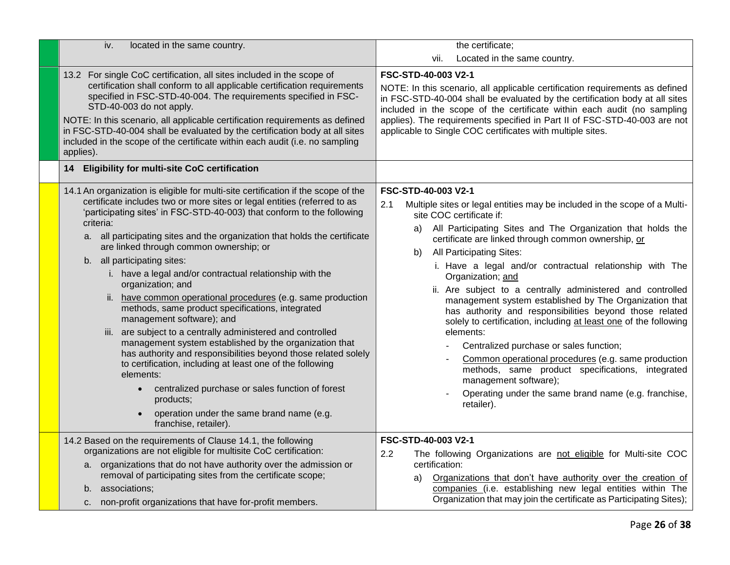| | | |
|---|---|---|
| | iv. located in the same country. | the certificate;<br>vii. Located in the same country. |
| | 13.2 For single CoC certification, all sites included in the scope of certification shall conform to all applicable certification requirements specified in FSC-STD-40-004. The requirements specified in FSC-STD-40-003 do not apply.<br>NOTE: In this scenario, all applicable certification requirements as defined in FSC-STD-40-004 shall be evaluated by the certification body at all sites included in the scope of the certificate within each audit (i.e. no sampling applies). | **FSC-STD-40-003 V2-1**<br>NOTE: In this scenario, all applicable certification requirements as defined in FSC-STD-40-004 shall be evaluated by the certification body at all sites included in the scope of the certificate within each audit (no sampling applies). The requirements specified in Part II of FSC-STD-40-003 are not applicable to Single COC certificates with multiple sites. |
| | **14 Eligibility for multi-site CoC certification** | |
| | 14.1 An organization is eligible for multi-site certification if the scope of the certificate includes two or more sites or legal entities (referred to as 'participating sites' in FSC-STD-40-003) that conform to the following criteria:<br>a. all participating sites and the organization that holds the certificate are linked through common ownership; or<br>b. all participating sites:<br>i. have a legal and/or contractual relationship with the organization; and<br>ii. have common operational procedures (e.g. same production methods, same product specifications, integrated management software); and<br>iii. are subject to a centrally administered and controlled management system established by the organization that has authority and responsibilities beyond those related solely to certification, including at least one of the following elements:<br>• centralized purchase or sales function of forest products;<br>• operation under the same brand name (e.g. franchise, retailer). | **FSC-STD-40-003 V2-1**<br>2.1 Multiple sites or legal entities may be included in the scope of a Multi-site COC certificate if:<br>a) All Participating Sites and The Organization that holds the certificate are linked through common ownership, or<br>b) All Participating Sites:<br>i. Have a legal and/or contractual relationship with The Organization; and<br>ii. Are subject to a centrally administered and controlled management system established by The Organization that has authority and responsibilities beyond those related solely to certification, including at least one of the following elements:<br>- Centralized purchase or sales function;<br>- Common operational procedures (e.g. same production methods, same product specifications, integrated management software);<br>- Operating under the same brand name (e.g. franchise, retailer). |
| | 14.2 Based on the requirements of Clause 14.1, the following organizations are not eligible for multisite CoC certification:<br>a. organizations that do not have authority over the admission or removal of participating sites from the certificate scope;<br>b. associations;<br>c. non-profit organizations that have for-profit members. | **FSC-STD-40-003 V2-1**<br>2.2 The following Organizations are not eligible for Multi-site COC certification:<br>a) Organizations that don't have authority over the creation of companies (i.e. establishing new legal entities within The Organization that may join the certificate as Participating Sites); |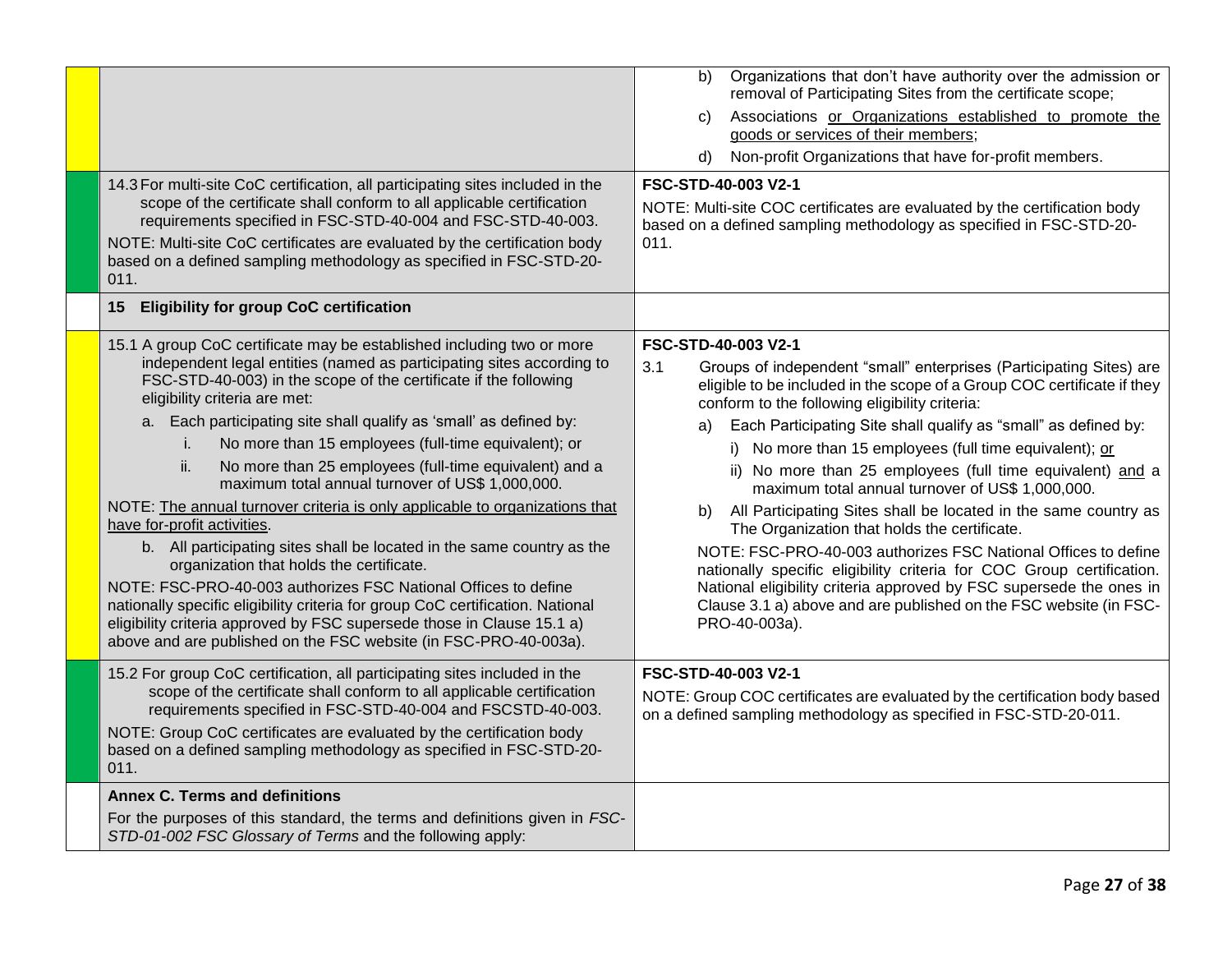| | | |
|---|---|---|
| | | b) Organizations that don't have authority over the admission or removal of Participating Sites from the certificate scope;<br>c) Associations <u>or Organizations established to promote the goods or services of their members</u>;<br>d) Non-profit Organizations that have for-profit members. |
| | 14.3 For multi-site CoC certification, all participating sites included in the scope of the certificate shall conform to all applicable certification requirements specified in FSC-STD-40-004 and FSC-STD-40-003.<br>NOTE: Multi-site CoC certificates are evaluated by the certification body based on a defined sampling methodology as specified in FSC-STD-20-011. | **FSC-STD-40-003 V2-1**<br>NOTE: Multi-site COC certificates are evaluated by the certification body based on a defined sampling methodology as specified in FSC-STD-20-011. |
| | **15 Eligibility for group CoC certification** | |
| | 15.1 A group CoC certificate may be established including two or more independent legal entities (named as participating sites according to FSC-STD-40-003) in the scope of the certificate if the following eligibility criteria are met:<br>a. Each participating site shall qualify as 'small' as defined by:<br>i. No more than 15 employees (full-time equivalent); or<br>ii. No more than 25 employees (full-time equivalent) and a maximum total annual turnover of US$ 1,000,000.<br>NOTE: <u>The annual turnover criteria is only applicable to organizations that have for-profit activities</u>.<br>b. All participating sites shall be located in the same country as the organization that holds the certificate.<br>NOTE: FSC-PRO-40-003 authorizes FSC National Offices to define nationally specific eligibility criteria for group CoC certification. National eligibility criteria approved by FSC supersede those in Clause 15.1 a) above and are published on the FSC website (in FSC-PRO-40-003a). | **FSC-STD-40-003 V2-1**<br>3.1 Groups of independent "small" enterprises (Participating Sites) are eligible to be included in the scope of a Group COC certificate if they conform to the following eligibility criteria:<br>a) Each Participating Site shall qualify as "small" as defined by:<br>i) No more than 15 employees (full time equivalent); <u>or</u><br>ii) No more than 25 employees (full time equivalent) <u>and</u> a maximum total annual turnover of US$ 1,000,000.<br>b) All Participating Sites shall be located in the same country as The Organization that holds the certificate.<br>NOTE: FSC-PRO-40-003 authorizes FSC National Offices to define nationally specific eligibility criteria for COC Group certification. National eligibility criteria approved by FSC supersede the ones in Clause 3.1 a) above and are published on the FSC website (in FSC-PRO-40-003a). |
| | 15.2 For group CoC certification, all participating sites included in the scope of the certificate shall conform to all applicable certification requirements specified in FSC-STD-40-004 and FSCSTD-40-003.<br>NOTE: Group CoC certificates are evaluated by the certification body based on a defined sampling methodology as specified in FSC-STD-20-011. | **FSC-STD-40-003 V2-1**<br>NOTE: Group COC certificates are evaluated by the certification body based on a defined sampling methodology as specified in FSC-STD-20-011. |
| | **Annex C. Terms and definitions**<br>For the purposes of this standard, the terms and definitions given in *FSC-STD-01-002 FSC Glossary of Terms* and the following apply: | |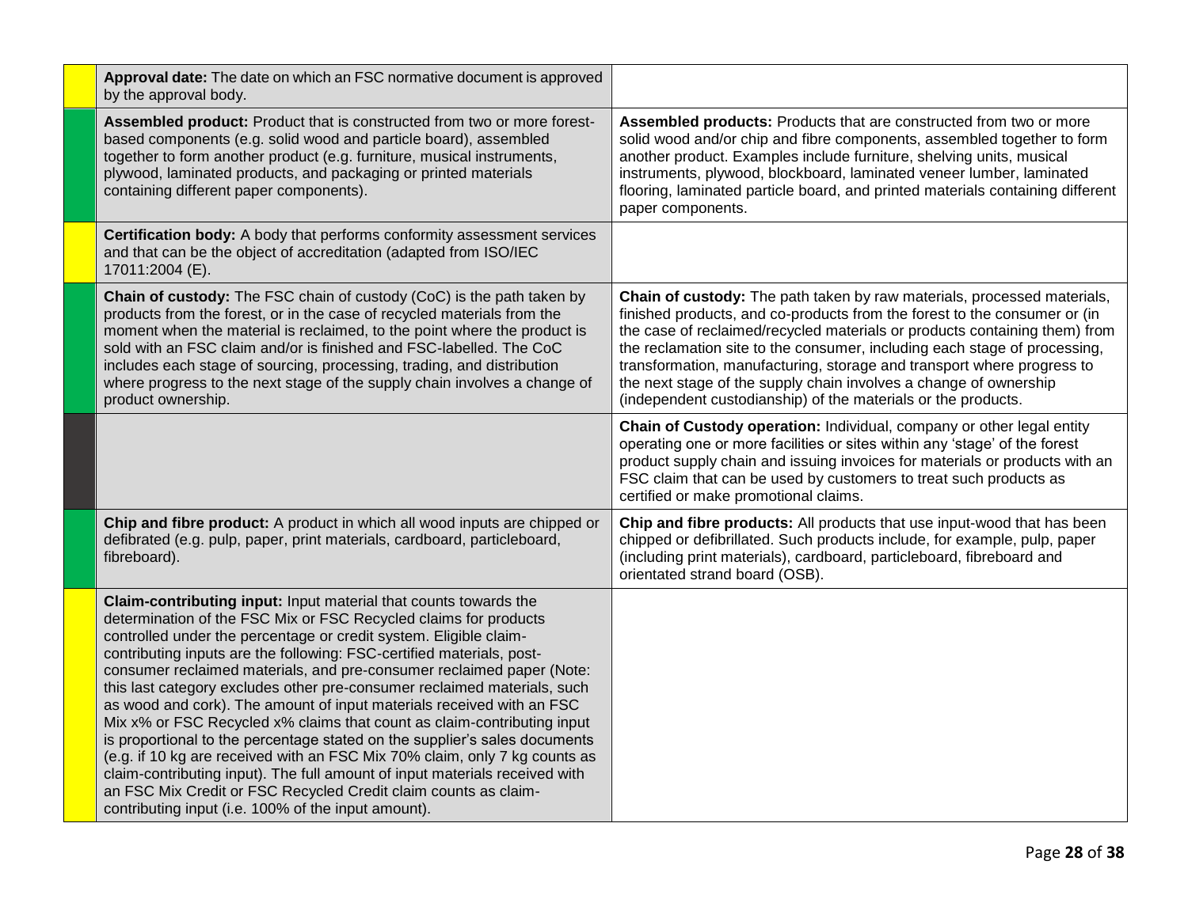| | | |
|---|---|---|
| | **Approval date:** The date on which an FSC normative document is approved by the approval body. | |
| | **Assembled product:** Product that is constructed from two or more forest-based components (e.g. solid wood and particle board), assembled together to form another product (e.g. furniture, musical instruments, plywood, laminated products, and packaging or printed materials containing different paper components). | **Assembled products:** Products that are constructed from two or more solid wood and/or chip and fibre components, assembled together to form another product. Examples include furniture, shelving units, musical instruments, plywood, blockboard, laminated veneer lumber, laminated flooring, laminated particle board, and printed materials containing different paper components. |
| | **Certification body:** A body that performs conformity assessment services and that can be the object of accreditation (adapted from ISO/IEC 17011:2004 (E). | |
| | **Chain of custody:** The FSC chain of custody (CoC) is the path taken by products from the forest, or in the case of recycled materials from the moment when the material is reclaimed, to the point where the product is sold with an FSC claim and/or is finished and FSC-labelled. The CoC includes each stage of sourcing, processing, trading, and distribution where progress to the next stage of the supply chain involves a change of product ownership. | **Chain of custody:** The path taken by raw materials, processed materials, finished products, and co-products from the forest to the consumer or (in the case of reclaimed/recycled materials or products containing them) from the reclamation site to the consumer, including each stage of processing, transformation, manufacturing, storage and transport where progress to the next stage of the supply chain involves a change of ownership (independent custodianship) of the materials or the products. |
| | | **Chain of Custody operation:** Individual, company or other legal entity operating one or more facilities or sites within any 'stage' of the forest product supply chain and issuing invoices for materials or products with an FSC claim that can be used by customers to treat such products as certified or make promotional claims. |
| | **Chip and fibre product:** A product in which all wood inputs are chipped or defibrated (e.g. pulp, paper, print materials, cardboard, particleboard, fibreboard). | **Chip and fibre products:** All products that use input-wood that has been chipped or defibrillated. Such products include, for example, pulp, paper (including print materials), cardboard, particleboard, fibreboard and orientated strand board (OSB). |
| | **Claim-contributing input:** Input material that counts towards the determination of the FSC Mix or FSC Recycled claims for products controlled under the percentage or credit system. Eligible claim-contributing inputs are the following: FSC-certified materials, post-consumer reclaimed materials, and pre-consumer reclaimed paper (Note: this last category excludes other pre-consumer reclaimed materials, such as wood and cork). The amount of input materials received with an FSC Mix x% or FSC Recycled x% claims that count as claim-contributing input is proportional to the percentage stated on the supplier's sales documents (e.g. if 10 kg are received with an FSC Mix 70% claim, only 7 kg counts as claim-contributing input). The full amount of input materials received with an FSC Mix Credit or FSC Recycled Credit claim counts as claim-contributing input (i.e. 100% of the input amount). | |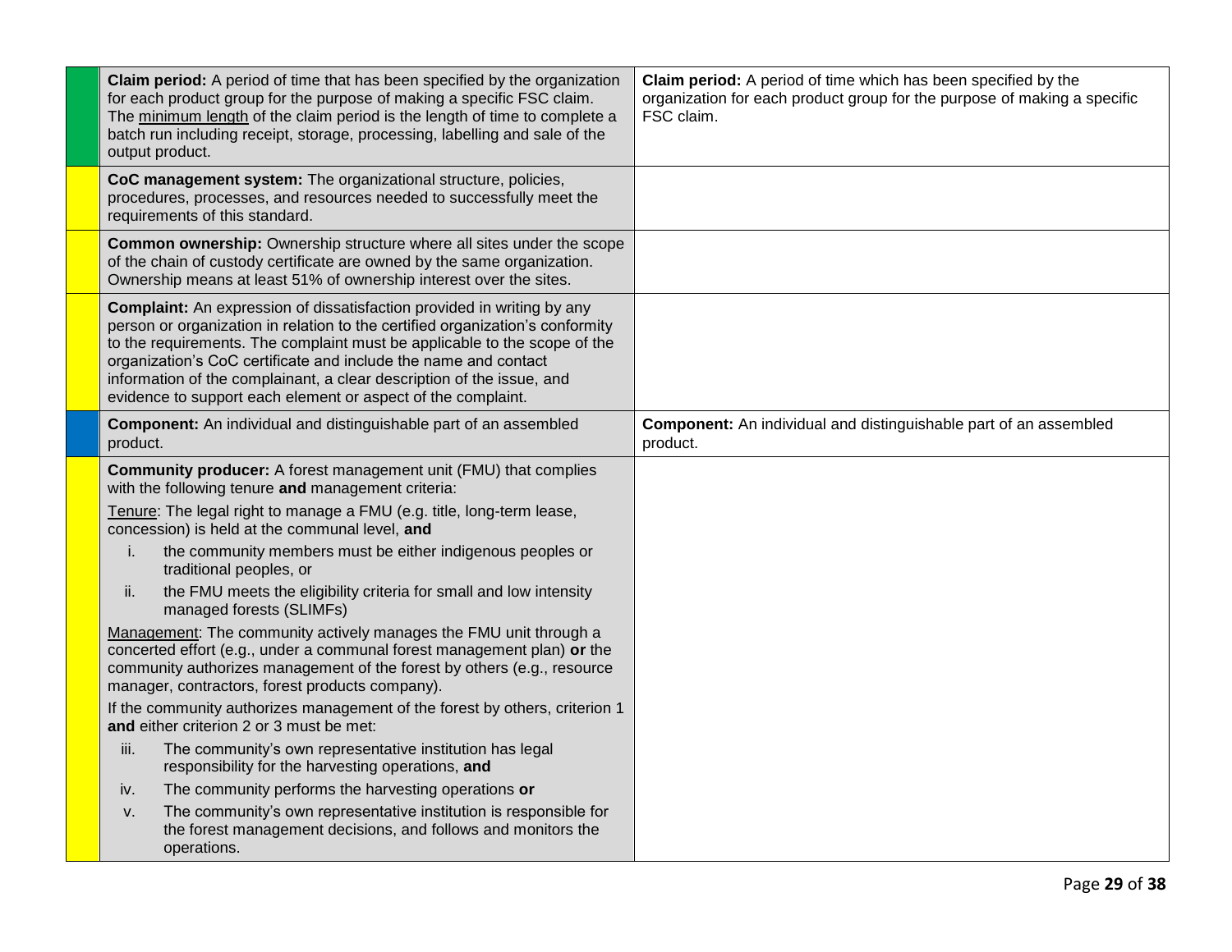| | | |
|---|---|---|
| | **Claim period:** A period of time that has been specified by the organization for each product group for the purpose of making a specific FSC claim. The <u>minimum length</u> of the claim period is the length of time to complete a batch run including receipt, storage, processing, labelling and sale of the output product. | **Claim period:** A period of time which has been specified by the organization for each product group for the purpose of making a specific FSC claim. |
| | **CoC management system:** The organizational structure, policies, procedures, processes, and resources needed to successfully meet the requirements of this standard. | |
| | **Common ownership:** Ownership structure where all sites under the scope of the chain of custody certificate are owned by the same organization. Ownership means at least 51% of ownership interest over the sites. | |
| | **Complaint:** An expression of dissatisfaction provided in writing by any person or organization in relation to the certified organization's conformity to the requirements. The complaint must be applicable to the scope of the organization's CoC certificate and include the name and contact information of the complainant, a clear description of the issue, and evidence to support each element or aspect of the complaint. | |
| | **Component:** An individual and distinguishable part of an assembled product. | **Component:** An individual and distinguishable part of an assembled product. |
| | **Community producer:** A forest management unit (FMU) that complies with the following tenure **and** management criteria:<br><br><u>Tenure</u>: The legal right to manage a FMU (e.g. title, long-term lease, concession) is held at the communal level, **and**<br>i. the community members must be either indigenous peoples or traditional peoples, or<br>ii. the FMU meets the eligibility criteria for small and low intensity managed forests (SLIMFs)<br><br><u>Management</u>: The community actively manages the FMU unit through a concerted effort (e.g., under a communal forest management plan) **or** the community authorizes management of the forest by others (e.g., resource manager, contractors, forest products company).<br><br>If the community authorizes management of the forest by others, criterion 1 **and** either criterion 2 or 3 must be met:<br>iii. The community's own representative institution has legal responsibility for the harvesting operations, **and**<br>iv. The community performs the harvesting operations **or**<br>v. The community's own representative institution is responsible for the forest management decisions, and follows and monitors the operations. | |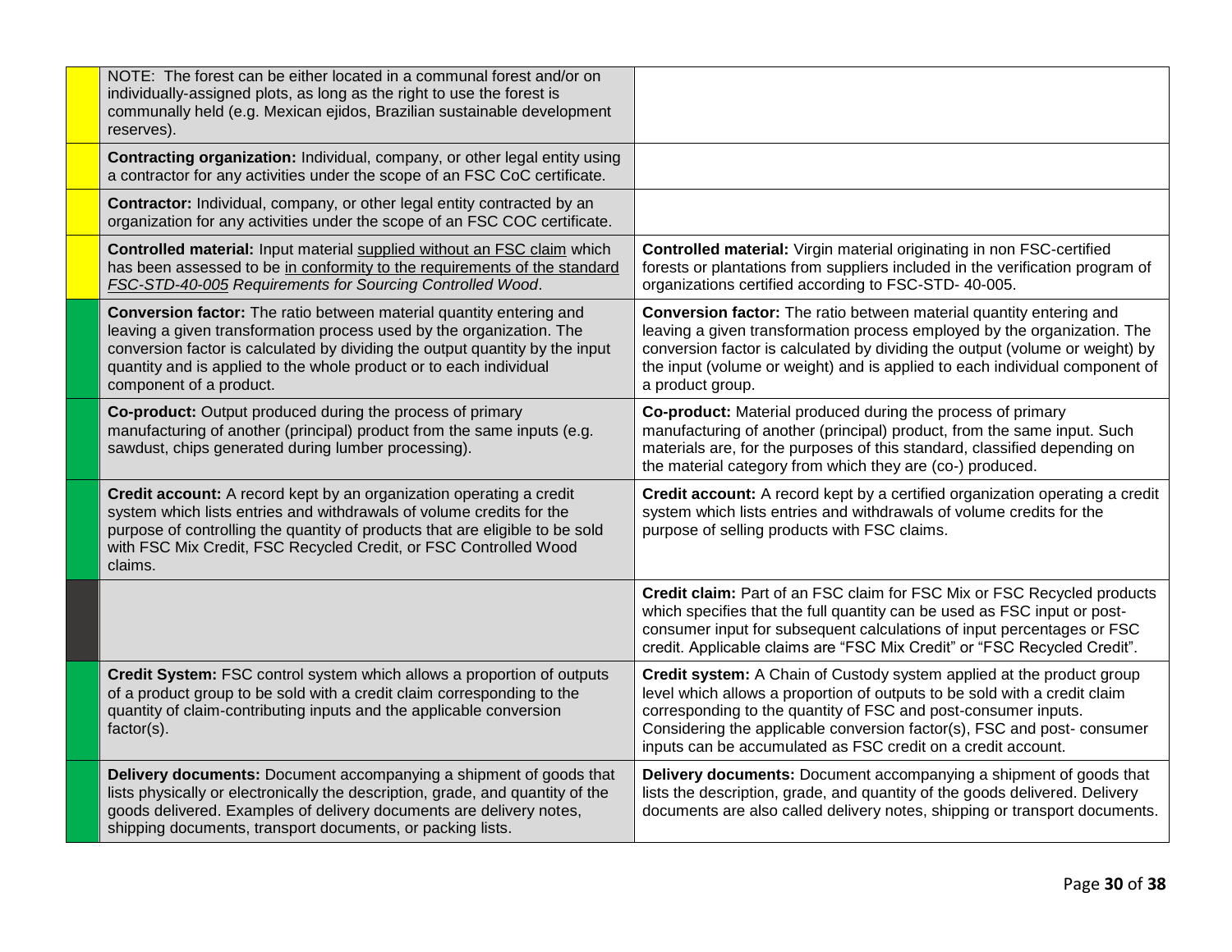| | | |
|---|---|---|
| | NOTE: The forest can be either located in a communal forest and/or on individually-assigned plots, as long as the right to use the forest is communally held (e.g. Mexican ejidos, Brazilian sustainable development reserves). | |
| | **Contracting organization:** Individual, company, or other legal entity using a contractor for any activities under the scope of an FSC CoC certificate. | |
| | **Contractor:** Individual, company, or other legal entity contracted by an organization for any activities under the scope of an FSC COC certificate. | |
| | **Controlled material:** Input material supplied without an FSC claim which has been assessed to be in conformity to the requirements of the standard *FSC-STD-40-005 Requirements for Sourcing Controlled Wood*. | **Controlled material:** Virgin material originating in non FSC-certified forests or plantations from suppliers included in the verification program of organizations certified according to FSC-STD- 40-005. |
| | **Conversion factor:** The ratio between material quantity entering and leaving a given transformation process used by the organization. The conversion factor is calculated by dividing the output quantity by the input quantity and is applied to the whole product or to each individual component of a product. | **Conversion factor:** The ratio between material quantity entering and leaving a given transformation process employed by the organization. The conversion factor is calculated by dividing the output (volume or weight) by the input (volume or weight) and is applied to each individual component of a product group. |
| | **Co-product:** Output produced during the process of primary manufacturing of another (principal) product from the same inputs (e.g. sawdust, chips generated during lumber processing). | **Co-product:** Material produced during the process of primary manufacturing of another (principal) product, from the same input. Such materials are, for the purposes of this standard, classified depending on the material category from which they are (co-) produced. |
| | **Credit account:** A record kept by an organization operating a credit system which lists entries and withdrawals of volume credits for the purpose of controlling the quantity of products that are eligible to be sold with FSC Mix Credit, FSC Recycled Credit, or FSC Controlled Wood claims. | **Credit account:** A record kept by a certified organization operating a credit system which lists entries and withdrawals of volume credits for the purpose of selling products with FSC claims. |
| | | **Credit claim:** Part of an FSC claim for FSC Mix or FSC Recycled products which specifies that the full quantity can be used as FSC input or post-consumer input for subsequent calculations of input percentages or FSC credit. Applicable claims are "FSC Mix Credit" or "FSC Recycled Credit". |
| | **Credit System:** FSC control system which allows a proportion of outputs of a product group to be sold with a credit claim corresponding to the quantity of claim-contributing inputs and the applicable conversion factor(s). | **Credit system:** A Chain of Custody system applied at the product group level which allows a proportion of outputs to be sold with a credit claim corresponding to the quantity of FSC and post-consumer inputs. Considering the applicable conversion factor(s), FSC and post- consumer inputs can be accumulated as FSC credit on a credit account. |
| | **Delivery documents:** Document accompanying a shipment of goods that lists physically or electronically the description, grade, and quantity of the goods delivered. Examples of delivery documents are delivery notes, shipping documents, transport documents, or packing lists. | **Delivery documents:** Document accompanying a shipment of goods that lists the description, grade, and quantity of the goods delivered. Delivery documents are also called delivery notes, shipping or transport documents. |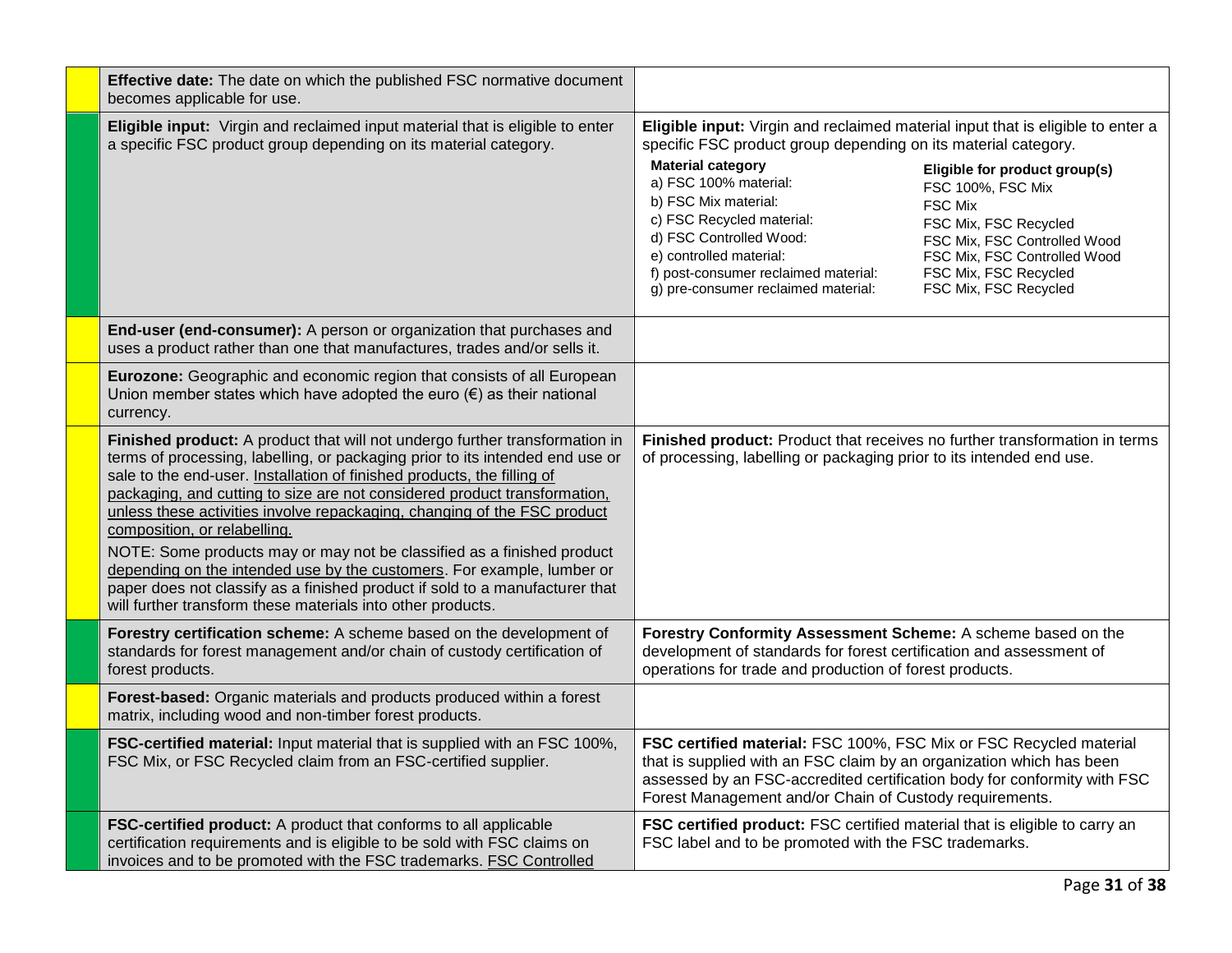| | | |
|---|---|---|
| | **Effective date:** The date on which the published FSC normative document becomes applicable for use. | |
| | **Eligible input:** Virgin and reclaimed input material that is eligible to enter a specific FSC product group depending on its material category. | **Eligible input:** Virgin and reclaimed material input that is eligible to enter a specific FSC product group depending on its material category.<br>**Material category** / **Eligible for product group(s)**<br>a) FSC 100% material: FSC 100%, FSC Mix<br>b) FSC Mix material: FSC Mix<br>c) FSC Recycled material: FSC Mix, FSC Recycled<br>d) FSC Controlled Wood: FSC Mix, FSC Controlled Wood<br>e) controlled material: FSC Mix, FSC Controlled Wood<br>f) post-consumer reclaimed material: FSC Mix, FSC Recycled<br>g) pre-consumer reclaimed material: FSC Mix, FSC Recycled |
| | **End-user (end-consumer):** A person or organization that purchases and uses a product rather than one that manufactures, trades and/or sells it. | |
| | **Eurozone:** Geographic and economic region that consists of all European Union member states which have adopted the euro (€) as their national currency. | |
| | **Finished product:** A product that will not undergo further transformation in terms of processing, labelling, or packaging prior to its intended end use or sale to the end-user. Installation of finished products, the filling of packaging, and cutting to size are not considered product transformation, unless these activities involve repackaging, changing of the FSC product composition, or relabelling.<br>NOTE: Some products may or may not be classified as a finished product depending on the intended use by the customers. For example, lumber or paper does not classify as a finished product if sold to a manufacturer that will further transform these materials into other products. | **Finished product:** Product that receives no further transformation in terms of processing, labelling or packaging prior to its intended end use. |
| | **Forestry certification scheme:** A scheme based on the development of standards for forest management and/or chain of custody certification of forest products. | **Forestry Conformity Assessment Scheme:** A scheme based on the development of standards for forest certification and assessment of operations for trade and production of forest products. |
| | **Forest-based:** Organic materials and products produced within a forest matrix, including wood and non-timber forest products. | |
| | **FSC-certified material:** Input material that is supplied with an FSC 100%, FSC Mix, or FSC Recycled claim from an FSC-certified supplier. | **FSC certified material:** FSC 100%, FSC Mix or FSC Recycled material that is supplied with an FSC claim by an organization which has been assessed by an FSC-accredited certification body for conformity with FSC Forest Management and/or Chain of Custody requirements. |
| | **FSC-certified product:** A product that conforms to all applicable certification requirements and is eligible to be sold with FSC claims on invoices and to be promoted with the FSC trademarks. FSC Controlled | **FSC certified product:** FSC certified material that is eligible to carry an FSC label and to be promoted with the FSC trademarks. |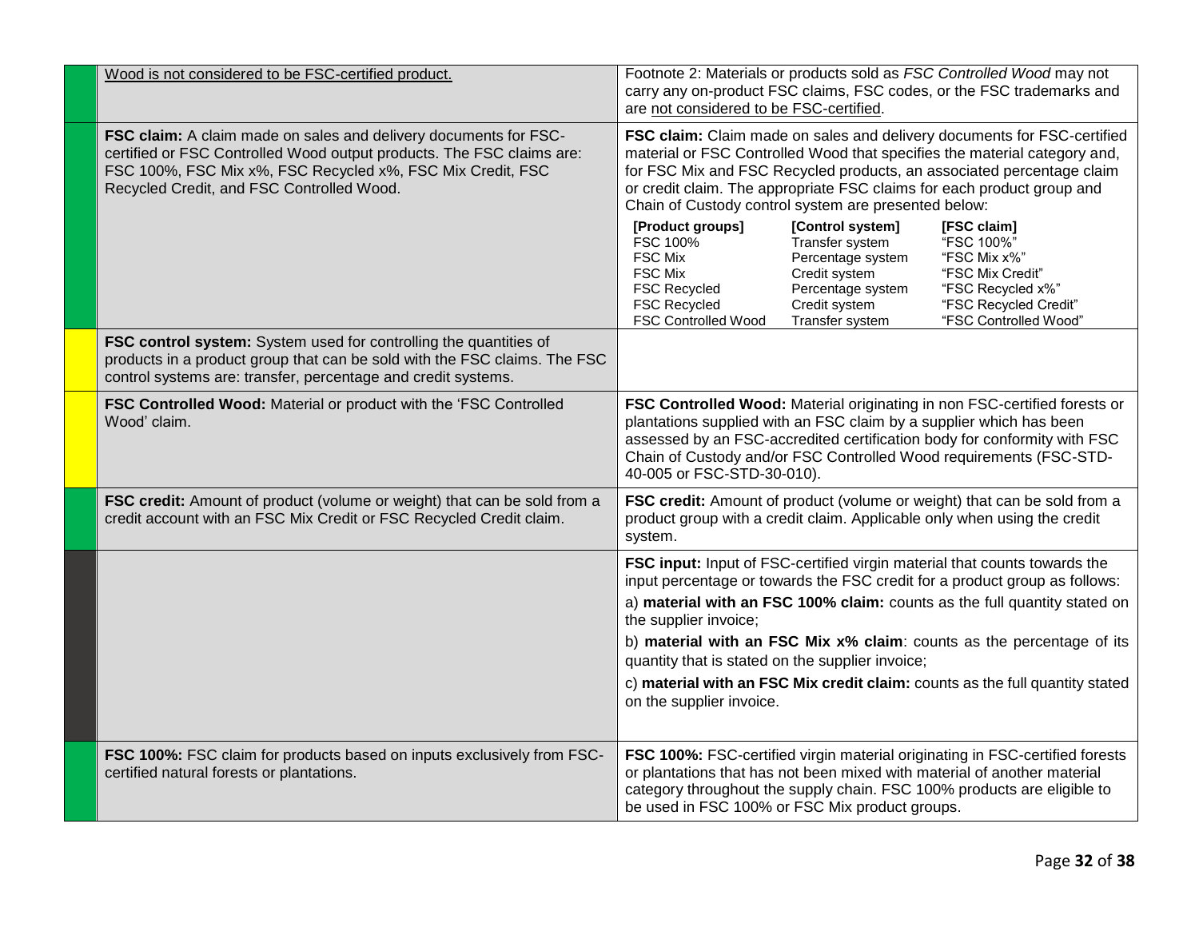| | | |
|---|---|---|
| | Wood is not considered to be FSC-certified product. | Footnote 2: Materials or products sold as *FSC Controlled Wood* may not carry any on-product FSC claims, FSC codes, or the FSC trademarks and are not considered to be FSC-certified. |
| | **FSC claim:** A claim made on sales and delivery documents for FSC-certified or FSC Controlled Wood output products. The FSC claims are: FSC 100%, FSC Mix x%, FSC Recycled x%, FSC Mix Credit, FSC Recycled Credit, and FSC Controlled Wood. | **FSC claim:** Claim made on sales and delivery documents for FSC-certified material or FSC Controlled Wood that specifies the material category and, for FSC Mix and FSC Recycled products, an associated percentage claim or credit claim. The appropriate FSC claims for each product group and Chain of Custody control system are presented below:<br>**[Product groups]** / **[Control system]** / **[FSC claim]**<br>FSC 100% / Transfer system / "FSC 100%"<br>FSC Mix / Percentage system / "FSC Mix x%"<br>FSC Mix / Credit system / "FSC Mix Credit"<br>FSC Recycled / Percentage system / "FSC Recycled x%"<br>FSC Recycled / Credit system / "FSC Recycled Credit"<br>FSC Controlled Wood / Transfer system / "FSC Controlled Wood" |
| | **FSC control system:** System used for controlling the quantities of products in a product group that can be sold with the FSC claims. The FSC control systems are: transfer, percentage and credit systems. | |
| | **FSC Controlled Wood:** Material or product with the 'FSC Controlled Wood' claim. | **FSC Controlled Wood:** Material originating in non FSC-certified forests or plantations supplied with an FSC claim by a supplier which has been assessed by an FSC-accredited certification body for conformity with FSC Chain of Custody and/or FSC Controlled Wood requirements (FSC-STD-40-005 or FSC-STD-30-010). |
| | **FSC credit:** Amount of product (volume or weight) that can be sold from a credit account with an FSC Mix Credit or FSC Recycled Credit claim. | **FSC credit:** Amount of product (volume or weight) that can be sold from a product group with a credit claim. Applicable only when using the credit system. |
| | | **FSC input:** Input of FSC-certified virgin material that counts towards the input percentage or towards the FSC credit for a product group as follows:<br>a) **material with an FSC 100% claim:** counts as the full quantity stated on the supplier invoice;<br>b) **material with an FSC Mix x% claim**: counts as the percentage of its quantity that is stated on the supplier invoice;<br>c) **material with an FSC Mix credit claim:** counts as the full quantity stated on the supplier invoice. |
| | **FSC 100%:** FSC claim for products based on inputs exclusively from FSC-certified natural forests or plantations. | **FSC 100%:** FSC-certified virgin material originating in FSC-certified forests or plantations that has not been mixed with material of another material category throughout the supply chain. FSC 100% products are eligible to be used in FSC 100% or FSC Mix product groups. |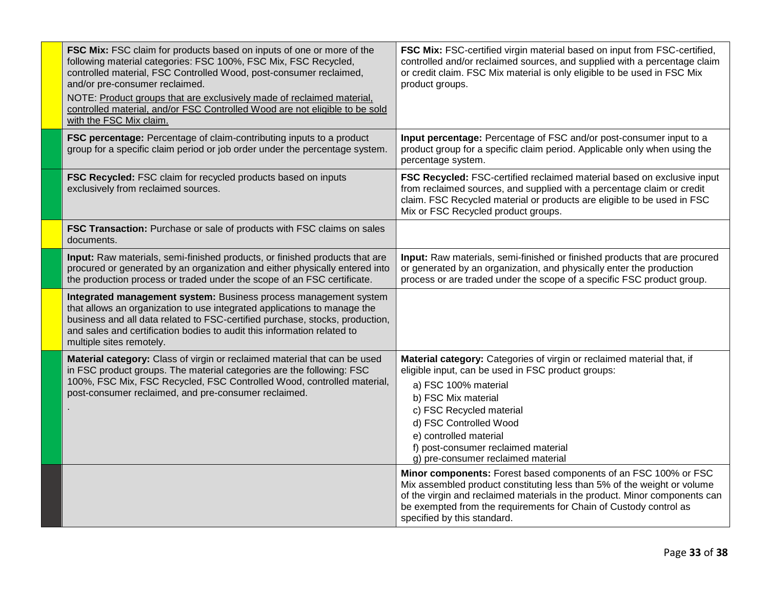| | | |
|---|---|---|
| | **FSC Mix:** FSC claim for products based on inputs of one or more of the following material categories: FSC 100%, FSC Mix, FSC Recycled, controlled material, FSC Controlled Wood, post-consumer reclaimed, and/or pre-consumer reclaimed.<br>NOTE: Product groups that are exclusively made of reclaimed material, controlled material, and/or FSC Controlled Wood are not eligible to be sold with the FSC Mix claim. | **FSC Mix:** FSC-certified virgin material based on input from FSC-certified, controlled and/or reclaimed sources, and supplied with a percentage claim or credit claim. FSC Mix material is only eligible to be used in FSC Mix product groups. |
| | **FSC percentage:** Percentage of claim-contributing inputs to a product group for a specific claim period or job order under the percentage system. | **Input percentage:** Percentage of FSC and/or post-consumer input to a product group for a specific claim period. Applicable only when using the percentage system. |
| | **FSC Recycled:** FSC claim for recycled products based on inputs exclusively from reclaimed sources. | **FSC Recycled:** FSC-certified reclaimed material based on exclusive input from reclaimed sources, and supplied with a percentage claim or credit claim. FSC Recycled material or products are eligible to be used in FSC Mix or FSC Recycled product groups. |
| | **FSC Transaction:** Purchase or sale of products with FSC claims on sales documents. | |
| | **Input:** Raw materials, semi-finished products, or finished products that are procured or generated by an organization and either physically entered into the production process or traded under the scope of an FSC certificate. | **Input:** Raw materials, semi-finished or finished products that are procured or generated by an organization, and physically enter the production process or are traded under the scope of a specific FSC product group. |
| | **Integrated management system:** Business process management system that allows an organization to use integrated applications to manage the business and all data related to FSC-certified purchase, stocks, production, and sales and certification bodies to audit this information related to multiple sites remotely. | |
| | **Material category:** Class of virgin or reclaimed material that can be used in FSC product groups. The material categories are the following: FSC 100%, FSC Mix, FSC Recycled, FSC Controlled Wood, controlled material, post-consumer reclaimed, and pre-consumer reclaimed.<br>. | **Material category:** Categories of virgin or reclaimed material that, if eligible input, can be used in FSC product groups:<br>a) FSC 100% material<br>b) FSC Mix material<br>c) FSC Recycled material<br>d) FSC Controlled Wood<br>e) controlled material<br>f) post-consumer reclaimed material<br>g) pre-consumer reclaimed material |
| | | **Minor components:** Forest based components of an FSC 100% or FSC Mix assembled product constituting less than 5% of the weight or volume of the virgin and reclaimed materials in the product. Minor components can be exempted from the requirements for Chain of Custody control as specified by this standard. |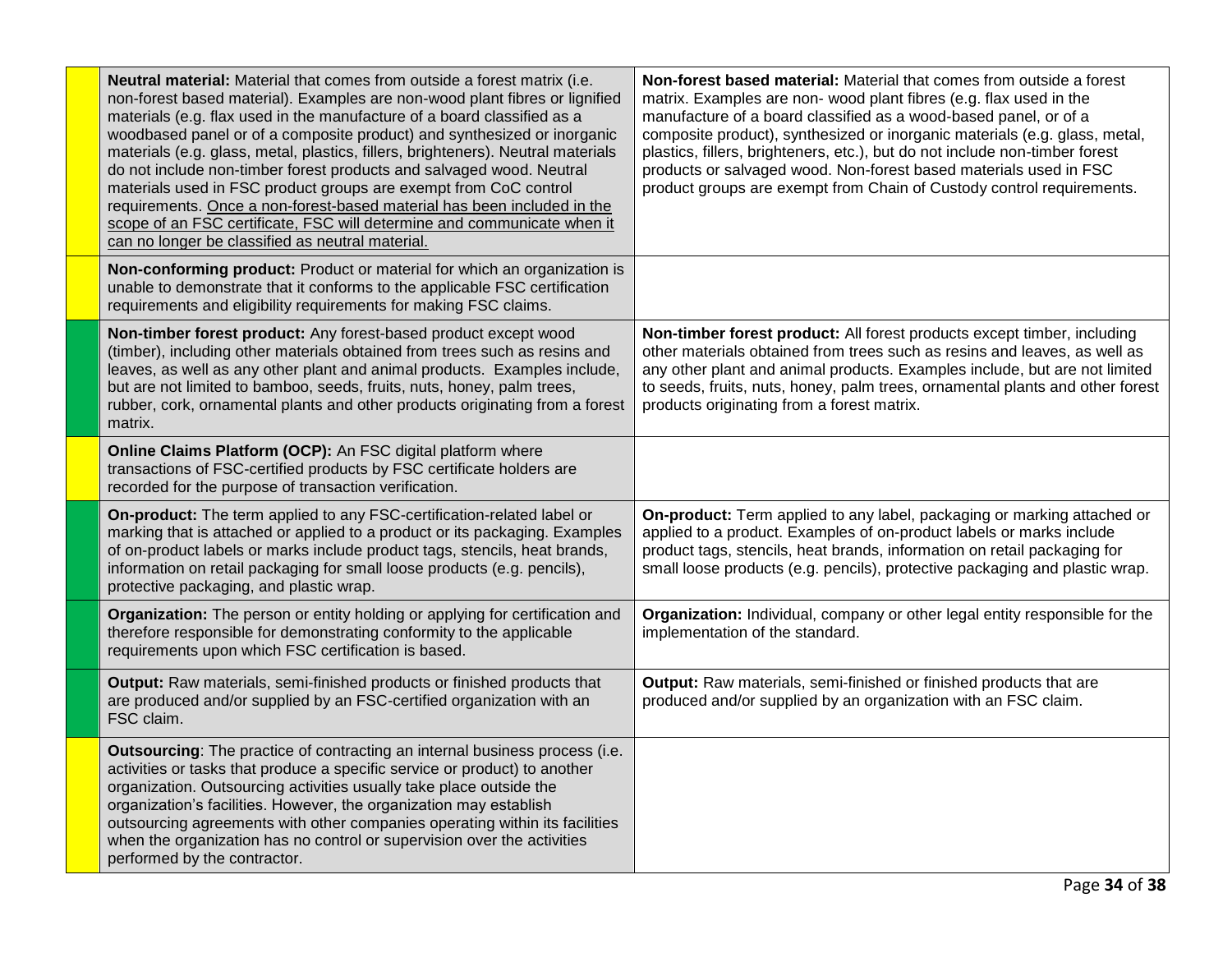| | | |
|---|---|---|
| | **Neutral material:** Material that comes from outside a forest matrix (i.e. non-forest based material). Examples are non-wood plant fibres or lignified materials (e.g. flax used in the manufacture of a board classified as a woodbased panel or of a composite product) and synthesized or inorganic materials (e.g. glass, metal, plastics, fillers, brighteners). Neutral materials do not include non-timber forest products and salvaged wood. Neutral materials used in FSC product groups are exempt from CoC control requirements. Once a non-forest-based material has been included in the scope of an FSC certificate, FSC will determine and communicate when it can no longer be classified as neutral material. | **Non-forest based material:** Material that comes from outside a forest matrix. Examples are non- wood plant fibres (e.g. flax used in the manufacture of a board classified as a wood-based panel, or of a composite product), synthesized or inorganic materials (e.g. glass, metal, plastics, fillers, brighteners, etc.), but do not include non-timber forest products or salvaged wood. Non-forest based materials used in FSC product groups are exempt from Chain of Custody control requirements. |
| | **Non-conforming product:** Product or material for which an organization is unable to demonstrate that it conforms to the applicable FSC certification requirements and eligibility requirements for making FSC claims. | |
| | **Non-timber forest product:** Any forest-based product except wood (timber), including other materials obtained from trees such as resins and leaves, as well as any other plant and animal products. Examples include, but are not limited to bamboo, seeds, fruits, nuts, honey, palm trees, rubber, cork, ornamental plants and other products originating from a forest matrix. | **Non-timber forest product:** All forest products except timber, including other materials obtained from trees such as resins and leaves, as well as any other plant and animal products. Examples include, but are not limited to seeds, fruits, nuts, honey, palm trees, ornamental plants and other forest products originating from a forest matrix. |
| | **Online Claims Platform (OCP):** An FSC digital platform where transactions of FSC-certified products by FSC certificate holders are recorded for the purpose of transaction verification. | |
| | **On-product:** The term applied to any FSC-certification-related label or marking that is attached or applied to a product or its packaging. Examples of on-product labels or marks include product tags, stencils, heat brands, information on retail packaging for small loose products (e.g. pencils), protective packaging, and plastic wrap. | **On-product:** Term applied to any label, packaging or marking attached or applied to a product. Examples of on-product labels or marks include product tags, stencils, heat brands, information on retail packaging for small loose products (e.g. pencils), protective packaging and plastic wrap. |
| | **Organization:** The person or entity holding or applying for certification and therefore responsible for demonstrating conformity to the applicable requirements upon which FSC certification is based. | **Organization:** Individual, company or other legal entity responsible for the implementation of the standard. |
| | **Output:** Raw materials, semi-finished products or finished products that are produced and/or supplied by an FSC-certified organization with an FSC claim. | **Output:** Raw materials, semi-finished or finished products that are produced and/or supplied by an organization with an FSC claim. |
| | **Outsourcing**: The practice of contracting an internal business process (i.e. activities or tasks that produce a specific service or product) to another organization. Outsourcing activities usually take place outside the organization's facilities. However, the organization may establish outsourcing agreements with other companies operating within its facilities when the organization has no control or supervision over the activities performed by the contractor. | |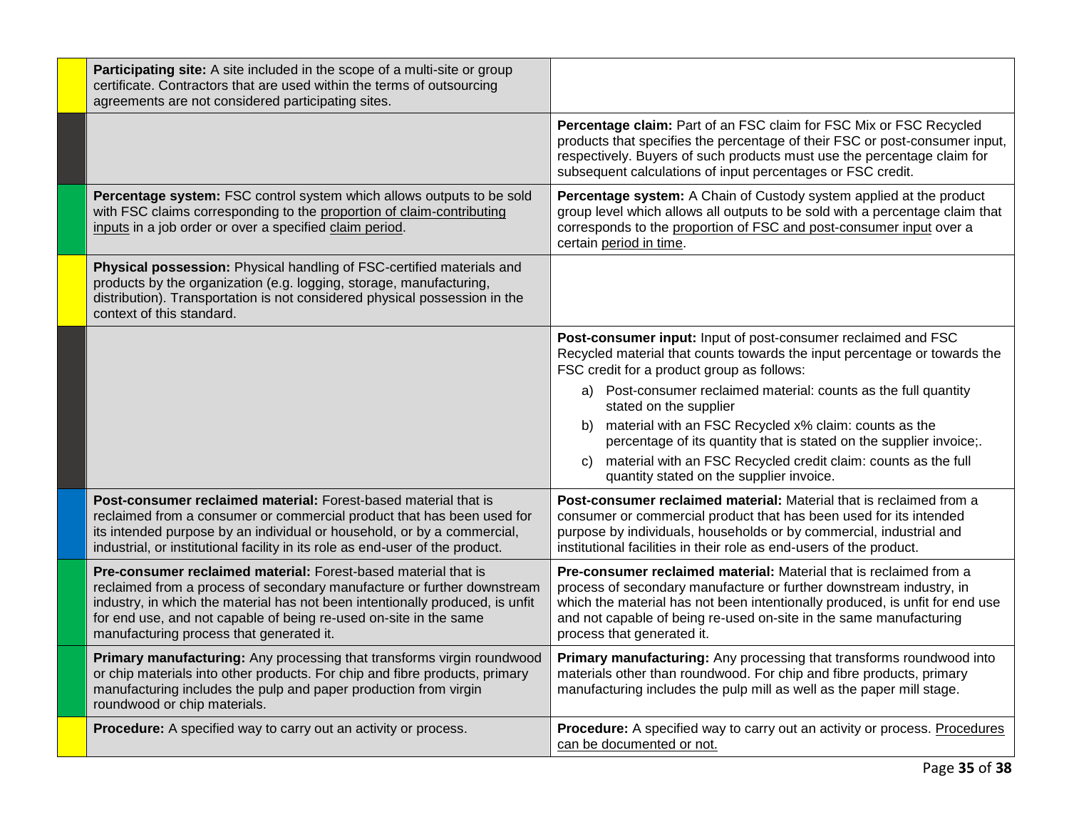| | | |
|---|---|---|
| | **Participating site:** A site included in the scope of a multi-site or group certificate. Contractors that are used within the terms of outsourcing agreements are not considered participating sites. | |
| | | **Percentage claim:** Part of an FSC claim for FSC Mix or FSC Recycled products that specifies the percentage of their FSC or post-consumer input, respectively. Buyers of such products must use the percentage claim for subsequent calculations of input percentages or FSC credit. |
| | **Percentage system:** FSC control system which allows outputs to be sold with FSC claims corresponding to the <u>proportion of claim-contributing inputs</u> in a job order or over a specified <u>claim period</u>. | **Percentage system:** A Chain of Custody system applied at the product group level which allows all outputs to be sold with a percentage claim that corresponds to the <u>proportion of FSC and post-consumer input</u> over a certain <u>period in time</u>. |
| | **Physical possession:** Physical handling of FSC-certified materials and products by the organization (e.g. logging, storage, manufacturing, distribution). Transportation is not considered physical possession in the context of this standard. | |
| | | **Post-consumer input:** Input of post-consumer reclaimed and FSC Recycled material that counts towards the input percentage or towards the FSC credit for a product group as follows:<br>a) Post-consumer reclaimed material: counts as the full quantity stated on the supplier<br>b) material with an FSC Recycled x% claim: counts as the percentage of its quantity that is stated on the supplier invoice;.<br>c) material with an FSC Recycled credit claim: counts as the full quantity stated on the supplier invoice. |
| | **Post-consumer reclaimed material:** Forest-based material that is reclaimed from a consumer or commercial product that has been used for its intended purpose by an individual or household, or by a commercial, industrial, or institutional facility in its role as end-user of the product. | **Post-consumer reclaimed material:** Material that is reclaimed from a consumer or commercial product that has been used for its intended purpose by individuals, households or by commercial, industrial and institutional facilities in their role as end-users of the product. |
| | **Pre-consumer reclaimed material:** Forest-based material that is reclaimed from a process of secondary manufacture or further downstream industry, in which the material has not been intentionally produced, is unfit for end use, and not capable of being re-used on-site in the same manufacturing process that generated it. | **Pre-consumer reclaimed material:** Material that is reclaimed from a process of secondary manufacture or further downstream industry, in which the material has not been intentionally produced, is unfit for end use and not capable of being re-used on-site in the same manufacturing process that generated it. |
| | **Primary manufacturing:** Any processing that transforms virgin roundwood or chip materials into other products. For chip and fibre products, primary manufacturing includes the pulp and paper production from virgin roundwood or chip materials. | **Primary manufacturing:** Any processing that transforms roundwood into materials other than roundwood. For chip and fibre products, primary manufacturing includes the pulp mill as well as the paper mill stage. |
| | **Procedure:** A specified way to carry out an activity or process. | **Procedure:** A specified way to carry out an activity or process. <u>Procedures can be documented or not.</u> |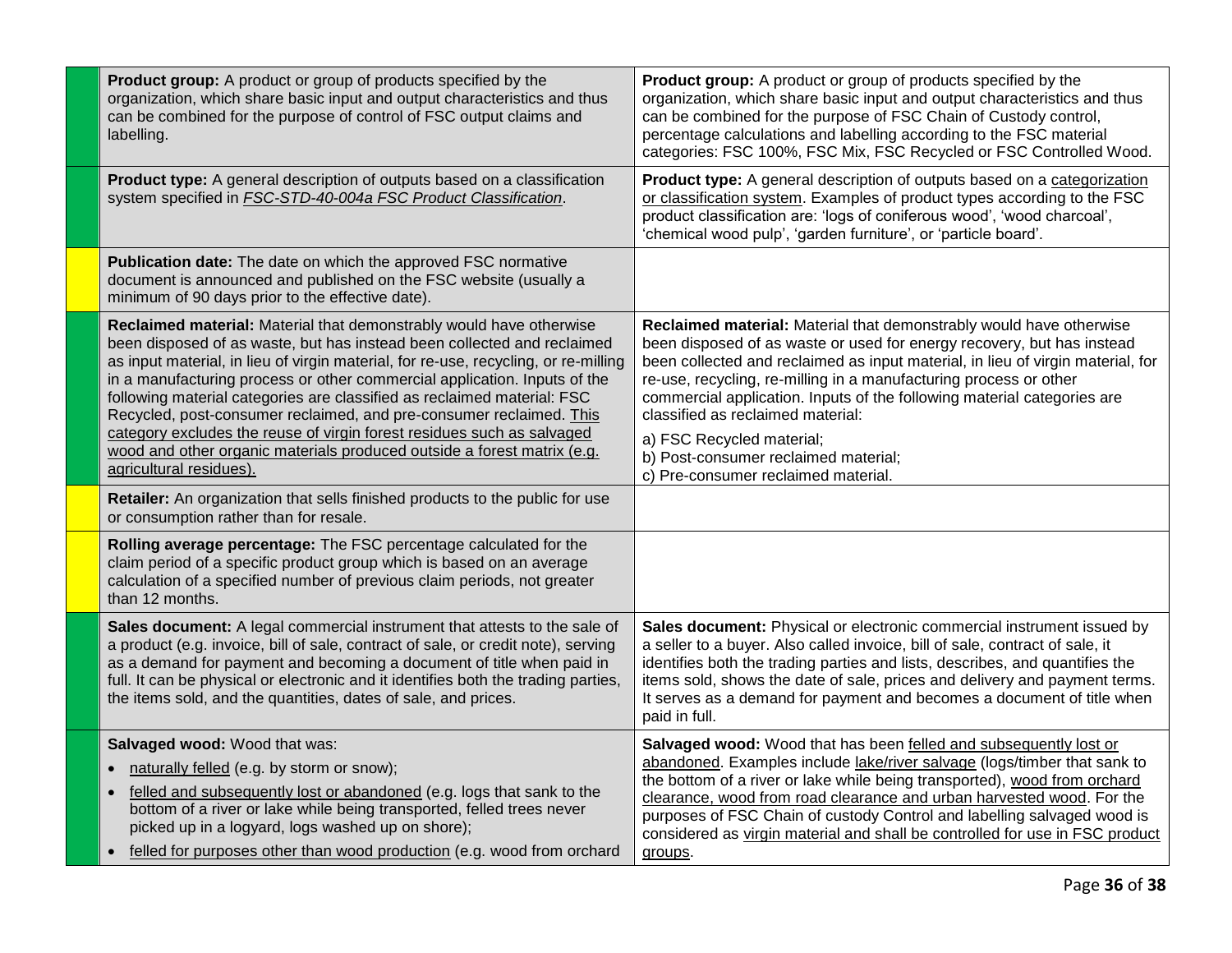| | | |
|---|---|---|
| | **Product group:** A product or group of products specified by the organization, which share basic input and output characteristics and thus can be combined for the purpose of control of FSC output claims and labelling. | **Product group:** A product or group of products specified by the organization, which share basic input and output characteristics and thus can be combined for the purpose of FSC Chain of Custody control, percentage calculations and labelling according to the FSC material categories: FSC 100%, FSC Mix, FSC Recycled or FSC Controlled Wood. |
| | **Product type:** A general description of outputs based on a classification system specified in *FSC-STD-40-004a FSC Product Classification*. | **Product type:** A general description of outputs based on a categorization or classification system. Examples of product types according to the FSC product classification are: 'logs of coniferous wood', 'wood charcoal', 'chemical wood pulp', 'garden furniture', or 'particle board'. |
| | **Publication date:** The date on which the approved FSC normative document is announced and published on the FSC website (usually a minimum of 90 days prior to the effective date). | |
| | **Reclaimed material:** Material that demonstrably would have otherwise been disposed of as waste, but has instead been collected and reclaimed as input material, in lieu of virgin material, for re-use, recycling, or re-milling in a manufacturing process or other commercial application. Inputs of the following material categories are classified as reclaimed material: FSC Recycled, post-consumer reclaimed, and pre-consumer reclaimed. This category excludes the reuse of virgin forest residues such as salvaged wood and other organic materials produced outside a forest matrix (e.g. agricultural residues). | **Reclaimed material:** Material that demonstrably would have otherwise been disposed of as waste or used for energy recovery, but has instead been collected and reclaimed as input material, in lieu of virgin material, for re-use, recycling, re-milling in a manufacturing process or other commercial application. Inputs of the following material categories are classified as reclaimed material:<br>a) FSC Recycled material;<br>b) Post-consumer reclaimed material;<br>c) Pre-consumer reclaimed material. |
| | **Retailer:** An organization that sells finished products to the public for use or consumption rather than for resale. | |
| | **Rolling average percentage:** The FSC percentage calculated for the claim period of a specific product group which is based on an average calculation of a specified number of previous claim periods, not greater than 12 months. | |
| | **Sales document:** A legal commercial instrument that attests to the sale of a product (e.g. invoice, bill of sale, contract of sale, or credit note), serving as a demand for payment and becoming a document of title when paid in full. It can be physical or electronic and it identifies both the trading parties, the items sold, and the quantities, dates of sale, and prices. | **Sales document:** Physical or electronic commercial instrument issued by a seller to a buyer. Also called invoice, bill of sale, contract of sale, it identifies both the trading parties and lists, describes, and quantifies the items sold, shows the date of sale, prices and delivery and payment terms. It serves as a demand for payment and becomes a document of title when paid in full. |
| | **Salvaged wood:** Wood that was:<br>• naturally felled (e.g. by storm or snow);<br>• felled and subsequently lost or abandoned (e.g. logs that sank to the bottom of a river or lake while being transported, felled trees never picked up in a logyard, logs washed up on shore);<br>• felled for purposes other than wood production (e.g. wood from orchard | **Salvaged wood:** Wood that has been felled and subsequently lost or abandoned. Examples include lake/river salvage (logs/timber that sank to the bottom of a river or lake while being transported), wood from orchard clearance, wood from road clearance and urban harvested wood. For the purposes of FSC Chain of custody Control and labelling salvaged wood is considered as virgin material and shall be controlled for use in FSC product groups. |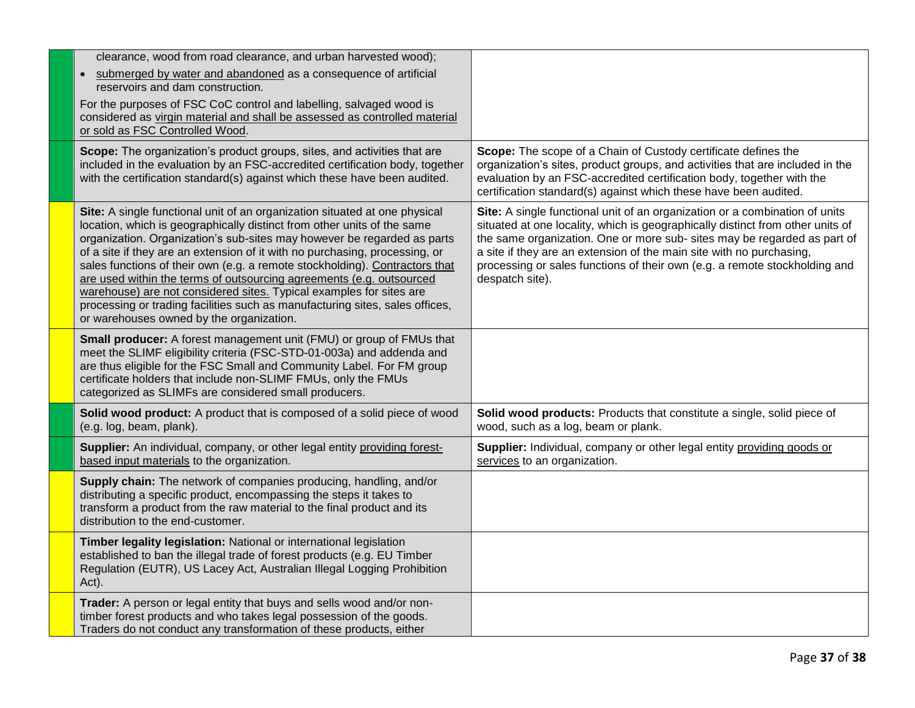| | | |
|---|---|---|
| | clearance, wood from road clearance, and urban harvested wood);<br>• <u>submerged by water and abandoned</u> as a consequence of artificial reservoirs and dam construction.<br>For the purposes of FSC CoC control and labelling, salvaged wood is considered as <u>virgin material and shall be assessed as controlled material or sold as FSC Controlled Wood</u>. | |
| | **Scope:** The organization's product groups, sites, and activities that are included in the evaluation by an FSC-accredited certification body, together with the certification standard(s) against which these have been audited. | **Scope:** The scope of a Chain of Custody certificate defines the organization's sites, product groups, and activities that are included in the evaluation by an FSC-accredited certification body, together with the certification standard(s) against which these have been audited. |
| | **Site:** A single functional unit of an organization situated at one physical location, which is geographically distinct from other units of the same organization. Organization's sub-sites may however be regarded as parts of a site if they are an extension of it with no purchasing, processing, or sales functions of their own (e.g. a remote stockholding). <u>Contractors that are used within the terms of outsourcing agreements (e.g. outsourced warehouse) are not considered sites.</u> Typical examples for sites are processing or trading facilities such as manufacturing sites, sales offices, or warehouses owned by the organization. | **Site:** A single functional unit of an organization or a combination of units situated at one locality, which is geographically distinct from other units of the same organization. One or more sub- sites may be regarded as part of a site if they are an extension of the main site with no purchasing, processing or sales functions of their own (e.g. a remote stockholding and despatch site). |
| | **Small producer:** A forest management unit (FMU) or group of FMUs that meet the SLIMF eligibility criteria (FSC-STD-01-003a) and addenda and are thus eligible for the FSC Small and Community Label. For FM group certificate holders that include non-SLIMF FMUs, only the FMUs categorized as SLIMFs are considered small producers. | |
| | **Solid wood product:** A product that is composed of a solid piece of wood (e.g. log, beam, plank). | **Solid wood products:** Products that constitute a single, solid piece of wood, such as a log, beam or plank. |
| | **Supplier:** An individual, company, or other legal entity <u>providing forest-based input materials</u> to the organization. | **Supplier:** Individual, company or other legal entity <u>providing goods or services</u> to an organization. |
| | **Supply chain:** The network of companies producing, handling, and/or distributing a specific product, encompassing the steps it takes to transform a product from the raw material to the final product and its distribution to the end-customer. | |
| | **Timber legality legislation:** National or international legislation established to ban the illegal trade of forest products (e.g. EU Timber Regulation (EUTR), US Lacey Act, Australian Illegal Logging Prohibition Act). | |
| | **Trader:** A person or legal entity that buys and sells wood and/or non-timber forest products and who takes legal possession of the goods. Traders do not conduct any transformation of these products, either | |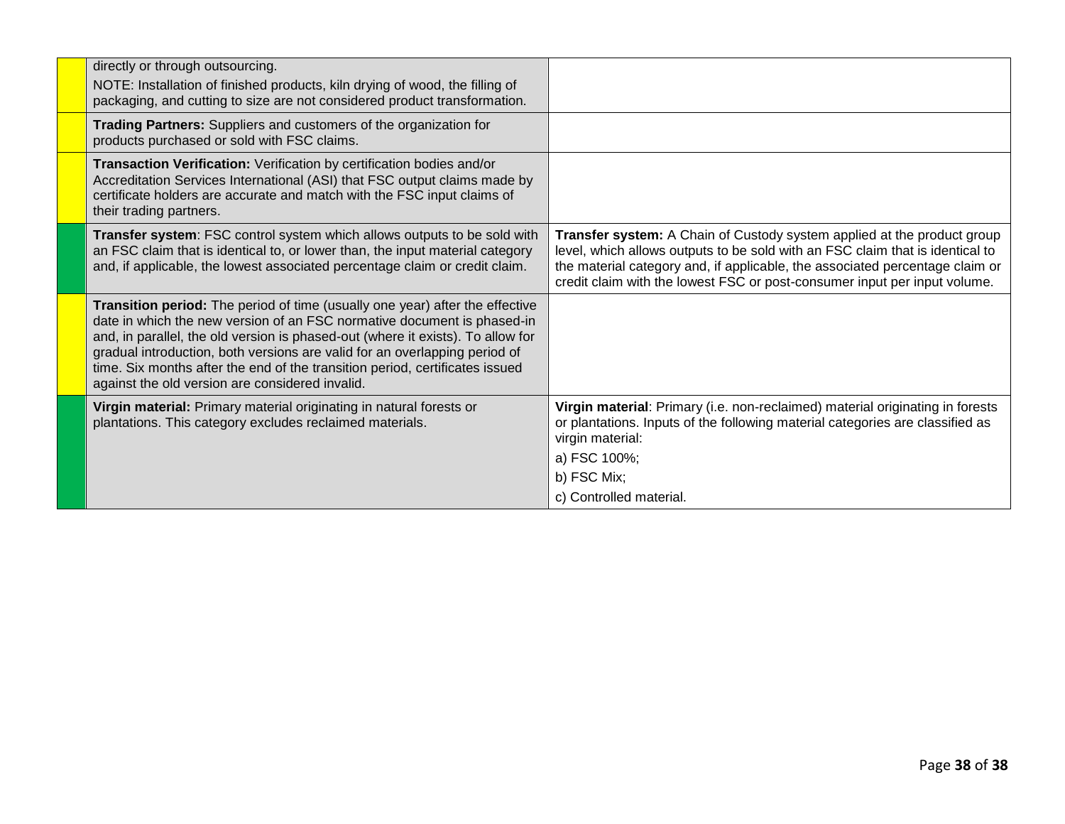| | | |
|---|---|---|
| | directly or through outsourcing.<br>NOTE: Installation of finished products, kiln drying of wood, the filling of packaging, and cutting to size are not considered product transformation. | |
| | **Trading Partners:** Suppliers and customers of the organization for products purchased or sold with FSC claims. | |
| | **Transaction Verification:** Verification by certification bodies and/or Accreditation Services International (ASI) that FSC output claims made by certificate holders are accurate and match with the FSC input claims of their trading partners. | |
| | **Transfer system**: FSC control system which allows outputs to be sold with an FSC claim that is identical to, or lower than, the input material category and, if applicable, the lowest associated percentage claim or credit claim. | **Transfer system:** A Chain of Custody system applied at the product group level, which allows outputs to be sold with an FSC claim that is identical to the material category and, if applicable, the associated percentage claim or credit claim with the lowest FSC or post-consumer input per input volume. |
| | **Transition period:** The period of time (usually one year) after the effective date in which the new version of an FSC normative document is phased-in and, in parallel, the old version is phased-out (where it exists). To allow for gradual introduction, both versions are valid for an overlapping period of time. Six months after the end of the transition period, certificates issued against the old version are considered invalid. | |
| | **Virgin material:** Primary material originating in natural forests or plantations. This category excludes reclaimed materials. | **Virgin material**: Primary (i.e. non-reclaimed) material originating in forests or plantations. Inputs of the following material categories are classified as virgin material:<br>a) FSC 100%;<br>b) FSC Mix;<br>c) Controlled material. |